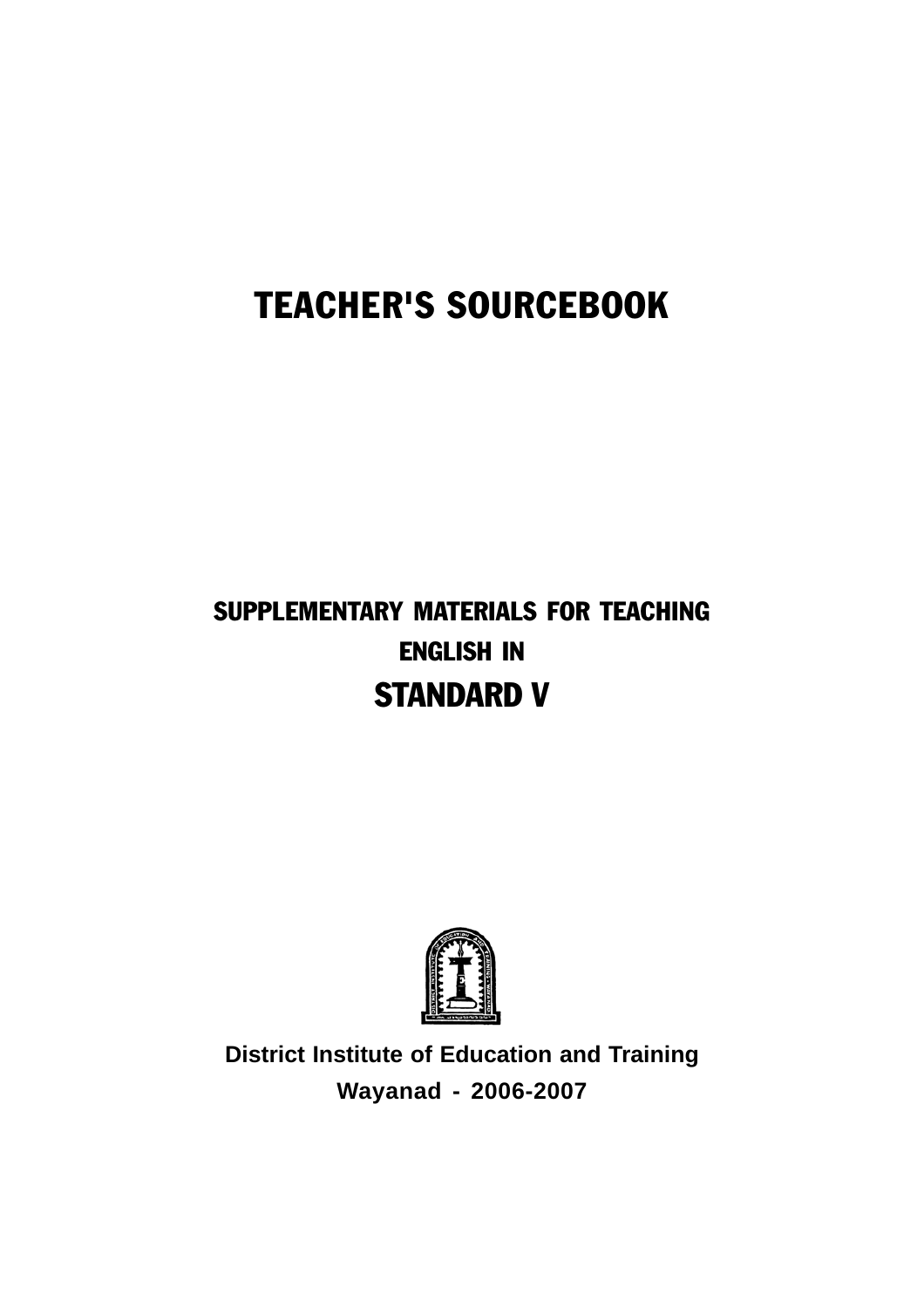# TEACHER'S SOURCEBOOK

## SUPPLEMENTARY MATERIALS FOR TEACHING ENGLISH IN STANDARD V

**District Institute of Education and Training**

**Wayanad - 2006-2007**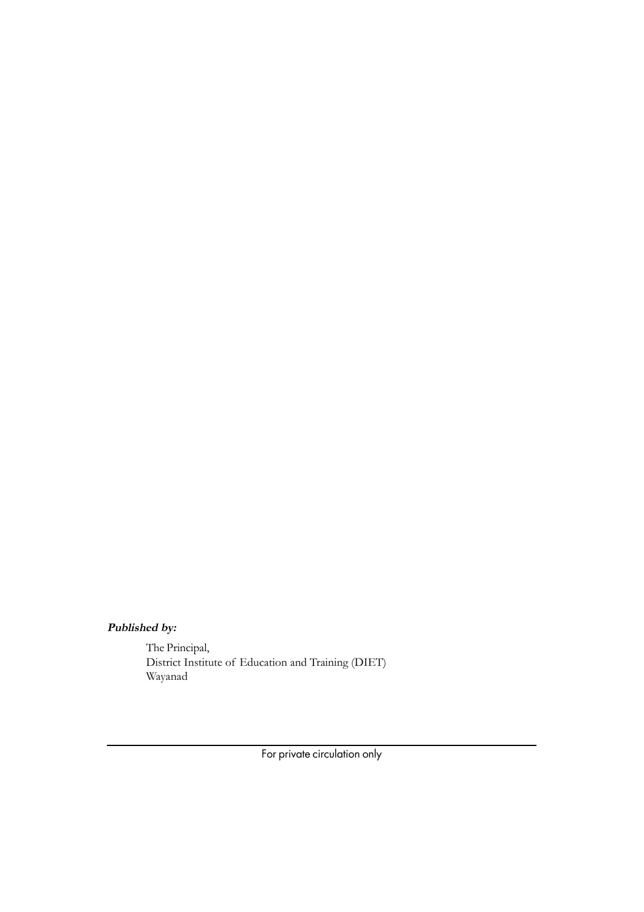***Published by:***

The Principal,
District Institute of Education and Training (DIET)
Wayanad

---

For private circulation only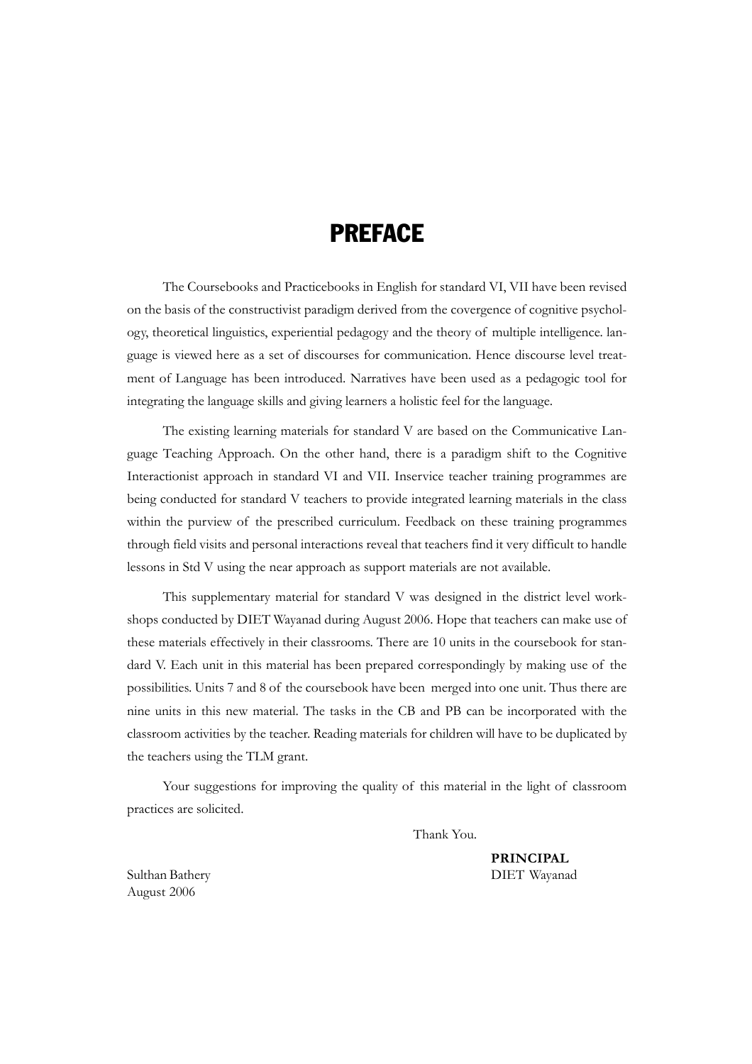# PREFACE

The Coursebooks and Practicebooks in English for standard VI, VII have been revised on the basis of the constructivist paradigm derived from the covergence of cognitive psychology, theoretical linguistics, experiential pedagogy and the theory of multiple intelligence. language is viewed here as a set of discourses for communication. Hence discourse level treatment of Language has been introduced. Narratives have been used as a pedagogic tool for integrating the language skills and giving learners a holistic feel for the language.

The existing learning materials for standard V are based on the Communicative Language Teaching Approach. On the other hand, there is a paradigm shift to the Cognitive Interactionist approach in standard VI and VII. Inservice teacher training programmes are being conducted for standard V teachers to provide integrated learning materials in the class within the purview of the prescribed curriculum. Feedback on these training programmes through field visits and personal interactions reveal that teachers find it very difficult to handle lessons in Std V using the near approach as support materials are not available.

This supplementary material for standard V was designed in the district level workshops conducted by DIET Wayanad during August 2006. Hope that teachers can make use of these materials effectively in their classrooms. There are 10 units in the coursebook for standard V. Each unit in this material has been prepared correspondingly by making use of the possibilities. Units 7 and 8 of the coursebook have been merged into one unit. Thus there are nine units in this new material. The tasks in the CB and PB can be incorporated with the classroom activities by the teacher. Reading materials for children will have to be duplicated by the teachers using the TLM grant.

Your suggestions for improving the quality of this material in the light of classroom practices are solicited.

Thank You.

**PRINCIPAL**
DIET Wayanad

Sulthan Bathery
August 2006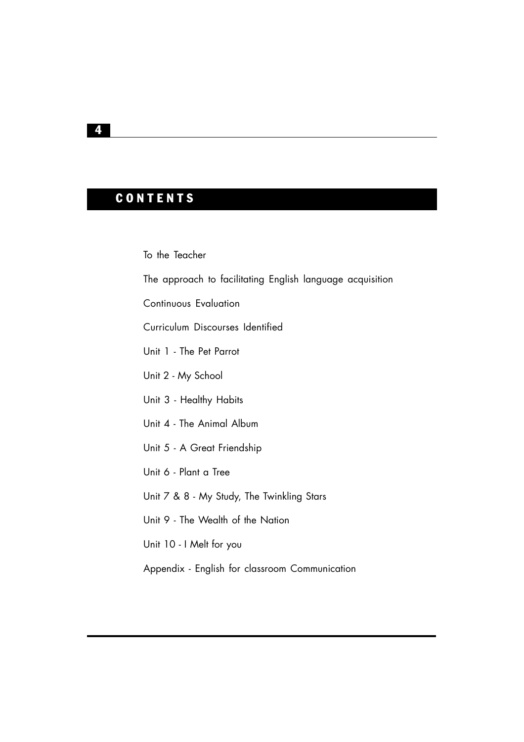# CONTENTS

To the Teacher

The approach to facilitating English language acquisition

Continuous Evaluation

Curriculum Discourses Identified

Unit 1 - The Pet Parrot

Unit 2 - My School

Unit 3 - Healthy Habits

Unit 4 - The Animal Album

Unit 5 - A Great Friendship

Unit 6 - Plant a Tree

Unit 7 & 8 - My Study, The Twinkling Stars

Unit 9 - The Wealth of the Nation

Unit 10 - I Melt for you

Appendix - English for classroom Communication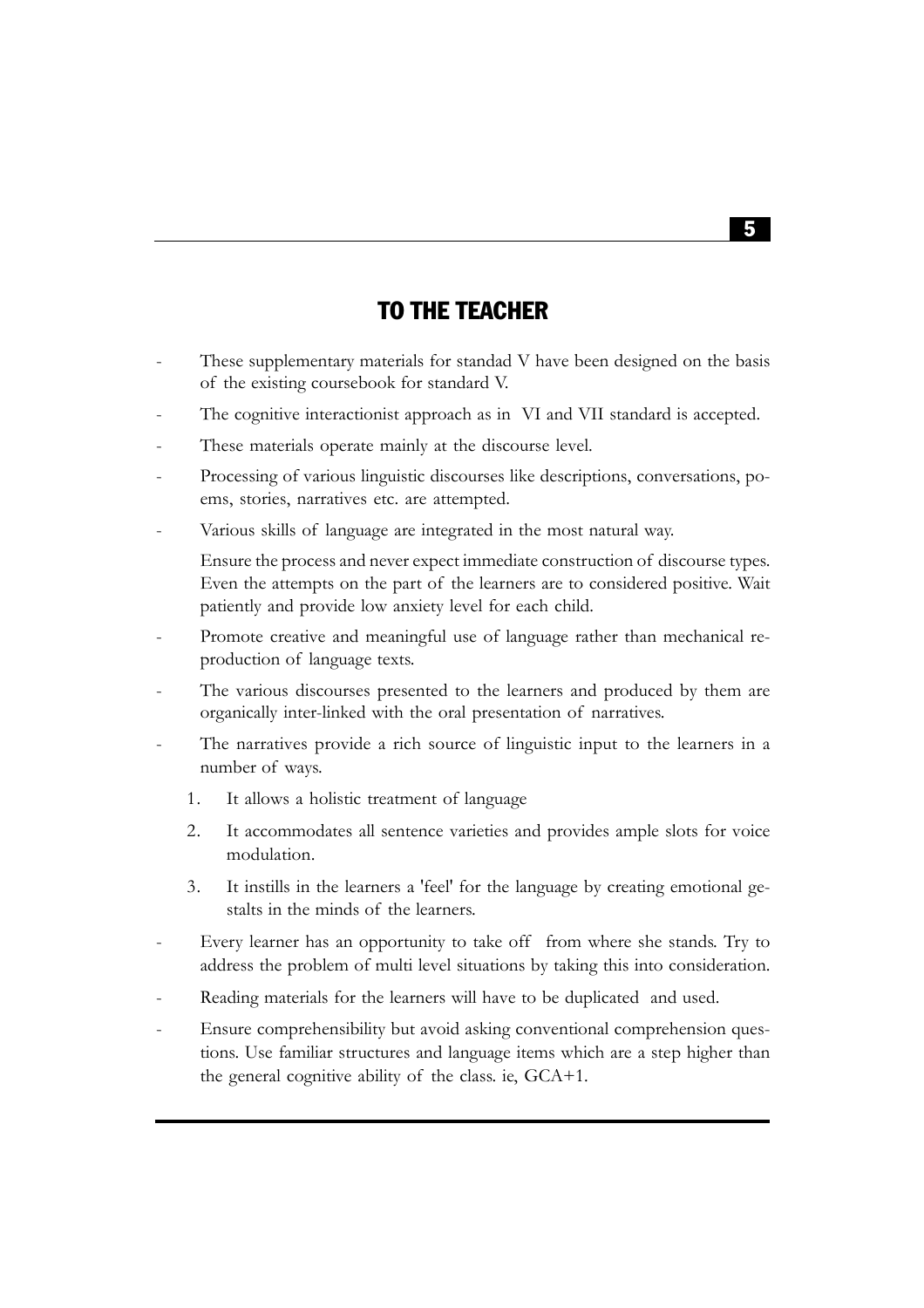# TO THE TEACHER

- These supplementary materials for standad V have been designed on the basis of the existing coursebook for standard V.
- The cognitive interactionist approach as in VI and VII standard is accepted.
- These materials operate mainly at the discourse level.
- Processing of various linguistic discourses like descriptions, conversations, poems, stories, narratives etc. are attempted.
- Various skills of language are integrated in the most natural way.

  Ensure the process and never expect immediate construction of discourse types. Even the attempts on the part of the learners are to considered positive. Wait patiently and provide low anxiety level for each child.
- Promote creative and meaningful use of language rather than mechanical reproduction of language texts.
- The various discourses presented to the learners and produced by them are organically inter-linked with the oral presentation of narratives.
- The narratives provide a rich source of linguistic input to the learners in a number of ways.
  1. It allows a holistic treatment of language
  2. It accommodates all sentence varieties and provides ample slots for voice modulation.
  3. It instills in the learners a 'feel' for the language by creating emotional gestalts in the minds of the learners.
- Every learner has an opportunity to take off from where she stands. Try to address the problem of multi level situations by taking this into consideration.
- Reading materials for the learners will have to be duplicated and used.
- Ensure comprehensibility but avoid asking conventional comprehension questions. Use familiar structures and language items which are a step higher than the general cognitive ability of the class. ie, GCA+1.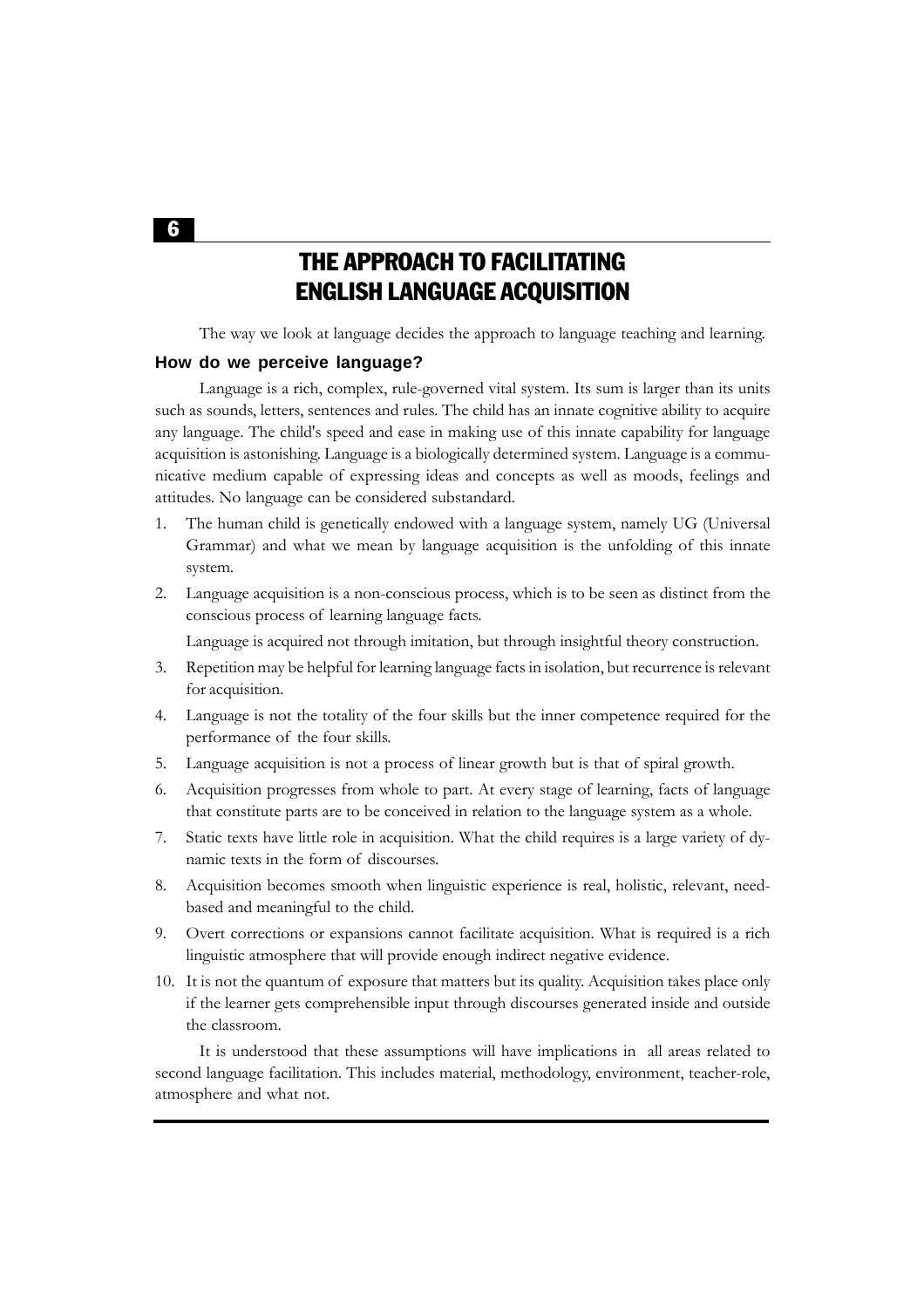# THE APPROACH TO FACILITATING ENGLISH LANGUAGE ACQUISITION

The way we look at language decides the approach to language teaching and learning.

## How do we perceive language?

Language is a rich, complex, rule-governed vital system. Its sum is larger than its units such as sounds, letters, sentences and rules. The child has an innate cognitive ability to acquire any language. The child's speed and ease in making use of this innate capability for language acquisition is astonishing. Language is a biologically determined system. Language is a communicative medium capable of expressing ideas and concepts as well as moods, feelings and attitudes. No language can be considered substandard.

1. The human child is genetically endowed with a language system, namely UG (Universal Grammar) and what we mean by language acquisition is the unfolding of this innate system.
2. Language acquisition is a non-conscious process, which is to be seen as distinct from the conscious process of learning language facts.

   Language is acquired not through imitation, but through insightful theory construction.
3. Repetition may be helpful for learning language facts in isolation, but recurrence is relevant for acquisition.
4. Language is not the totality of the four skills but the inner competence required for the performance of the four skills.
5. Language acquisition is not a process of linear growth but is that of spiral growth.
6. Acquisition progresses from whole to part. At every stage of learning, facts of language that constitute parts are to be conceived in relation to the language system as a whole.
7. Static texts have little role in acquisition. What the child requires is a large variety of dynamic texts in the form of discourses.
8. Acquisition becomes smooth when linguistic experience is real, holistic, relevant, need-based and meaningful to the child.
9. Overt corrections or expansions cannot facilitate acquisition. What is required is a rich linguistic atmosphere that will provide enough indirect negative evidence.
10. It is not the quantum of exposure that matters but its quality. Acquisition takes place only if the learner gets comprehensible input through discourses generated inside and outside the classroom.

It is understood that these assumptions will have implications in all areas related to second language facilitation. This includes material, methodology, environment, teacher-role, atmosphere and what not.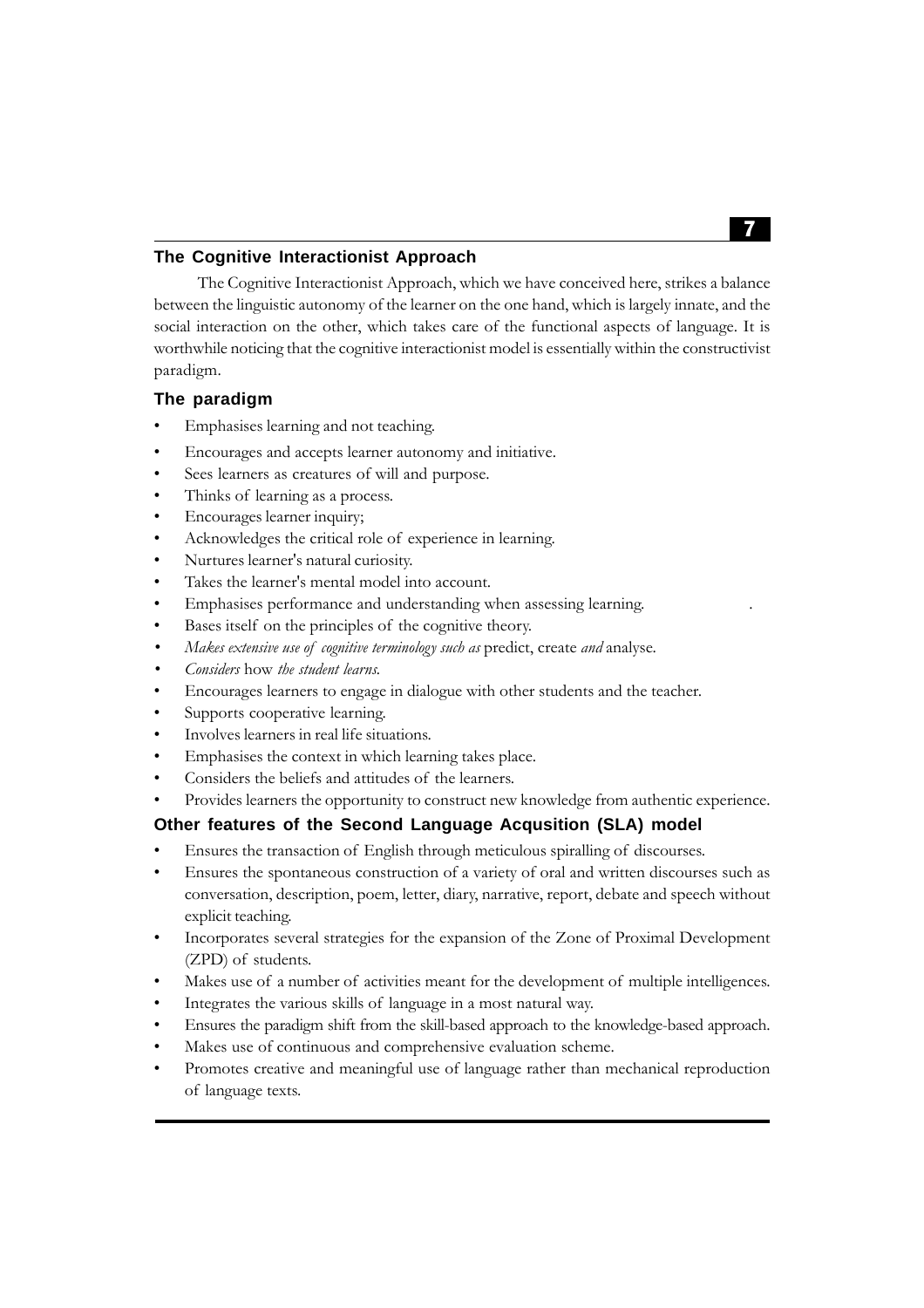## The Cognitive Interactionist Approach

The Cognitive Interactionist Approach, which we have conceived here, strikes a balance between the linguistic autonomy of the learner on the one hand, which is largely innate, and the social interaction on the other, which takes care of the functional aspects of language. It is worthwhile noticing that the cognitive interactionist model is essentially within the constructivist paradigm.

### The paradigm

- Emphasises learning and not teaching.
- Encourages and accepts learner autonomy and initiative.
- Sees learners as creatures of will and purpose.
- Thinks of learning as a process.
- Encourages learner inquiry;
- Acknowledges the critical role of experience in learning.
- Nurtures learner's natural curiosity.
- Takes the learner's mental model into account.
- Emphasises performance and understanding when assessing learning.
- Bases itself on the principles of the cognitive theory.
- *Makes extensive use of cognitive terminology such as* predict, create *and* analyse.
- *Considers* how *the student learns.*
- Encourages learners to engage in dialogue with other students and the teacher.
- Supports cooperative learning.
- Involves learners in real life situations.
- Emphasises the context in which learning takes place.
- Considers the beliefs and attitudes of the learners.
- Provides learners the opportunity to construct new knowledge from authentic experience.

### Other features of the Second Language Acqusition (SLA) model

- Ensures the transaction of English through meticulous spiralling of discourses.
- Ensures the spontaneous construction of a variety of oral and written discourses such as conversation, description, poem, letter, diary, narrative, report, debate and speech without explicit teaching.
- Incorporates several strategies for the expansion of the Zone of Proximal Development (ZPD) of students.
- Makes use of a number of activities meant for the development of multiple intelligences.
- Integrates the various skills of language in a most natural way.
- Ensures the paradigm shift from the skill-based approach to the knowledge-based approach.
- Makes use of continuous and comprehensive evaluation scheme.
- Promotes creative and meaningful use of language rather than mechanical reproduction of language texts.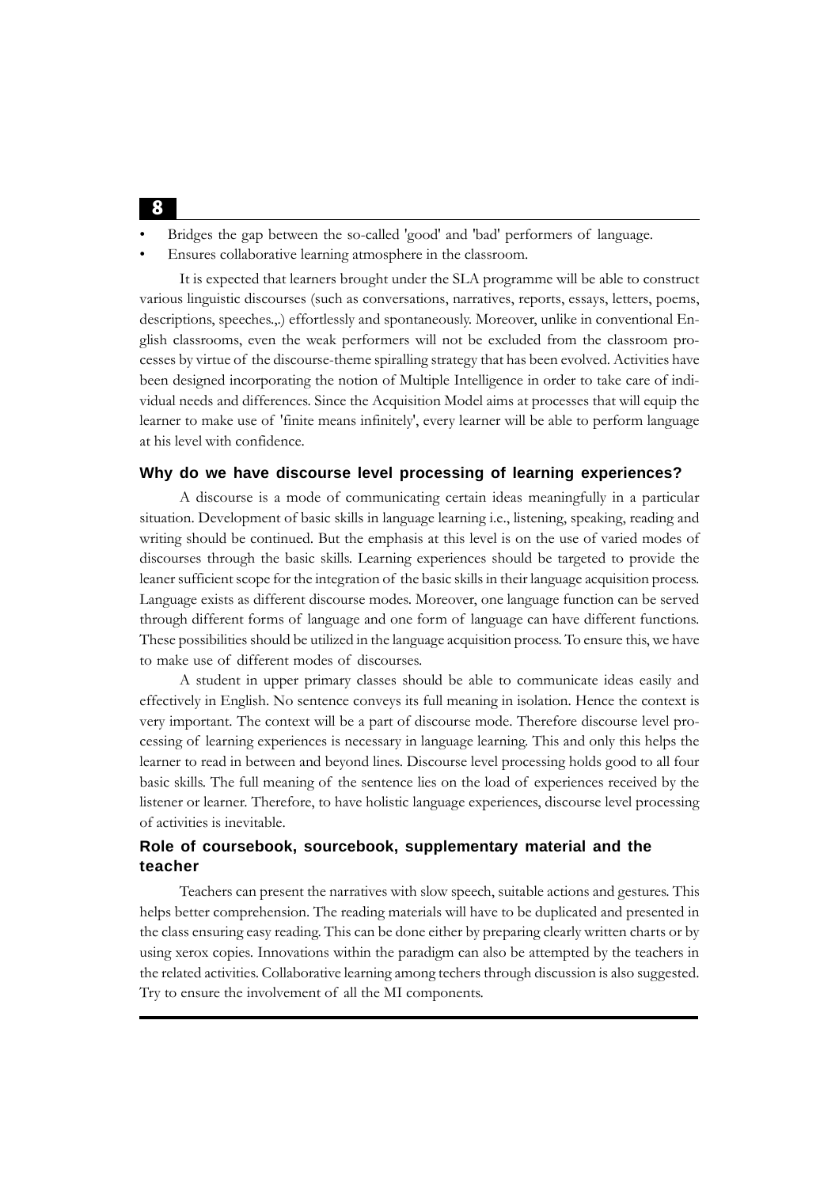- Bridges the gap between the so-called 'good' and 'bad' performers of language.
- Ensures collaborative learning atmosphere in the classroom.

It is expected that learners brought under the SLA programme will be able to construct various linguistic discourses (such as conversations, narratives, reports, essays, letters, poems, descriptions, speeches.,.) effortlessly and spontaneously. Moreover, unlike in conventional English classrooms, even the weak performers will not be excluded from the classroom processes by virtue of the discourse-theme spiralling strategy that has been evolved. Activities have been designed incorporating the notion of Multiple Intelligence in order to take care of individual needs and differences. Since the Acquisition Model aims at processes that will equip the learner to make use of 'finite means infinitely', every learner will be able to perform language at his level with confidence.

### Why do we have discourse level processing of learning experiences?

A discourse is a mode of communicating certain ideas meaningfully in a particular situation. Development of basic skills in language learning i.e., listening, speaking, reading and writing should be continued. But the emphasis at this level is on the use of varied modes of discourses through the basic skills. Learning experiences should be targeted to provide the leaner sufficient scope for the integration of the basic skills in their language acquisition process. Language exists as different discourse modes. Moreover, one language function can be served through different forms of language and one form of language can have different functions. These possibilities should be utilized in the language acquisition process. To ensure this, we have to make use of different modes of discourses.

A student in upper primary classes should be able to communicate ideas easily and effectively in English. No sentence conveys its full meaning in isolation. Hence the context is very important. The context will be a part of discourse mode. Therefore discourse level processing of learning experiences is necessary in language learning. This and only this helps the learner to read in between and beyond lines. Discourse level processing holds good to all four basic skills. The full meaning of the sentence lies on the load of experiences received by the listener or learner. Therefore, to have holistic language experiences, discourse level processing of activities is inevitable.

### Role of coursebook, sourcebook, supplementary material and the teacher

Teachers can present the narratives with slow speech, suitable actions and gestures. This helps better comprehension. The reading materials will have to be duplicated and presented in the class ensuring easy reading. This can be done either by preparing clearly written charts or by using xerox copies. Innovations within the paradigm can also be attempted by the teachers in the related activities. Collaborative learning among techers through discussion is also suggested. Try to ensure the involvement of all the MI components.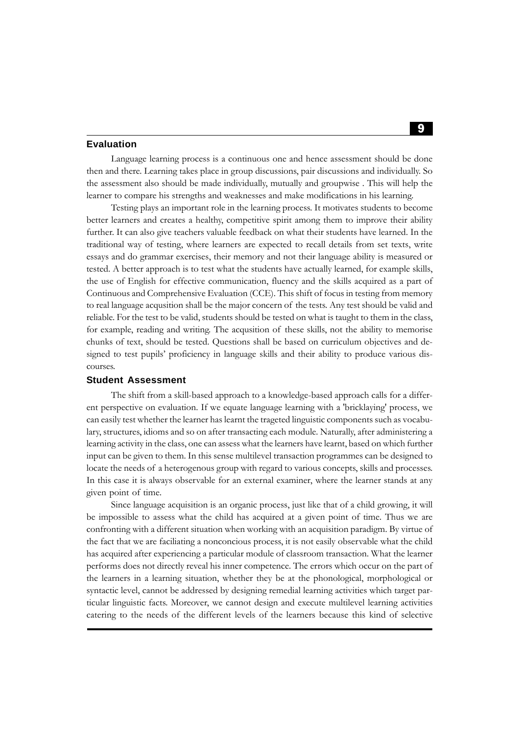## Evaluation

Language learning process is a continuous one and hence assessment should be done then and there. Learning takes place in group discussions, pair discussions and individually. So the assessment also should be made individually, mutually and groupwise . This will help the learner to compare his strengths and weaknesses and make modifications in his learning.

Testing plays an important role in the learning process. It motivates students to become better learners and creates a healthy, competitive spirit among them to improve their ability further. It can also give teachers valuable feedback on what their students have learned. In the traditional way of testing, where learners are expected to recall details from set texts, write essays and do grammar exercises, their memory and not their language ability is measured or tested. A better approach is to test what the students have actually learned, for example skills, the use of English for effective communication, fluency and the skills acquired as a part of Continuous and Comprehensive Evaluation (CCE). This shift of focus in testing from memory to real language acqusition shall be the major concern of the tests. Any test should be valid and reliable. For the test to be valid, students should be tested on what is taught to them in the class, for example, reading and writing. The acquisition of these skills, not the ability to memorise chunks of text, should be tested. Questions shall be based on curriculum objectives and designed to test pupils' proficiency in language skills and their ability to produce various discourses.

## Student Assessment

The shift from a skill-based approach to a knowledge-based approach calls for a different perspective on evaluation. If we equate language learning with a 'bricklaying' process, we can easily test whether the learner has learnt the trageted linguistic components such as vocabulary, structures, idioms and so on after transacting each module. Naturally, after administering a learning activity in the class, one can assess what the learners have learnt, based on which further input can be given to them. In this sense multilevel transaction programmes can be designed to locate the needs of a heterogenous group with regard to various concepts, skills and processes. In this case it is always observable for an external examiner, where the learner stands at any given point of time.

Since language acquisition is an organic process, just like that of a child growing, it will be impossible to assess what the child has acquired at a given point of time. Thus we are confronting with a different situation when working with an acquisition paradigm. By virtue of the fact that we are faciliating a nonconcious process, it is not easily observable what the child has acquired after experiencing a particular module of classroom transaction. What the learner performs does not directly reveal his inner competence. The errors which occur on the part of the learners in a learning situation, whether they be at the phonological, morphological or syntactic level, cannot be addressed by designing remedial learning activities which target particular linguistic facts. Moreover, we cannot design and execute multilevel learning activities catering to the needs of the different levels of the learners because this kind of selective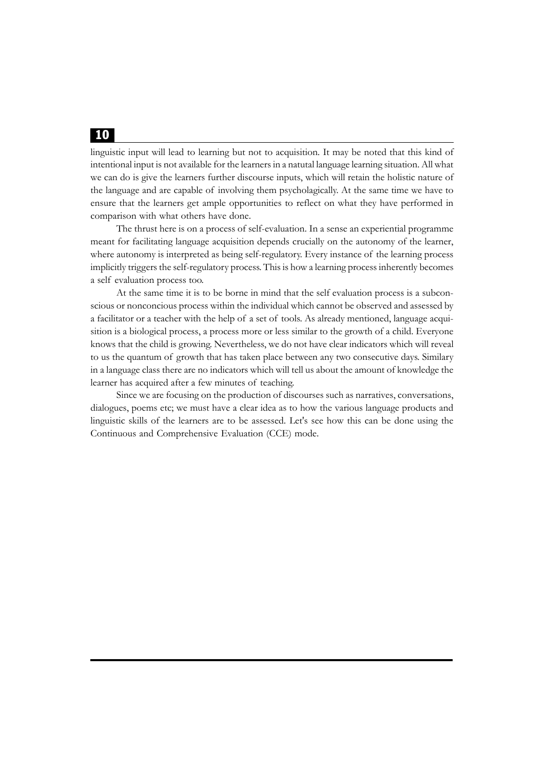linguistic input will lead to learning but not to acquisition. It may be noted that this kind of intentional input is not available for the learners in a natutal language learning situation. All what we can do is give the learners further discourse inputs, which will retain the holistic nature of the language and are capable of involving them psycholagically. At the same time we have to ensure that the learners get ample opportunities to reflect on what they have performed in comparison with what others have done.

The thrust here is on a process of self-evaluation. In a sense an experiential programme meant for facilitating language acquisition depends crucially on the autonomy of the learner, where autonomy is interpreted as being self-regulatory. Every instance of the learning process implicitly triggers the self-regulatory process. This is how a learning process inherently becomes a self evaluation process too.

At the same time it is to be borne in mind that the self evaluation process is a subconscious or nonconcious process within the individual which cannot be observed and assessed by a facilitator or a teacher with the help of a set of tools. As already mentioned, language acquisition is a biological process, a process more or less similar to the growth of a child. Everyone knows that the child is growing. Nevertheless, we do not have clear indicators which will reveal to us the quantum of growth that has taken place between any two consecutive days. Similary in a language class there are no indicators which will tell us about the amount of knowledge the learner has acquired after a few minutes of teaching.

Since we are focusing on the production of discourses such as narratives, conversations, dialogues, poems etc; we must have a clear idea as to how the various language products and linguistic skills of the learners are to be assessed. Let's see how this can be done using the Continuous and Comprehensive Evaluation (CCE) mode.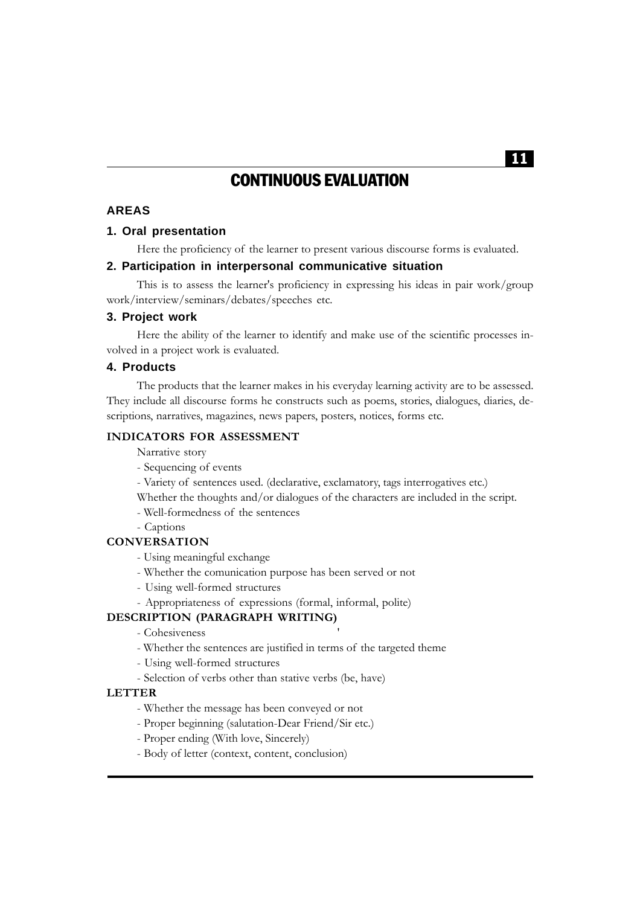# CONTINUOUS EVALUATION

## AREAS

### 1. Oral presentation

Here the proficiency of the learner to present various discourse forms is evaluated.

### 2. Participation in interpersonal communicative situation

This is to assess the learner's proficiency in expressing his ideas in pair work/group work/interview/seminars/debates/speeches etc.

### 3. Project work

Here the ability of the learner to identify and make use of the scientific processes involved in a project work is evaluated.

### 4. Products

The products that the learner makes in his everyday learning activity are to be assessed. They include all discourse forms he constructs such as poems, stories, dialogues, diaries, descriptions, narratives, magazines, news papers, posters, notices, forms etc.

## INDICATORS FOR ASSESSMENT

Narrative story

- Sequencing of events
- Variety of sentences used. (declarative, exclamatory, tags interrogatives etc.)

Whether the thoughts and/or dialogues of the characters are included in the script.

- Well-formedness of the sentences
- Captions

## CONVERSATION

- Using meaningful exchange
- Whether the comunication purpose has been served or not
- Using well-formed structures
- Appropriateness of expressions (formal, informal, polite)

## DESCRIPTION (PARAGRAPH WRITING)

- Cohesiveness
- Whether the sentences are justified in terms of the targeted theme
- Using well-formed structures
- Selection of verbs other than stative verbs (be, have)

## LETTER

- Whether the message has been conveyed or not
- Proper beginning (salutation-Dear Friend/Sir etc.)
- Proper ending (With love, Sincerely)
- Body of letter (context, content, conclusion)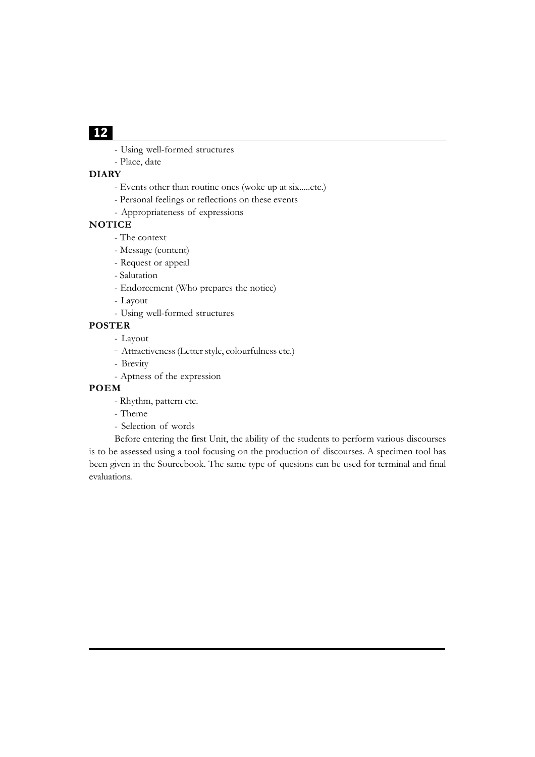- Using well-formed structures
- Place, date

**DIARY**

- Events other than routine ones (woke up at six.....etc.)
- Personal feelings or reflections on these events
- Appropriateness of expressions

**NOTICE**

- The context
- Message (content)
- Request or appeal
- Salutation
- Endorcement (Who prepares the notice)
- Layout
- Using well-formed structures

**POSTER**

- Layout
- Attractiveness (Letter style, colourfulness etc.)
- Brevity
- Aptness of the expression

**POEM**

- Rhythm, pattern etc.
- Theme
- Selection of words

Before entering the first Unit, the ability of the students to perform various discourses is to be assessed using a tool focusing on the production of discourses. A specimen tool has been given in the Sourcebook. The same type of quesions can be used for terminal and final evaluations.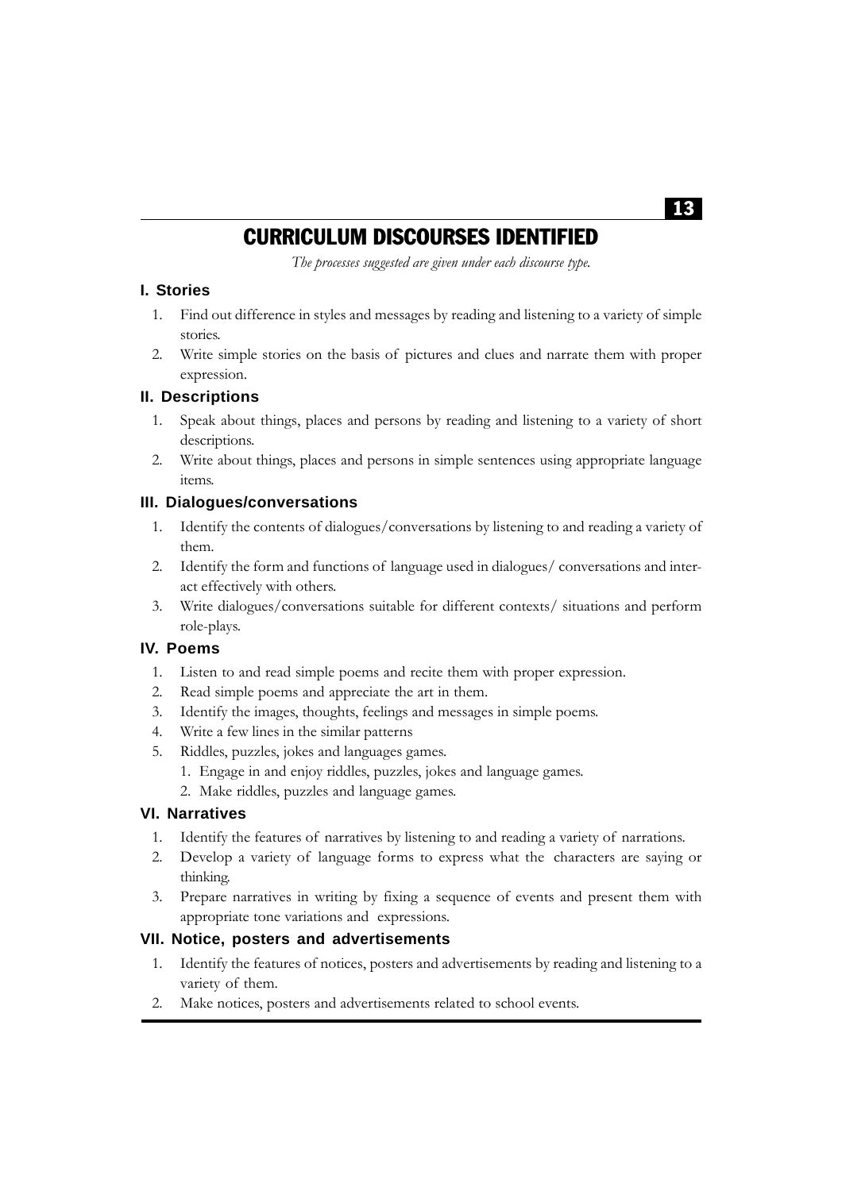# CURRICULUM DISCOURSES IDENTIFIED

*The processes suggested are given under each discourse type.*

### I. Stories

1. Find out difference in styles and messages by reading and listening to a variety of simple stories.
2. Write simple stories on the basis of pictures and clues and narrate them with proper expression.

### II. Descriptions

1. Speak about things, places and persons by reading and listening to a variety of short descriptions.
2. Write about things, places and persons in simple sentences using appropriate language items.

### III. Dialogues/conversations

1. Identify the contents of dialogues/conversations by listening to and reading a variety of them.
2. Identify the form and functions of language used in dialogues/ conversations and interact effectively with others.
3. Write dialogues/conversations suitable for different contexts/ situations and perform role-plays.

### IV. Poems

1. Listen to and read simple poems and recite them with proper expression.
2. Read simple poems and appreciate the art in them.
3. Identify the images, thoughts, feelings and messages in simple poems.
4. Write a few lines in the similar patterns
5. Riddles, puzzles, jokes and languages games.
   1. Engage in and enjoy riddles, puzzles, jokes and language games.
   2. Make riddles, puzzles and language games.

### VI. Narratives

1. Identify the features of narratives by listening to and reading a variety of narrations.
2. Develop a variety of language forms to express what the characters are saying or thinking.
3. Prepare narratives in writing by fixing a sequence of events and present them with appropriate tone variations and expressions.

### VII. Notice, posters and advertisements

1. Identify the features of notices, posters and advertisements by reading and listening to a variety of them.
2. Make notices, posters and advertisements related to school events.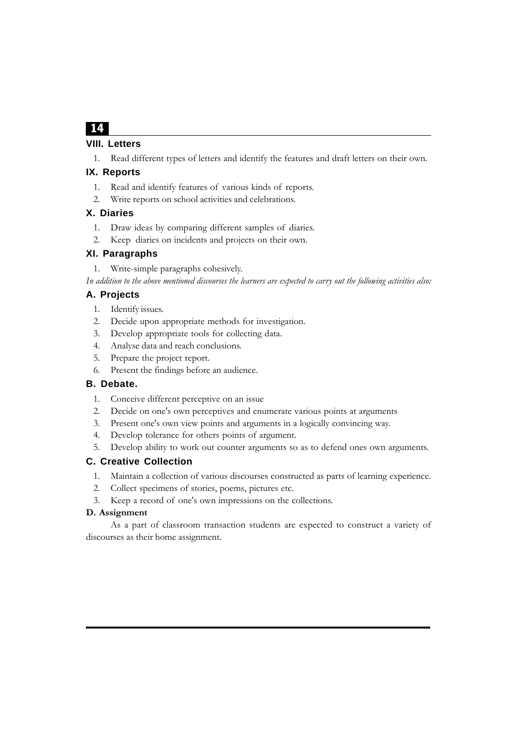### VIII. Letters

1. Read different types of letters and identify the features and draft letters on their own.

### IX. Reports

1. Read and identify features of various kinds of reports.
2. Write reports on school activities and celebrations.

### X. Diaries

1. Draw ideas by comparing different samples of diaries.
2. Keep diaries on incidents and projects on their own.

### XI. Paragraphs

1. Write-simple paragraphs cohesively.

*In addition to the above mentioned discourses the learners are expected to carry out the following activities also:*

### A. Projects

1. Identify issues.
2. Decide upon appropriate methods for investigation.
3. Develop appropriate tools for collecting data.
4. Analyse data and reach conclusions.
5. Prepare the project report.
6. Present the findings before an audience.

### B. Debate.

1. Conceive different perceptive on an issue
2. Decide on one's own perceptives and enumerate various points at arguments
3. Present one's own view points and arguments in a logically convincing way.
4. Develop tolerance for others points of argument.
5. Develop ability to work out counter arguments so as to defend ones own arguments.

### C. Creative Collection

1. Maintain a collection of various discourses constructed as parts of learning experience.
2. Collect specimens of stories, poems, pictures etc.
3. Keep a record of one's own impressions on the collections.

**D. Assignment**

As a part of classroom transaction students are expected to construct a variety of discourses as their home assignment.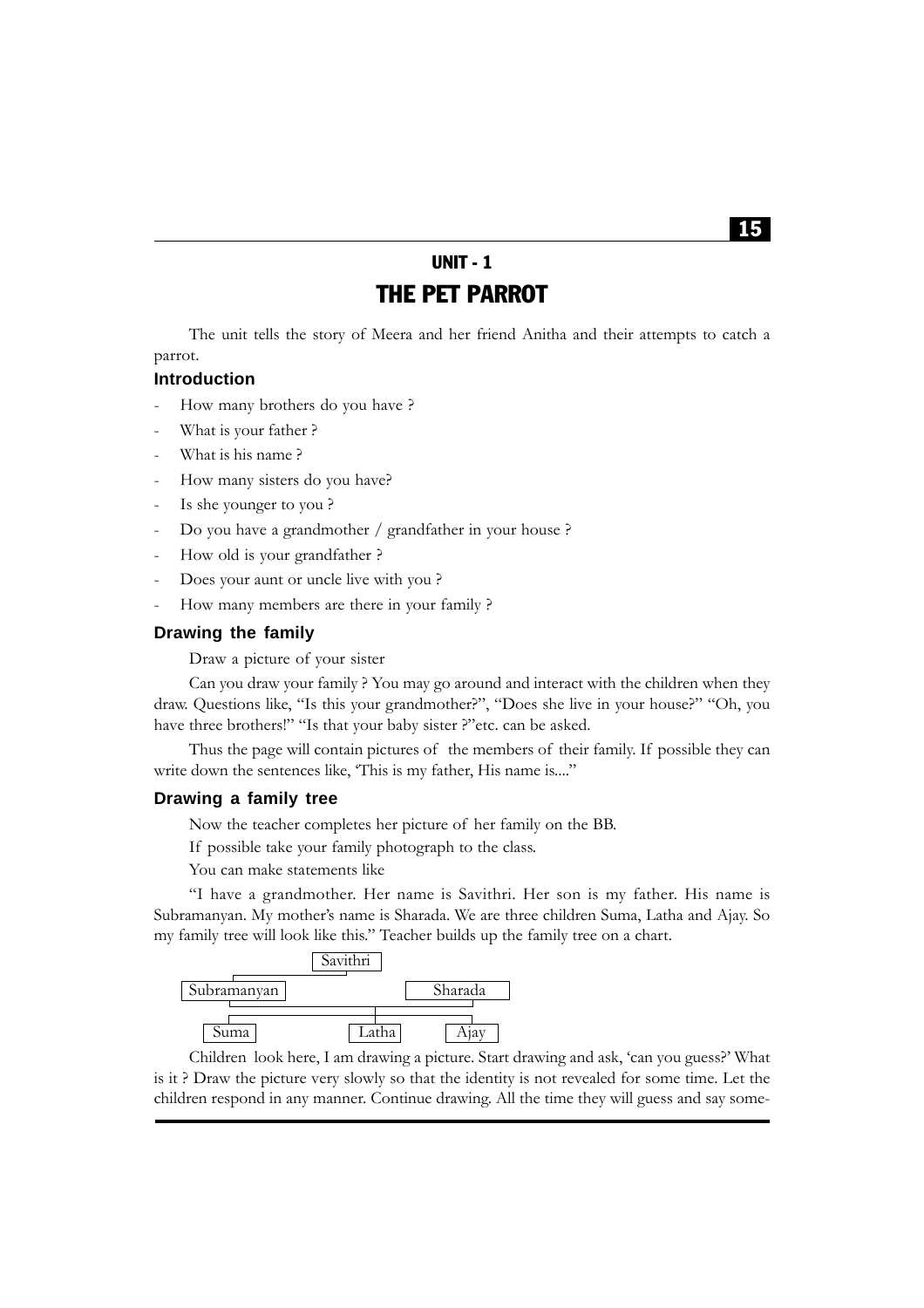## UNIT - 1

# THE PET PARROT

The unit tells the story of Meera and her friend Anitha and their attempts to catch a parrot.

### Introduction

- How many brothers do you have ?
- What is your father ?
- What is his name ?
- How many sisters do you have?
- Is she younger to you ?
- Do you have a grandmother / grandfather in your house ?
- How old is your grandfather ?
- Does your aunt or uncle live with you ?
- How many members are there in your family ?

### Drawing the family

Draw a picture of your sister

Can you draw your family ? You may go around and interact with the children when they draw. Questions like, "Is this your grandmother?", "Does she live in your house?" "Oh, you have three brothers!" "Is that your baby sister ?"etc. can be asked.

Thus the page will contain pictures of the members of their family. If possible they can write down the sentences like, 'This is my father, His name is...."

### Drawing a family tree

Now the teacher completes her picture of her family on the BB.

If possible take your family photograph to the class.

You can make statements like

"I have a grandmother. Her name is Savithri. Her son is my father. His name is Subramanyan. My mother's name is Sharada. We are three children Suma, Latha and Ajay. So my family tree will look like this." Teacher builds up the family tree on a chart.

```
                 Savithri
        |
   Subramanyan ----------------- Sharada
                      |
   Suma            Latha          Ajay
```

Children look here, I am drawing a picture. Start drawing and ask, 'can you guess?' What is it ? Draw the picture very slowly so that the identity is not revealed for some time. Let the children respond in any manner. Continue drawing. All the time they will guess and say some-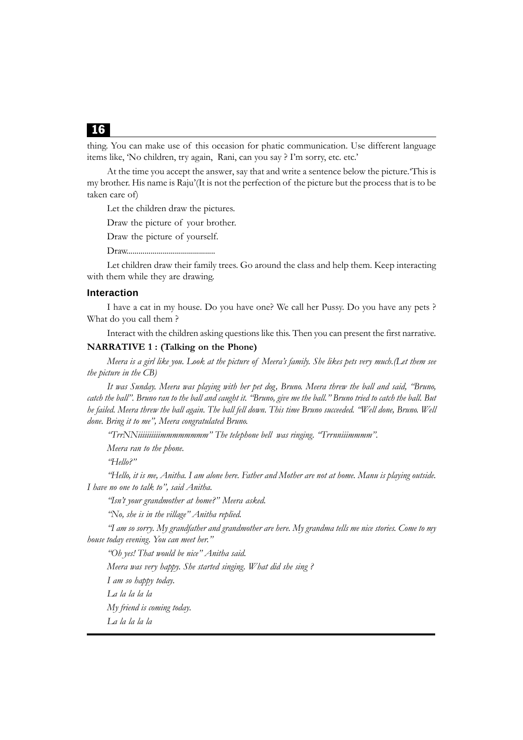thing. You can make use of this occasion for phatic communication. Use different language items like, 'No children, try again, Rani, can you say ? I'm sorry, etc. etc.'

At the time you accept the answer, say that and write a sentence below the picture.'This is my brother. His name is Raju'(It is not the perfection of the picture but the process that is to be taken care of)

Let the children draw the pictures.

Draw the picture of your brother.

Draw the picture of yourself.

Draw...........................................

Let children draw their family trees. Go around the class and help them. Keep interacting with them while they are drawing.

### Interaction

I have a cat in my house. Do you have one? We call her Pussy. Do you have any pets ? What do you call them ?

Interact with the children asking questions like this. Then you can present the first narrative.

**NARRATIVE 1 : (Talking on the Phone)**

*Meera is a girl like you. Look at the picture of Meera's family. She likes pets very much.(Let them see the picture in the CB)*

*It was Sunday. Meera was playing with her pet dog, Bruno. Meera threw the ball and said, "Bruno, catch the ball". Bruno ran to the ball and caught it. "Bruno, give me the ball." Bruno tried to catch the ball. But he failed. Meera threw the ball again. The ball fell down. This time Bruno succeeded. "Well done, Bruno. Well done. Bring it to me", Meera congratulated Bruno.*

*"TrrNNiiiiiiiiiimmmmmmmm" The telephone bell was ringing. "Trrnniiimmmm".*

*Meera ran to the phone.*

*"Hello?"*

*"Hello, it is me, Anitha. I am alone here. Father and Mother are not at home. Manu is playing outside. I have no one to talk to", said Anitha.*

*"Isn't your grandmother at home?" Meera asked.*

*"No, she is in the village" Anitha replied.*

*"I am so sorry. My grandfather and grandmother are here. My grandma tells me nice stories. Come to my house today evening. You can meet her."*

*"Oh yes! That would be nice" Anitha said.*

*Meera was very happy. She started singing. What did she sing ?*

*I am so happy today.*

*La la la la la*

*My friend is coming today.*

*La la la la la*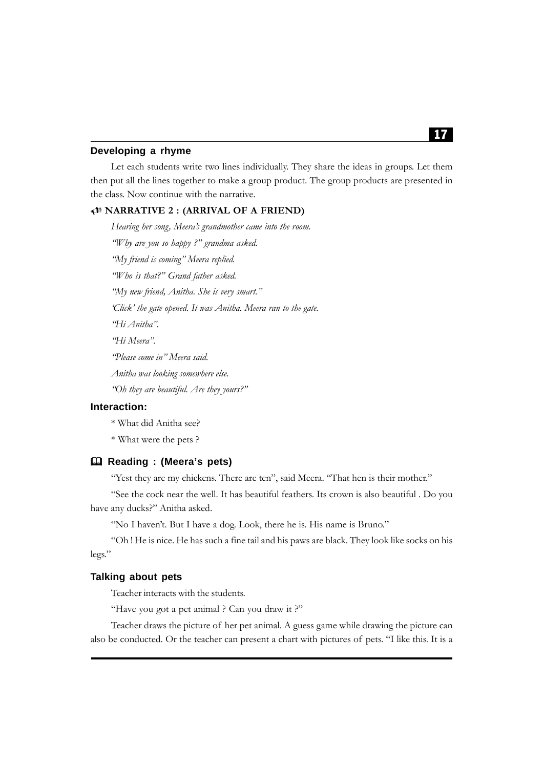## Developing a rhyme

Let each students write two lines individually. They share the ideas in groups. Let them then put all the lines together to make a group product. The group products are presented in the class. Now continue with the narrative.

### NARRATIVE 2 : (ARRIVAL OF A FRIEND)

*Hearing her song, Meera's grandmother came into the room.*

*"Why are you so happy ?" grandma asked.*

*"My friend is coming" Meera replied.*

*"Who is that?" Grand father asked.*

*"My new friend, Anitha. She is very smart."*

*'Click' the gate opened. It was Anitha. Meera ran to the gate.*

*"Hi Anitha".*

*"Hi Meera".*

*"Please come in" Meera said.*

*Anitha was looking somewhere else.*

*"Oh they are beautiful. Are they yours?"*

## Interaction:

* What did Anitha see?

* What were the pets ?

## Reading : (Meera's pets)

"Yest they are my chickens. There are ten", said Meera. "That hen is their mother."

"See the cock near the well. It has beautiful feathers. Its crown is also beautiful . Do you have any ducks?" Anitha asked.

"No I haven't. But I have a dog. Look, there he is. His name is Bruno."

"Oh ! He is nice. He has such a fine tail and his paws are black. They look like socks on his legs."

## Talking about pets

Teacher interacts with the students.

"Have you got a pet animal ? Can you draw it ?"

Teacher draws the picture of her pet animal. A guess game while drawing the picture can also be conducted. Or the teacher can present a chart with pictures of pets. "I like this. It is a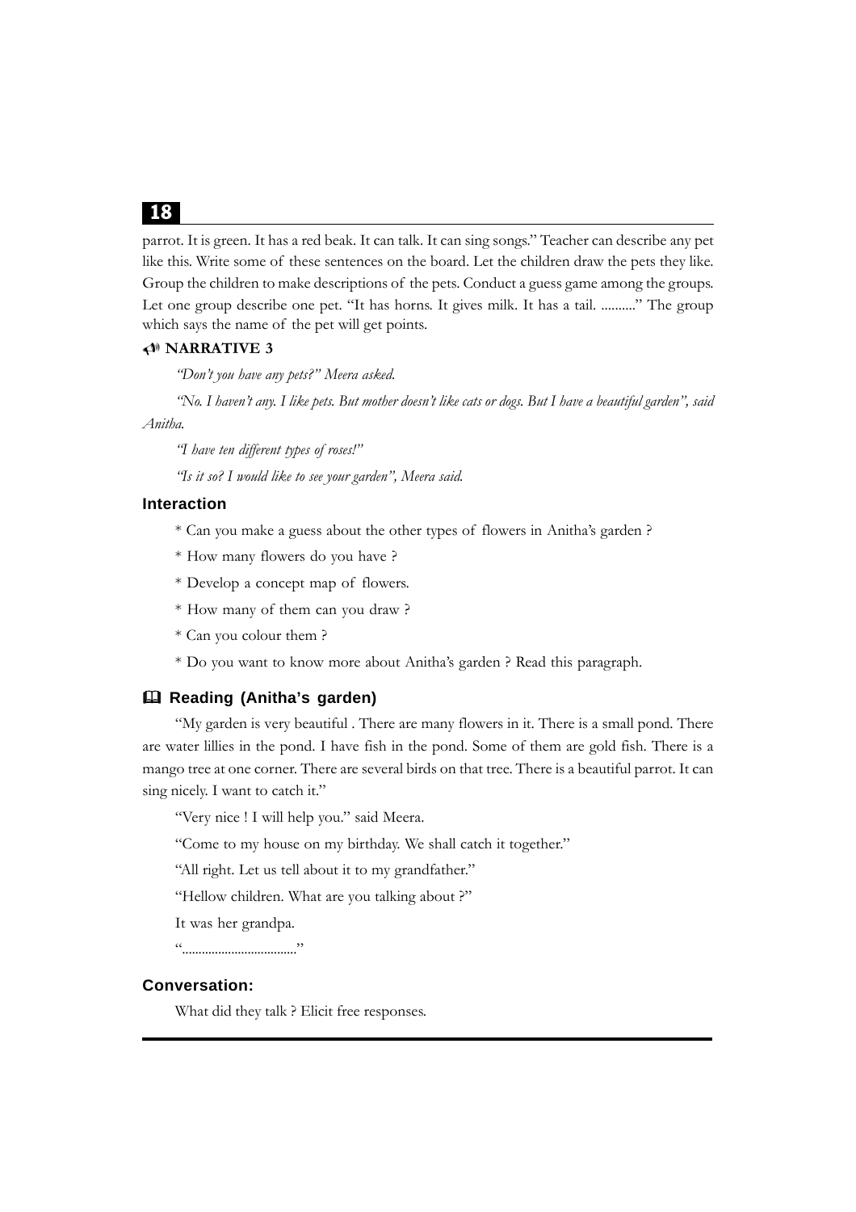parrot. It is green. It has a red beak. It can talk. It can sing songs." Teacher can describe any pet like this. Write some of these sentences on the board. Let the children draw the pets they like. Group the children to make descriptions of the pets. Conduct a guess game among the groups. Let one group describe one pet. "It has horns. It gives milk. It has a tail. .........." The group which says the name of the pet will get points.

### NARRATIVE 3

*"Don't you have any pets?" Meera asked.*

*"No. I haven't any. I like pets. But mother doesn't like cats or dogs. But I have a beautiful garden", said Anitha.*

*"I have ten different types of roses!"*

*"Is it so? I would like to see your garden", Meera said.*

### Interaction

* Can you make a guess about the other types of flowers in Anitha's garden ?
* How many flowers do you have ?
* Develop a concept map of flowers.
* How many of them can you draw ?
* Can you colour them ?
* Do you want to know more about Anitha's garden ? Read this paragraph.

### Reading (Anitha's garden)

"My garden is very beautiful . There are many flowers in it. There is a small pond. There are water lillies in the pond. I have fish in the pond. Some of them are gold fish. There is a mango tree at one corner. There are several birds on that tree. There is a beautiful parrot. It can sing nicely. I want to catch it."

"Very nice ! I will help you." said Meera.

"Come to my house on my birthday. We shall catch it together."

"All right. Let us tell about it to my grandfather."

"Hellow children. What are you talking about ?"

It was her grandpa.

"................................."

### Conversation:

What did they talk ? Elicit free responses.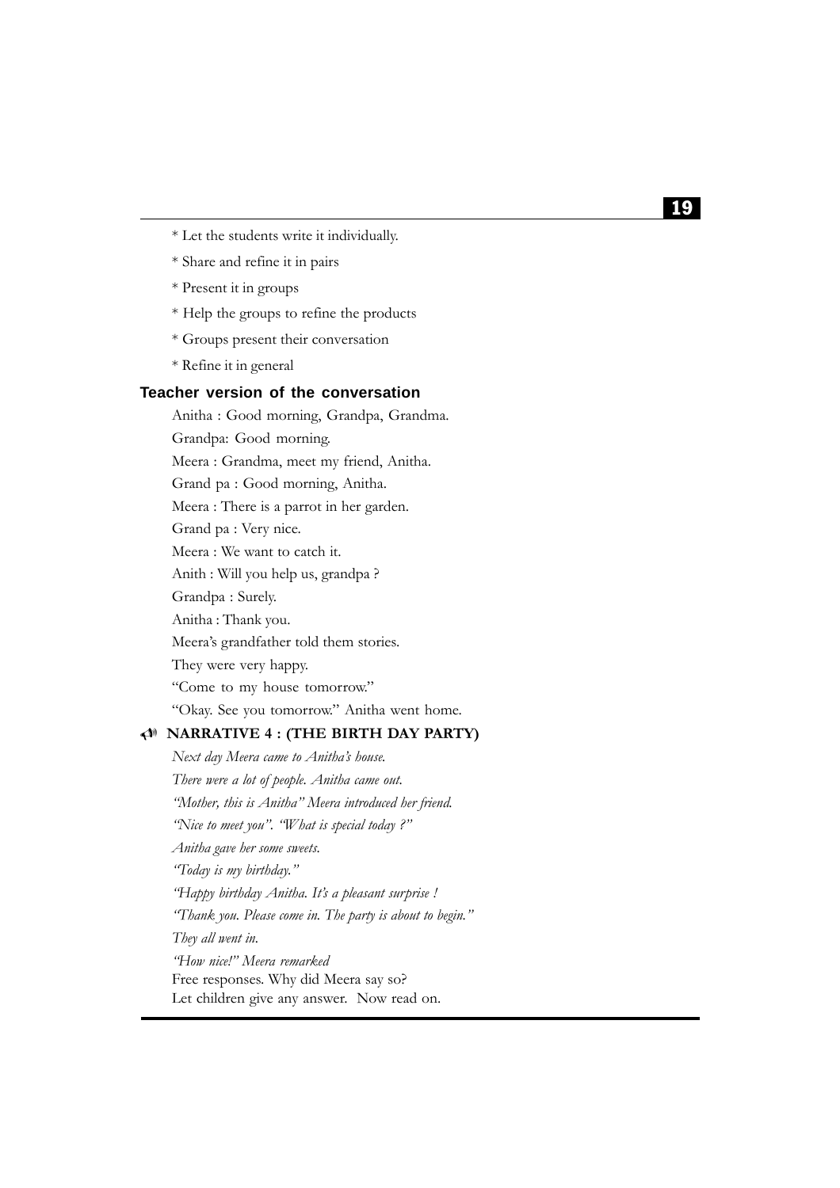* Let the students write it individually.

* Share and refine it in pairs

* Present it in groups

* Help the groups to refine the products

* Groups present their conversation

* Refine it in general

**Teacher version of the conversation**

Anitha : Good morning, Grandpa, Grandma.

Grandpa: Good morning.

Meera : Grandma, meet my friend, Anitha.

Grand pa : Good morning, Anitha.

Meera : There is a parrot in her garden.

Grand pa : Very nice.

Meera : We want to catch it.

Anith : Will you help us, grandpa ?

Grandpa : Surely.

Anitha : Thank you.

Meera's grandfather told them stories.

They were very happy.

"Come to my house tomorrow."

"Okay. See you tomorrow." Anitha went home.

**NARRATIVE 4 : (THE BIRTH DAY PARTY)**

*Next day Meera came to Anitha's house.*

*There were a lot of people. Anitha came out.*

*"Mother, this is Anitha" Meera introduced her friend.*

*"Nice to meet you". "What is special today ?"*

*Anitha gave her some sweets.*

*"Today is my birthday."*

*"Happy birthday Anitha. It's a pleasant surprise !*

*"Thank you. Please come in. The party is about to begin."*

*They all went in.*

*"How nice!" Meera remarked*

Free responses. Why did Meera say so?

Let children give any answer. Now read on.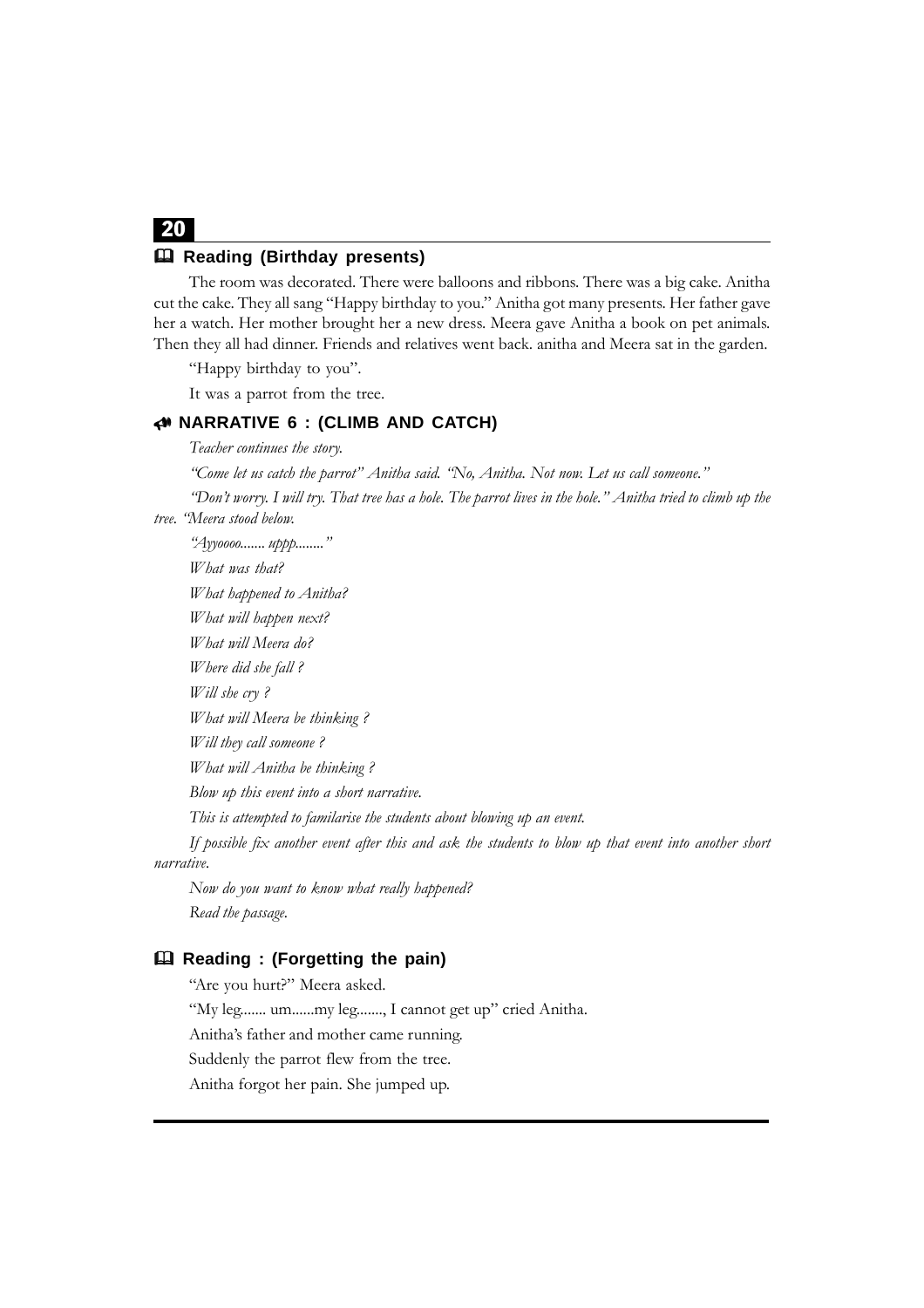## 📖 Reading (Birthday presents)

The room was decorated. There were balloons and ribbons. There was a big cake. Anitha cut the cake. They all sang "Happy birthday to you." Anitha got many presents. Her father gave her a watch. Her mother brought her a new dress. Meera gave Anitha a book on pet animals. Then they all had dinner. Friends and relatives went back. anitha and Meera sat in the garden.

"Happy birthday to you".

It was a parrot from the tree.

## NARRATIVE 6 : (CLIMB AND CATCH)

*Teacher continues the story.*

*"Come let us catch the parrot" Anitha said. "No, Anitha. Not now. Let us call someone."*

*"Don't worry. I will try. That tree has a hole. The parrot lives in the hole." Anitha tried to climb up the tree. "Meera stood below.*

*"Ayyoooo....... uppp........"*

*What was that?*

*What happened to Anitha?*

*What will happen next?*

*What will Meera do?*

*Where did she fall ?*

*Will she cry ?*

*What will Meera be thinking ?*

*Will they call someone ?*

*What will Anitha be thinking ?*

*Blow up this event into a short narrative.*

*This is attempted to familarise the students about blowing up an event.*

*If possible fix another event after this and ask the students to blow up that event into another short narrative.*

*Now do you want to know what really happened?*

*Read the passage.*

## 📖 Reading : (Forgetting the pain)

"Are you hurt?" Meera asked.

"My leg....... um......my leg......., I cannot get up" cried Anitha.

Anitha's father and mother came running.

Suddenly the parrot flew from the tree.

Anitha forgot her pain. She jumped up.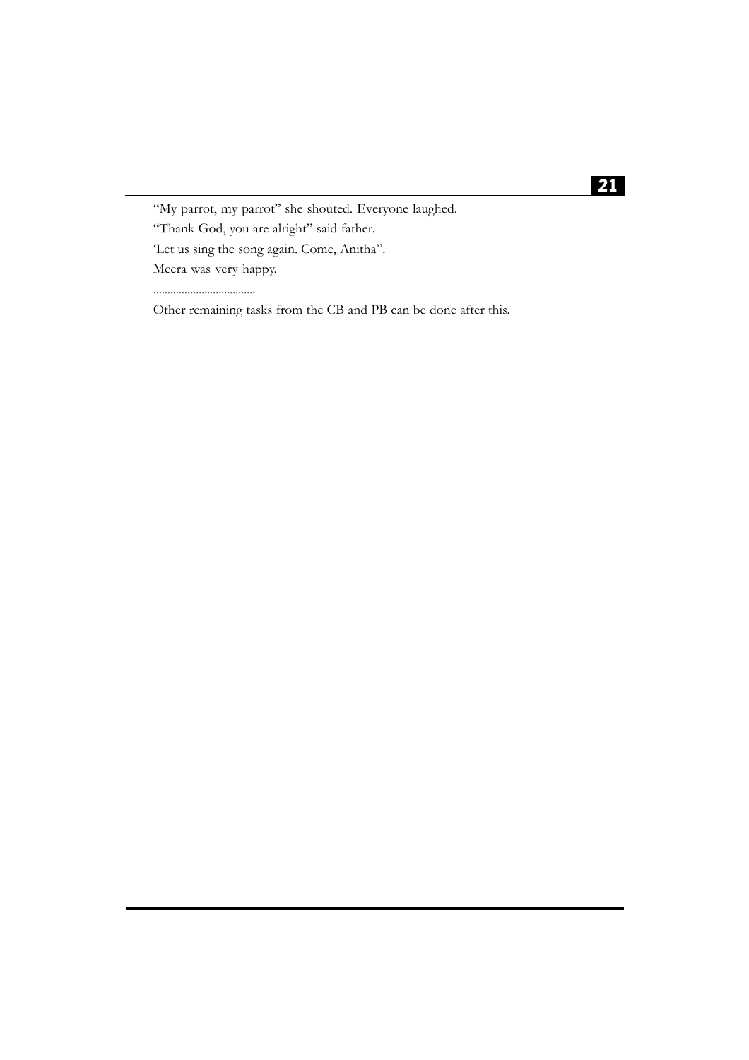"My parrot, my parrot" she shouted. Everyone laughed.

"Thank God, you are alright" said father.

'Let us sing the song again. Come, Anitha".

Meera was very happy.

...................................

Other remaining tasks from the CB and PB can be done after this.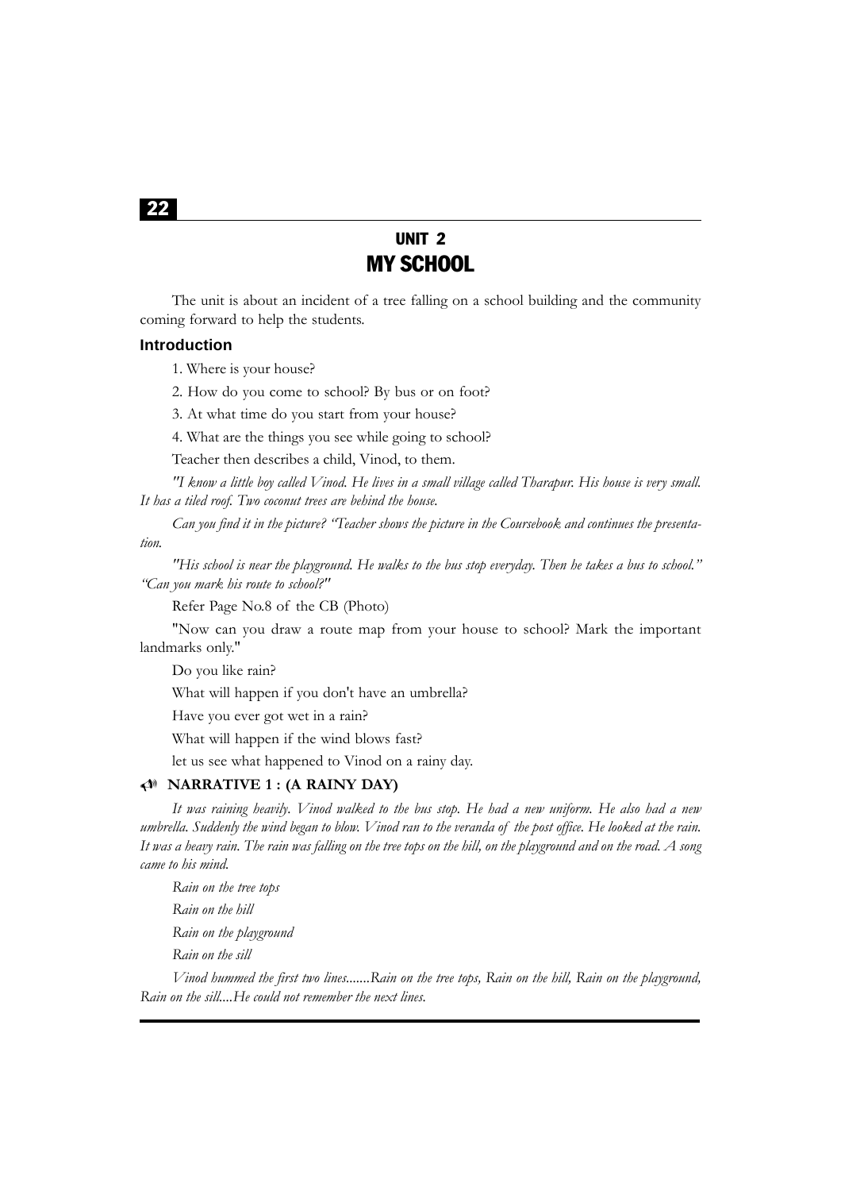# UNIT 2
# MY SCHOOL

The unit is about an incident of a tree falling on a school building and the community coming forward to help the students.

### Introduction

1. Where is your house?

2. How do you come to school? By bus or on foot?

3. At what time do you start from your house?

4. What are the things you see while going to school?

Teacher then describes a child, Vinod, to them.

*"I know a little boy called Vinod. He lives in a small village called Tharapur. His house is very small. It has a tiled roof. Two coconut trees are behind the house.*

*Can you find it in the picture? "Teacher shows the picture in the Coursebook and continues the presentation.*

*"His school is near the playground. He walks to the bus stop everyday. Then he takes a bus to school." "Can you mark his route to school?"*

Refer Page No.8 of the CB (Photo)

"Now can you draw a route map from your house to school? Mark the important landmarks only."

Do you like rain?

What will happen if you don't have an umbrella?

Have you ever got wet in a rain?

What will happen if the wind blows fast?

let us see what happened to Vinod on a rainy day.

### NARRATIVE 1 : (A RAINY DAY)

*It was raining heavily. Vinod walked to the bus stop. He had a new uniform. He also had a new umbrella. Suddenly the wind began to blow. Vinod ran to the veranda of the post office. He looked at the rain. It was a heavy rain. The rain was falling on the tree tops on the hill, on the playground and on the road. A song came to his mind.*

*Rain on the tree tops*

*Rain on the hill*

*Rain on the playground*

*Rain on the sill*

*Vinod hummed the first two lines.......Rain on the tree tops, Rain on the hill, Rain on the playground, Rain on the sill....He could not remember the next lines.*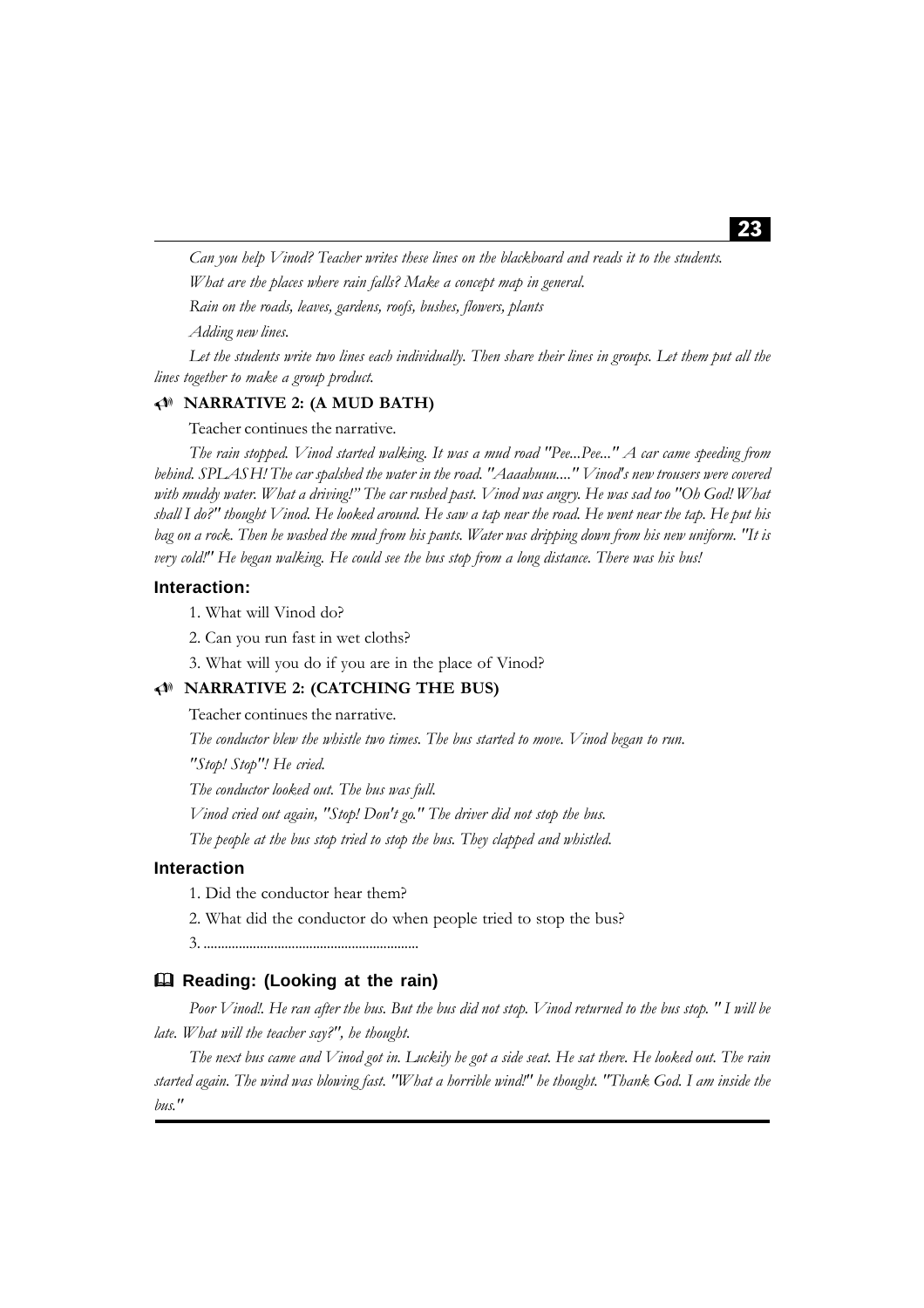*Can you help Vinod? Teacher writes these lines on the blackboard and reads it to the students.*

*What are the places where rain falls? Make a concept map in general.*

*Rain on the roads, leaves, gardens, roofs, bushes, flowers, plants*

*Adding new lines.*

*Let the students write two lines each individually. Then share their lines in groups. Let them put all the lines together to make a group product.*

### NARRATIVE 2: (A MUD BATH)

Teacher continues the narrative.

*The rain stopped. Vinod started walking. It was a mud road "Pee...Pee..." A car came speeding from behind. SPLASH! The car spalshed the water in the road. "Aaaahuuu...." Vinod's new trousers were covered with muddy water. What a driving!" The car rushed past. Vinod was angry. He was sad too "Oh God! What shall I do?" thought Vinod. He looked around. He saw a tap near the road. He went near the tap. He put his bag on a rock. Then he washed the mud from his pants. Water was dripping down from his new uniform. "It is very cold!" He began walking. He could see the bus stop from a long distance. There was his bus!*

**Interaction:**

1. What will Vinod do?
2. Can you run fast in wet cloths?
3. What will you do if you are in the place of Vinod?

### NARRATIVE 2: (CATCHING THE BUS)

Teacher continues the narrative.

*The conductor blew the whistle two times. The bus started to move. Vinod began to run.*

*"Stop! Stop"! He cried.*

*The conductor looked out. The bus was full.*

*Vinod cried out again, "Stop! Don't go." The driver did not stop the bus.*

*The people at the bus stop tried to stop the bus. They clapped and whistled.*

**Interaction**

1. Did the conductor hear them?
2. What did the conductor do when people tried to stop the bus?
3. ............................................................

### Reading: (Looking at the rain)

*Poor Vinod!. He ran after the bus. But the bus did not stop. Vinod returned to the bus stop. " I will be late. What will the teacher say?", he thought.*

*The next bus came and Vinod got in. Luckily he got a side seat. He sat there. He looked out. The rain started again. The wind was blowing fast. "What a horrible wind!" he thought. "Thank God. I am inside the bus."*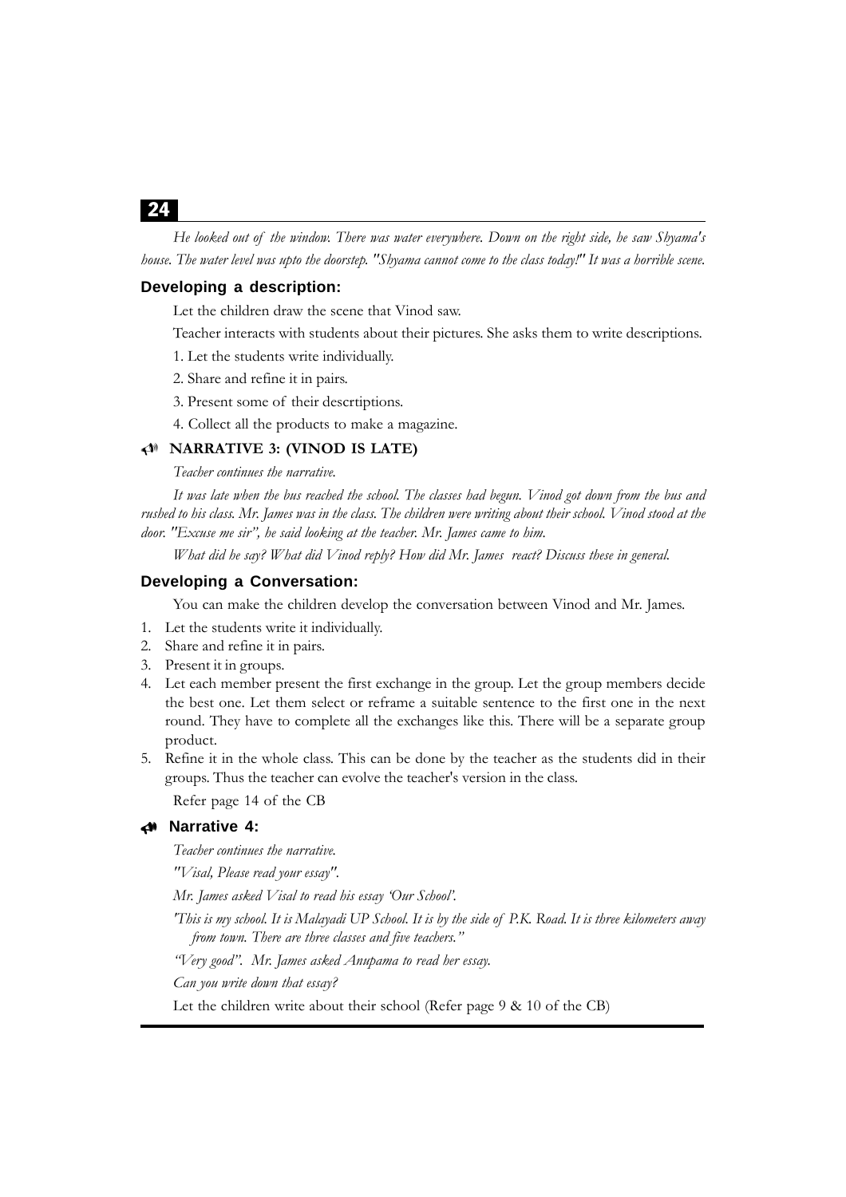*He looked out of the window. There was water everywhere. Down on the right side, he saw Shyama's house. The water level was upto the doorstep. "Shyama cannot come to the class today!" It was a horrible scene.*

### Developing a description:

Let the children draw the scene that Vinod saw.

Teacher interacts with students about their pictures. She asks them to write descriptions.

1. Let the students write individually.
2. Share and refine it in pairs.
3. Present some of their descrtiptions.
4. Collect all the products to make a magazine.

### NARRATIVE 3: (VINOD IS LATE)

*Teacher continues the narrative.*

*It was late when the bus reached the school. The classes had begun. Vinod got down from the bus and rushed to his class. Mr. James was in the class. The children were writing about their school. Vinod stood at the door. "Excuse me sir", he said looking at the teacher. Mr. James came to him.*

*What did he say? What did Vinod reply? How did Mr. James react? Discuss these in general.*

### Developing a Conversation:

You can make the children develop the conversation between Vinod and Mr. James.

1. Let the students write it individually.
2. Share and refine it in pairs.
3. Present it in groups.
4. Let each member present the first exchange in the group. Let the group members decide the best one. Let them select or reframe a suitable sentence to the first one in the next round. They have to complete all the exchanges like this. There will be a separate group product.
5. Refine it in the whole class. This can be done by the teacher as the students did in their groups. Thus the teacher can evolve the teacher's version in the class.

Refer page 14 of the CB

### Narrative 4:

*Teacher continues the narrative.*

*"Visal, Please read your essay".*

*Mr. James asked Visal to read his essay 'Our School'.*

*'This is my school. It is Malayadi UP School. It is by the side of P.K. Road. It is three kilometers away from town. There are three classes and five teachers."*

*"Very good". Mr. James asked Anupama to read her essay.*

*Can you write down that essay?*

Let the children write about their school (Refer page 9 & 10 of the CB)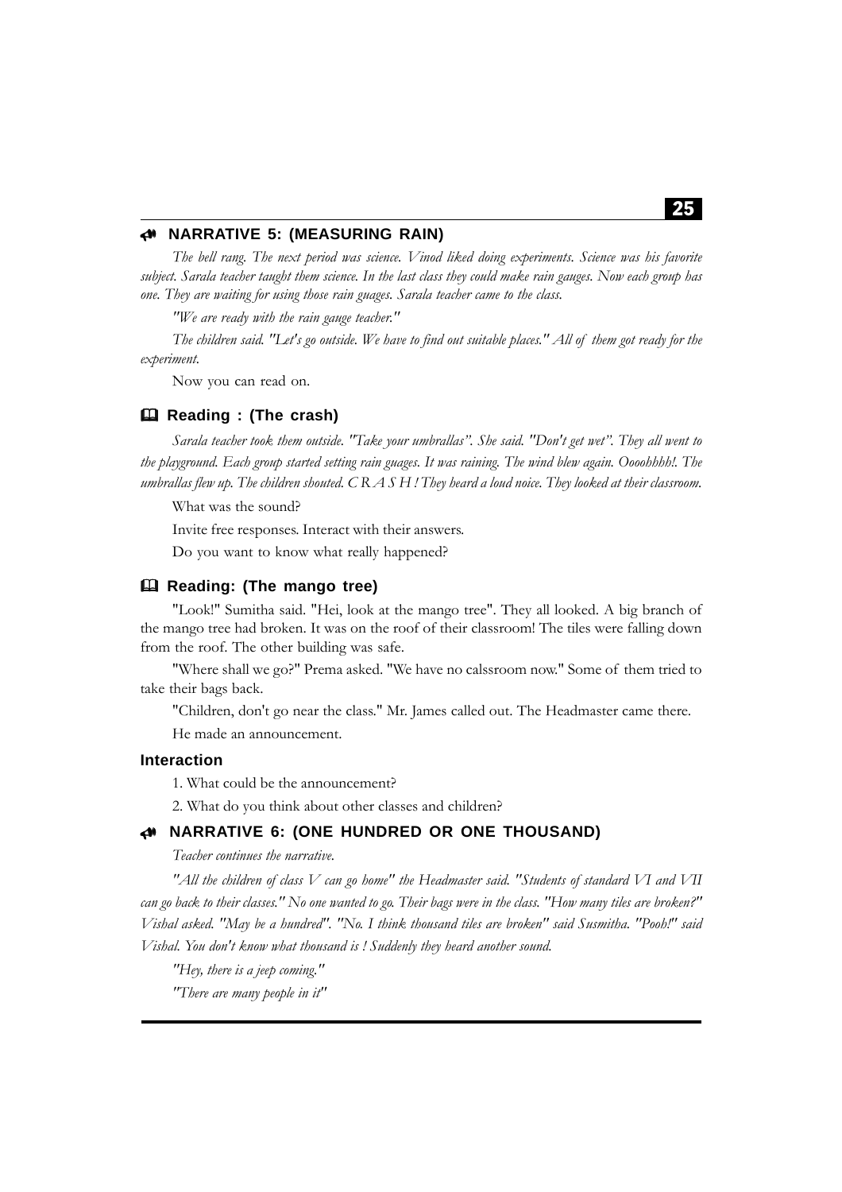## NARRATIVE 5: (MEASURING RAIN)

*The bell rang. The next period was science. Vinod liked doing experiments. Science was his favorite subject. Sarala teacher taught them science. In the last class they could make rain gauges. Now each group has one. They are waiting for using those rain guages. Sarala teacher came to the class.*

*"We are ready with the rain gauge teacher."*

*The children said. "Let's go outside. We have to find out suitable places." All of them got ready for the experiment.*

Now you can read on.

### Reading : (The crash)

*Sarala teacher took them outside. "Take your umbrallas". She said. "Don't get wet". They all went to the playground. Each group started setting rain guages. It was raining. The wind blew again. Oooohhhh!. The umbrallas flew up. The children shouted. C R A S H ! They heard a loud noice. They looked at their classroom.*

What was the sound?

Invite free responses. Interact with their answers.

Do you want to know what really happened?

### Reading: (The mango tree)

"Look!" Sumitha said. "Hei, look at the mango tree". They all looked. A big branch of the mango tree had broken. It was on the roof of their classroom! The tiles were falling down from the roof. The other building was safe.

"Where shall we go?" Prema asked. "We have no calssroom now." Some of them tried to take their bags back.

"Children, don't go near the class." Mr. James called out. The Headmaster came there.

He made an announcement.

### Interaction

1. What could be the announcement?
2. What do you think about other classes and children?

## NARRATIVE 6: (ONE HUNDRED OR ONE THOUSAND)

*Teacher continues the narrative.*

*"All the children of class V can go home" the Headmaster said. "Students of standard VI and VII can go back to their classes." No one wanted to go. Their bags were in the class. "How many tiles are broken?" Vishal asked. "May be a hundred". "No. I think thousand tiles are broken" said Susmitha. "Pooh!" said Vishal. You don't know what thousand is ! Suddenly they heard another sound.*

*"Hey, there is a jeep coming."*

*"There are many people in it"*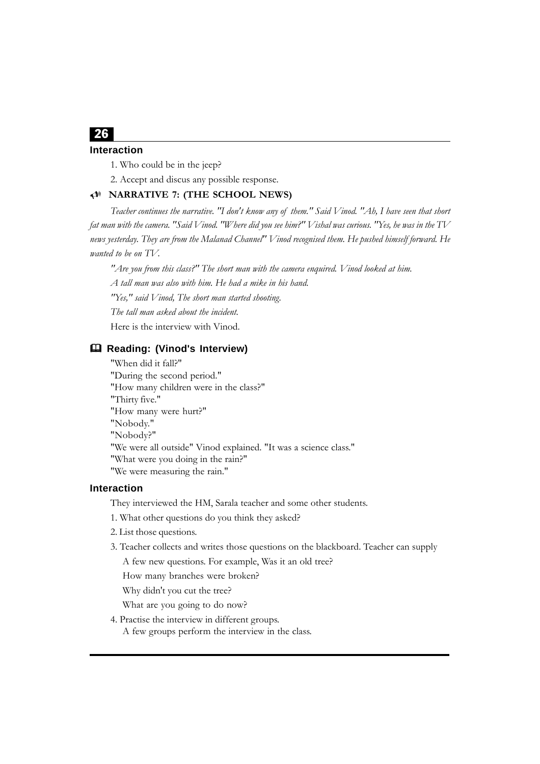## Interaction

1. Who could be in the jeep?

2. Accept and discus any possible response.

### NARRATIVE 7: (THE SCHOOL NEWS)

*Teacher continues the narrative. "I don't know any of them." Said Vinod. "Ah, I have seen that short fat man with the camera. "Said Vinod. "Where did you see him?" Vishal was curious. "Yes, he was in the TV news yesterday. They are from the Malanad Channel" Vinod recognised them. He pushed himself forward. He wanted to be on TV.*

*"Are you from this class?" The short man with the camera enquired. Vinod looked at him.*

*A tall man was also with him. He had a mike in his hand.*

*"Yes," said Vinod, The short man started shooting.*

*The tall man asked about the incident.*

Here is the interview with Vinod.

## Reading: (Vinod's Interview)

"When did it fall?"
"During the second period."
"How many children were in the class?"
"Thirty five."
"How many were hurt?"
"Nobody."
"Nobody?"
"We were all outside" Vinod explained. "It was a science class."
"What were you doing in the rain?"
"We were measuring the rain."

## Interaction

They interviewed the HM, Sarala teacher and some other students.

1. What other questions do you think they asked?

2. List those questions.

3. Teacher collects and writes those questions on the blackboard. Teacher can supply

   A few new questions. For example, Was it an old tree?

   How many branches were broken?

   Why didn't you cut the tree?

   What are you going to do now?

4. Practise the interview in different groups.
   A few groups perform the interview in the class.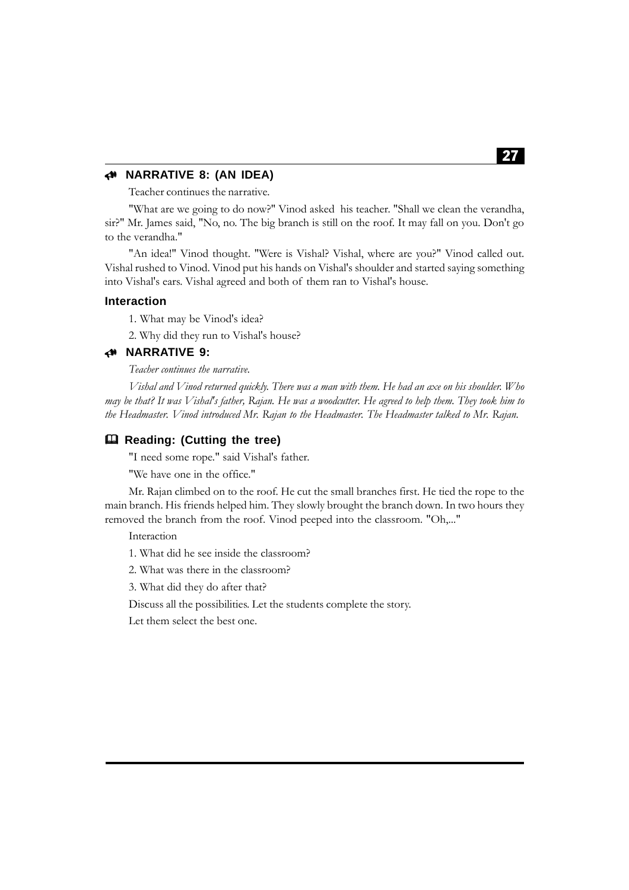## NARRATIVE 8: (AN IDEA)

Teacher continues the narrative.

"What are we going to do now?" Vinod asked his teacher. "Shall we clean the verandha, sir?" Mr. James said, "No, no. The big branch is still on the roof. It may fall on you. Don't go to the verandha."

"An idea!" Vinod thought. "Were is Vishal? Vishal, where are you?" Vinod called out. Vishal rushed to Vinod. Vinod put his hands on Vishal's shoulder and started saying something into Vishal's ears. Vishal agreed and both of them ran to Vishal's house.

### Interaction

1. What may be Vinod's idea?
2. Why did they run to Vishal's house?

## NARRATIVE 9:

*Teacher continues the narrative.*

*Vishal and Vinod returned quickly. There was a man with them. He had an axe on his shoulder. Who may be that? It was Vishal's father, Rajan. He was a woodcutter. He agreed to help them. They took him to the Headmaster. Vinod introduced Mr. Rajan to the Headmaster. The Headmaster talked to Mr. Rajan.*

## Reading: (Cutting the tree)

"I need some rope." said Vishal's father.

"We have one in the office."

Mr. Rajan climbed on to the roof. He cut the small branches first. He tied the rope to the main branch. His friends helped him. They slowly brought the branch down. In two hours they removed the branch from the roof. Vinod peeped into the classroom. "Oh,..."

Interaction

1. What did he see inside the classroom?
2. What was there in the classroom?
3. What did they do after that?

Discuss all the possibilities. Let the students complete the story.

Let them select the best one.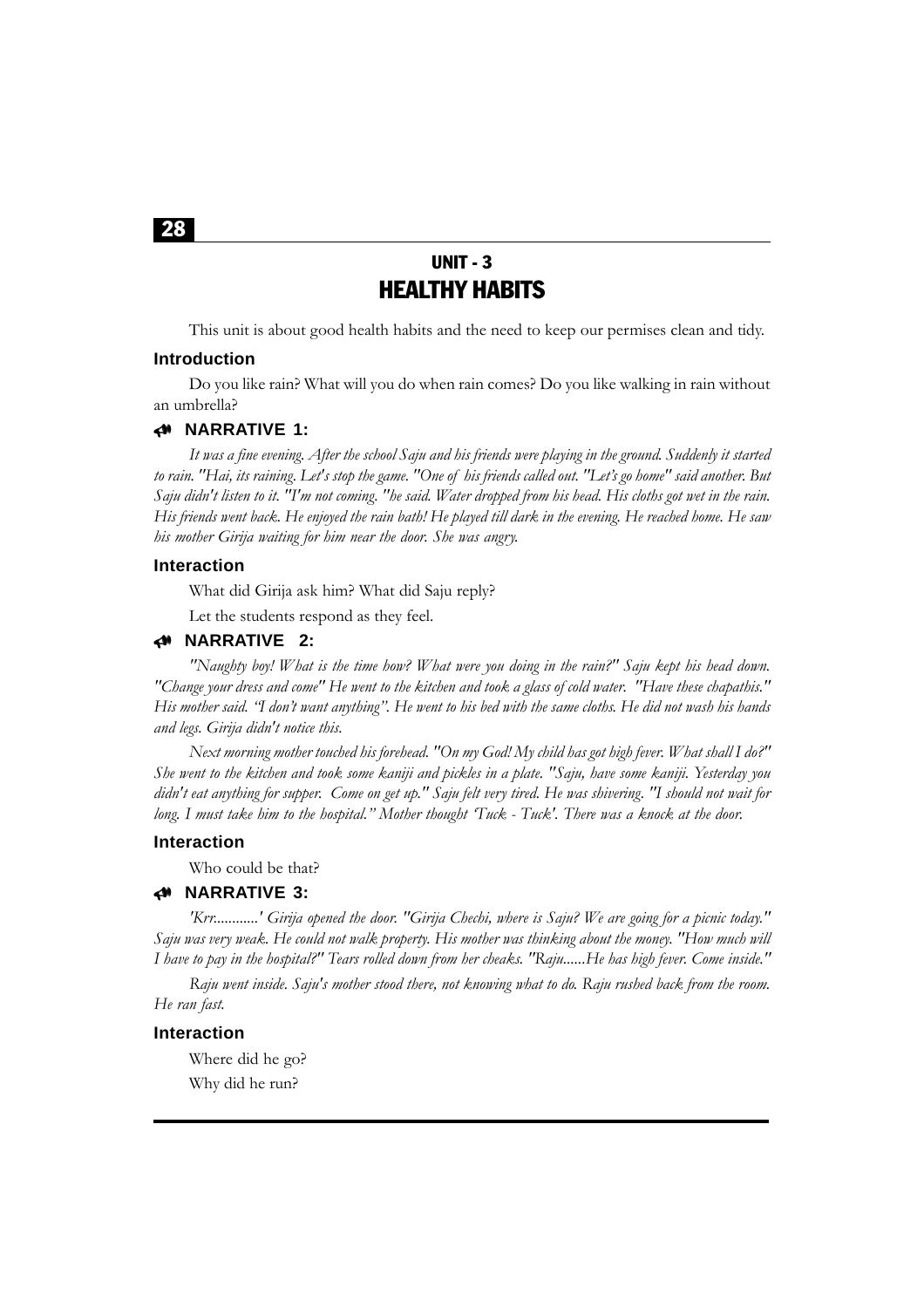# UNIT - 3
# HEALTHY HABITS

This unit is about good health habits and the need to keep our permises clean and tidy.

### Introduction

Do you like rain? What will you do when rain comes? Do you like walking in rain without an umbrella?

### NARRATIVE 1:

*It was a fine evening. After the school Saju and his friends were playing in the ground. Suddenly it started to rain. "Hai, its raining. Let's stop the game. "One of his friends called out. "Let's go home" said another. But Saju didn't listen to it. "I'm not coming. "he said. Water dropped from his head. His cloths got wet in the rain. His friends went back. He enjoyed the rain bath! He played till dark in the evening. He reached home. He saw his mother Girija waiting for him near the door. She was angry.*

### Interaction

What did Girija ask him? What did Saju reply?

Let the students respond as they feel.

### NARRATIVE 2:

*"Naughty boy! What is the time how? What were you doing in the rain?" Saju kept his head down. "Change your dress and come" He went to the kitchen and took a glass of cold water. "Have these chapathis." His mother said. "I don't want anything". He went to his bed with the same cloths. He did not wash his hands and legs. Girija didn't notice this.*

*Next morning mother touched his forehead. "On my God! My child has got high fever. What shall I do?" She went to the kitchen and took some kaniji and pickles in a plate. "Saju, have some kaniji. Yesterday you didn't eat anything for supper. Come on get up." Saju felt very tired. He was shivering. "I should not wait for long. I must take him to the hospital." Mother thought 'Tuck - Tuck'. There was a knock at the door.*

### Interaction

Who could be that?

### NARRATIVE 3:

*'Krr............' Girija opened the door. "Girija Chechi, where is Saju? We are going for a picnic today." Saju was very weak. He could not walk property. His mother was thinking about the money. "How much will I have to pay in the hospital?" Tears rolled down from her cheaks. "Raju......He has high fever. Come inside."*

*Raju went inside. Saju's mother stood there, not knowing what to do. Raju rushed back from the room. He ran fast.*

### Interaction

Where did he go?

Why did he run?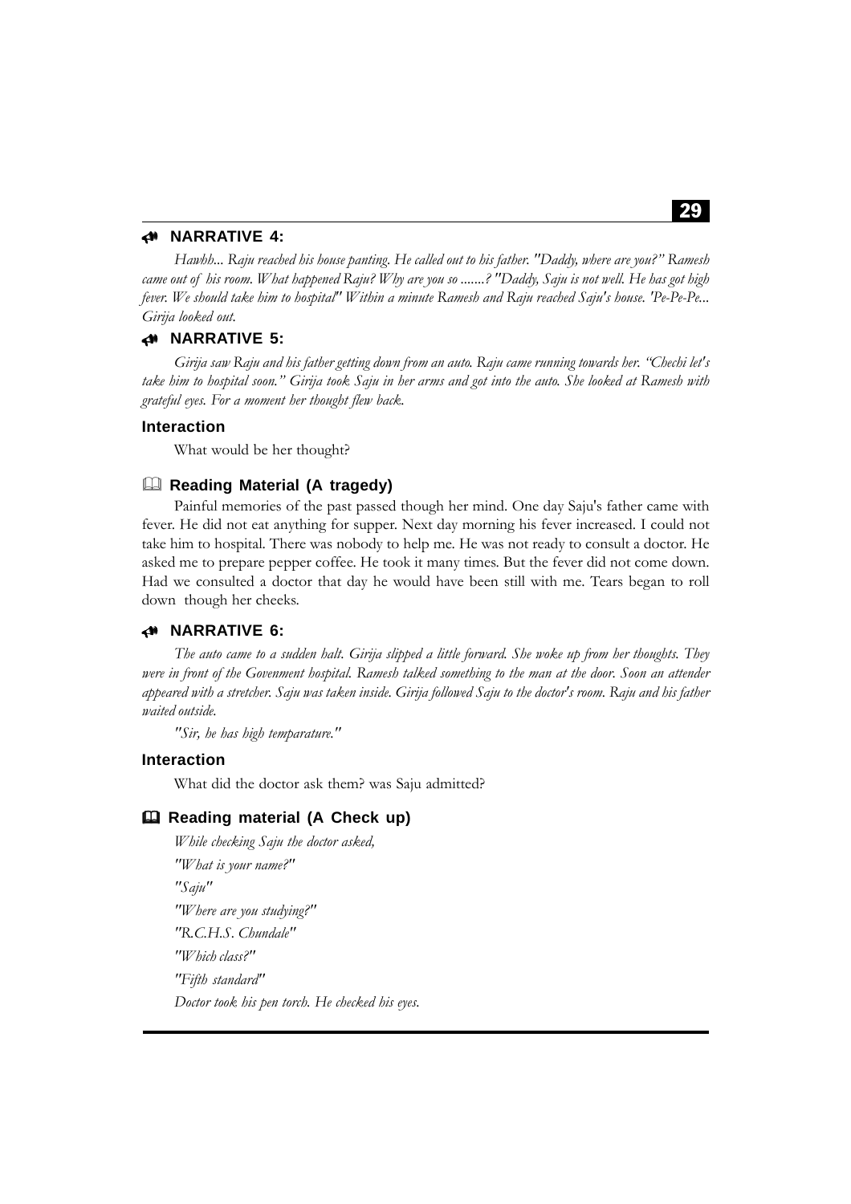### NARRATIVE 4:

*Hawhh... Raju reached his house panting. He called out to his father. "Daddy, where are you?" Ramesh came out of his room. What happened Raju? Why are you so .......? "Daddy, Saju is not well. He has got high fever. We should take him to hospital" Within a minute Ramesh and Raju reached Saju's house. 'Pe-Pe-Pe... Girija looked out.*

### NARRATIVE 5:

*Girija saw Raju and his father getting down from an auto. Raju came running towards her. "Chechi let's take him to hospital soon." Girija took Saju in her arms and got into the auto. She looked at Ramesh with grateful eyes. For a moment her thought flew back.*

### Interaction

What would be her thought?

### Reading Material (A tragedy)

Painful memories of the past passed though her mind. One day Saju's father came with fever. He did not eat anything for supper. Next day morning his fever increased. I could not take him to hospital. There was nobody to help me. He was not ready to consult a doctor. He asked me to prepare pepper coffee. He took it many times. But the fever did not come down. Had we consulted a doctor that day he would have been still with me. Tears began to roll down though her cheeks.

### NARRATIVE 6:

*The auto came to a sudden halt. Girija slipped a little forward. She woke up from her thoughts. They were in front of the Govenment hospital. Ramesh talked something to the man at the door. Soon an attender appeared with a stretcher. Saju was taken inside. Girija followed Saju to the doctor's room. Raju and his father waited outside.*

*"Sir, he has high temparature."*

### Interaction

What did the doctor ask them? was Saju admitted?

### Reading material (A Check up)

*While checking Saju the doctor asked,*

*"What is your name?"*

*"Saju"*

*"Where are you studying?"*

*"R.C.H.S. Chundale"*

*"Which class?"*

*"Fifth standard"*

*Doctor took his pen torch. He checked his eyes.*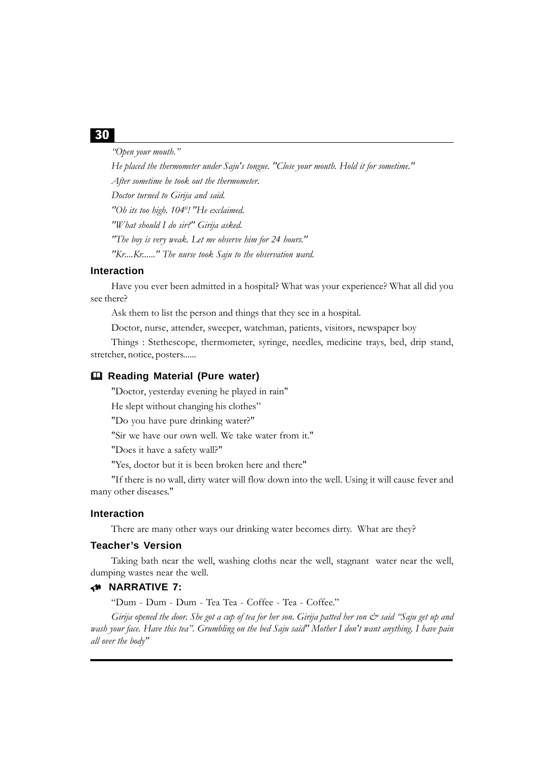*"Open your mouth."*

*He placed the thermometer under Saju's tongue. "Close your mouth. Hold it for sometime."*

*After sometime he took out the thermometer.*

*Doctor turned to Girija and said.*

*"Oh its too high. 104$^0$! "He exclaimed.*

*"What should I do sir?" Girija asked.*

*"The boy is very weak. Let me observe him for 24 hours."*

*"Kr....Kr......" The nurse took Saju to the observation ward.*

### Interaction

Have you ever been admitted in a hospital? What was your experience? What all did you see there?

Ask them to list the person and things that they see in a hospital.

Doctor, nurse, attender, sweeper, watchman, patients, visitors, newspaper boy

Things : Stethescope, thermometer, syringe, needles, medicine trays, bed, drip stand, stretcher, notice, posters......

### Reading Material (Pure water)

"Doctor, yesterday evening he played in rain"

He slept without changing his clothes"

"Do you have pure drinking water?"

"Sir we have our own well. We take water from it."

"Does it have a safety wall?"

"Yes, doctor but it is been broken here and there"

"If there is no wall, dirty water will flow down into the well. Using it will cause fever and many other diseases."

### Interaction

There are many other ways our drinking water becomes dirty. What are they?

### Teacher's Version

Taking bath near the well, washing cloths near the well, stagnant water near the well, dumping wastes near the well.

### NARRATIVE 7:

"Dum - Dum - Dum - Tea Tea - Coffee - Tea - Coffee."

*Girija opened the door. She got a cup of tea for her son. Girija patted her son & said "Saju get up and wash your face. Have this tea". Grumbling on the bed Saju said" Mother I don't want anything. I have pain all over the body"*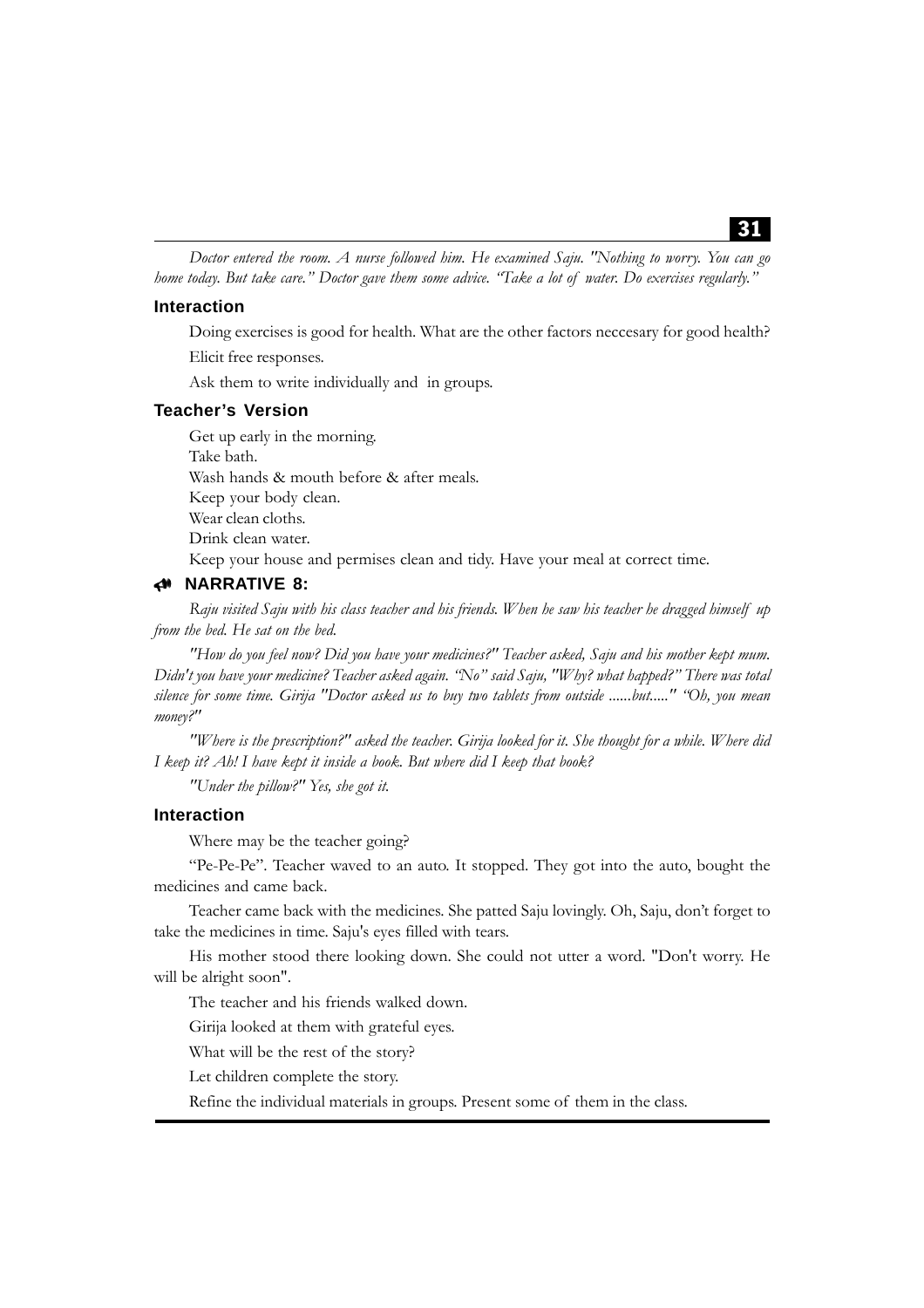*Doctor entered the room. A nurse followed him. He examined Saju. "Nothing to worry. You can go home today. But take care." Doctor gave them some advice. "Take a lot of water. Do exercises regularly."*

### Interaction

Doing exercises is good for health. What are the other factors neccesary for good health?

Elicit free responses.

Ask them to write individually and in groups.

### Teacher's Version

Get up early in the morning.
Take bath.
Wash hands & mouth before & after meals.
Keep your body clean.
Wear clean cloths.
Drink clean water.
Keep your house and permises clean and tidy. Have your meal at correct time.

### NARRATIVE 8:

*Raju visited Saju with his class teacher and his friends. When he saw his teacher he dragged himself up from the bed. He sat on the bed.*

*"How do you feel now? Did you have your medicines?" Teacher asked, Saju and his mother kept mum. Didn't you have your medicine? Teacher asked again. "No" said Saju, "Why? what happed?" There was total silence for some time. Girija "Doctor asked us to buy two tablets from outside ......but....." "Oh, you mean money?"*

*"Where is the prescription?" asked the teacher. Girija looked for it. She thought for a while. Where did I keep it? Ah! I have kept it inside a book. But where did I keep that book?*

*"Under the pillow?" Yes, she got it.*

### Interaction

Where may be the teacher going?

"Pe-Pe-Pe". Teacher waved to an auto. It stopped. They got into the auto, bought the medicines and came back.

Teacher came back with the medicines. She patted Saju lovingly. Oh, Saju, don't forget to take the medicines in time. Saju's eyes filled with tears.

His mother stood there looking down. She could not utter a word. "Don't worry. He will be alright soon".

The teacher and his friends walked down.

Girija looked at them with grateful eyes.

What will be the rest of the story?

Let children complete the story.

Refine the individual materials in groups. Present some of them in the class.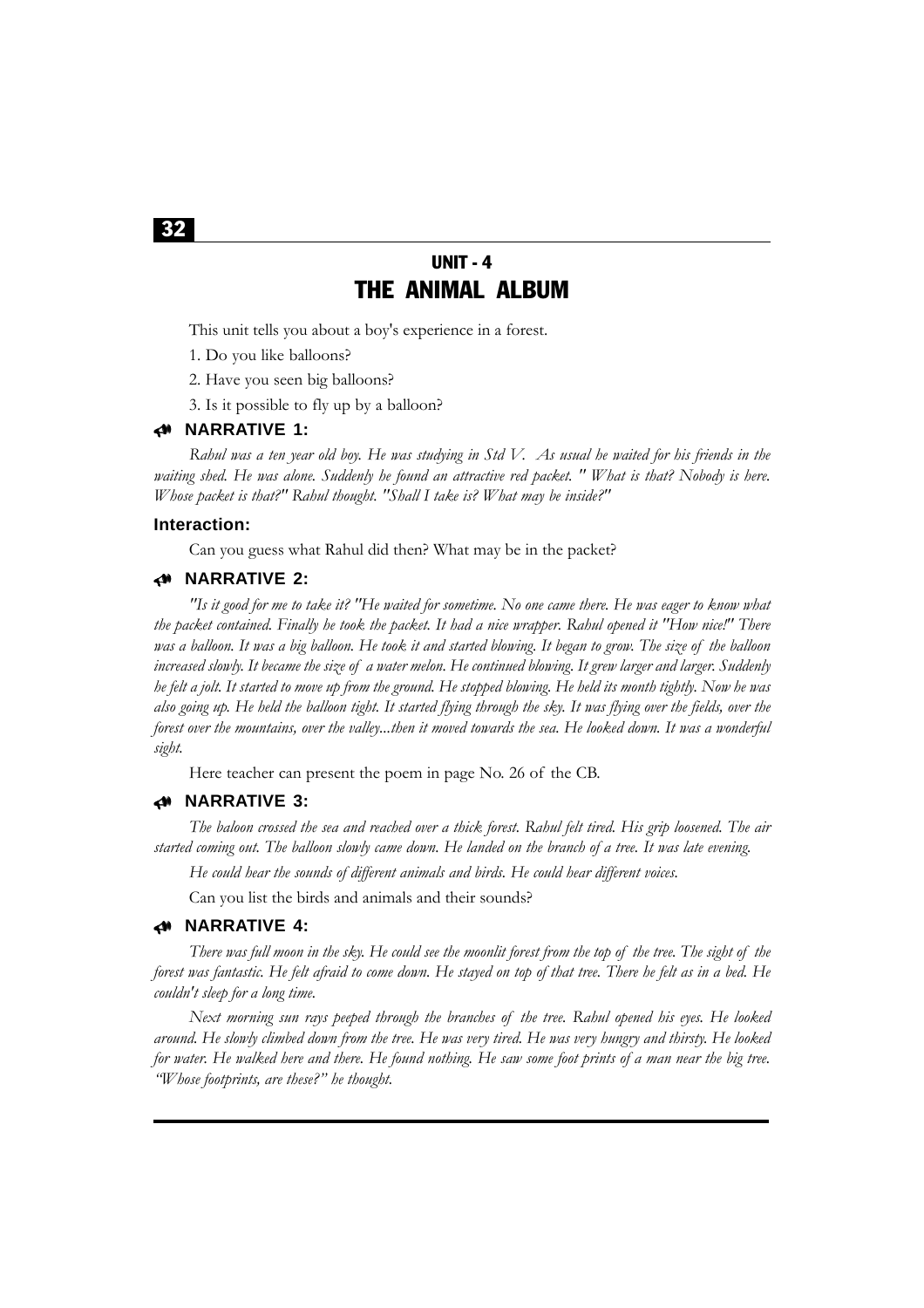# UNIT - 4
## THE ANIMAL ALBUM

This unit tells you about a boy's experience in a forest.

1. Do you like balloons?
2. Have you seen big balloons?
3. Is it possible to fly up by a balloon?

### NARRATIVE 1:

*Rahul was a ten year old boy. He was studying in Std V. As usual he waited for his friends in the waiting shed. He was alone. Suddenly he found an attractive red packet. " What is that? Nobody is here. Whose packet is that?" Rahul thought. "Shall I take is? What may be inside?"*

### Interaction:

Can you guess what Rahul did then? What may be in the packet?

### NARRATIVE 2:

*"Is it good for me to take it? "He waited for sometime. No one came there. He was eager to know what the packet contained. Finally he took the packet. It had a nice wrapper. Rahul opened it "How nice!" There was a balloon. It was a big balloon. He took it and started blowing. It began to grow. The size of the balloon increased slowly. It became the size of a water melon. He continued blowing. It grew larger and larger. Suddenly he felt a jolt. It started to move up from the ground. He stopped blowing. He held its month tightly. Now he was also going up. He held the balloon tight. It started flying through the sky. It was flying over the fields, over the forest over the mountains, over the valley...then it moved towards the sea. He looked down. It was a wonderful sight.*

Here teacher can present the poem in page No. 26 of the CB.

### NARRATIVE 3:

*The baloon crossed the sea and reached over a thick forest. Rahul felt tired. His grip loosened. The air started coming out. The balloon slowly came down. He landed on the branch of a tree. It was late evening.*

*He could hear the sounds of different animals and birds. He could hear different voices.*

Can you list the birds and animals and their sounds?

### NARRATIVE 4:

*There was full moon in the sky. He could see the moonlit forest from the top of the tree. The sight of the forest was fantastic. He felt afraid to come down. He stayed on top of that tree. There he felt as in a bed. He couldn't sleep for a long time.*

*Next morning sun rays peeped through the branches of the tree. Rahul opened his eyes. He looked around. He slowly climbed down from the tree. He was very tired. He was very hungry and thirsty. He looked for water. He walked here and there. He found nothing. He saw some foot prints of a man near the big tree. "Whose footprints, are these?" he thought.*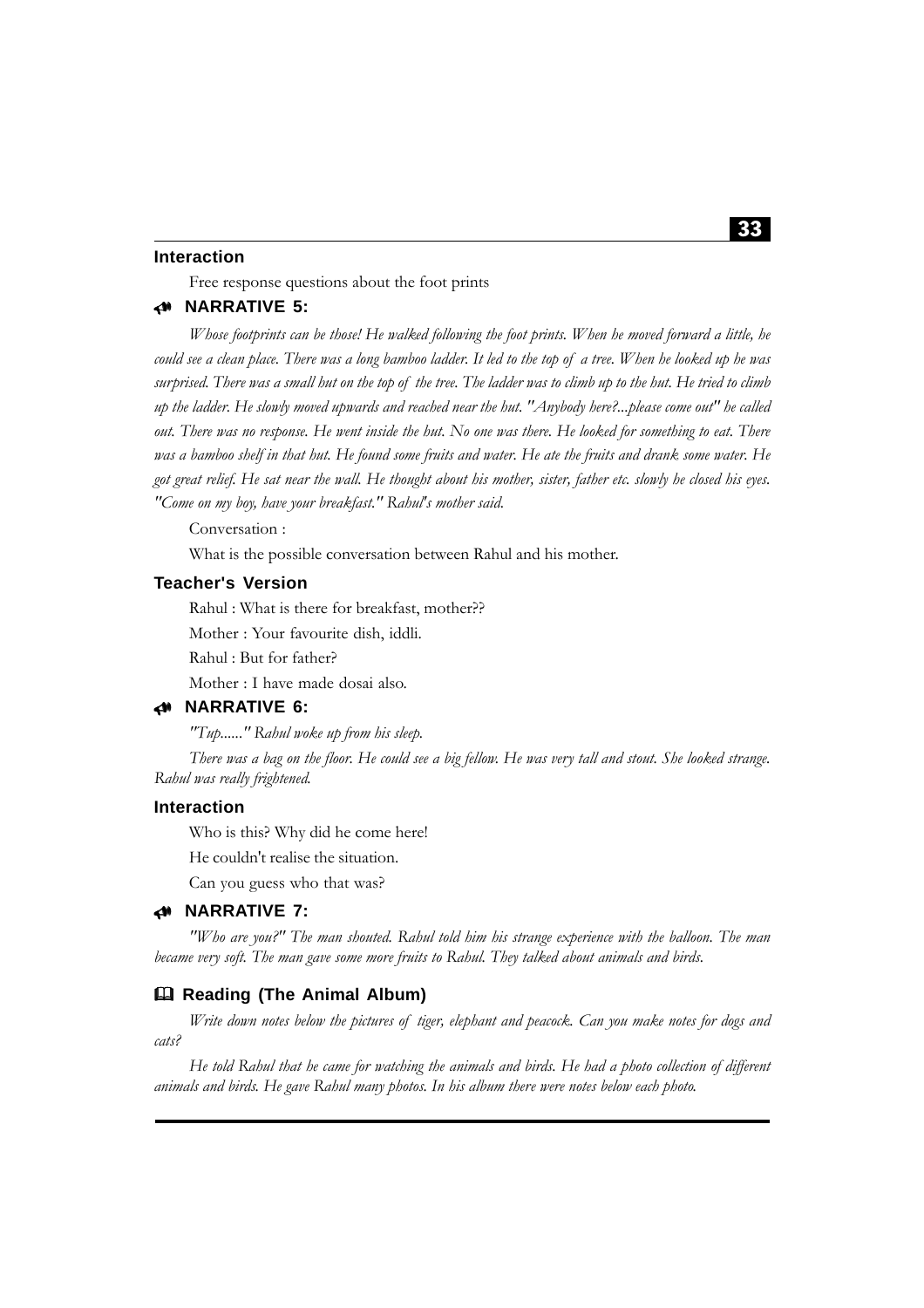### Interaction

Free response questions about the foot prints

### NARRATIVE 5:

*Whose footprints can be those! He walked following the foot prints. When he moved forward a little, he could see a clean place. There was a long bamboo ladder. It led to the top of a tree. When he looked up he was surprised. There was a small hut on the top of the tree. The ladder was to climb up to the hut. He tried to climb up the ladder. He slowly moved upwards and reached near the hut. "Anybody here?...please come out" he called out. There was no response. He went inside the hut. No one was there. He looked for something to eat. There was a bamboo shelf in that hut. He found some fruits and water. He ate the fruits and drank some water. He got great relief. He sat near the wall. He thought about his mother, sister, father etc. slowly he closed his eyes. "Come on my boy, have your breakfast." Rahul's mother said.*

Conversation :

What is the possible conversation between Rahul and his mother.

### Teacher's Version

Rahul : What is there for breakfast, mother??

Mother : Your favourite dish, iddli.

Rahul : But for father?

Mother : I have made dosai also.

### NARRATIVE 6:

*"Tup......" Rahul woke up from his sleep.*

*There was a bag on the floor. He could see a big fellow. He was very tall and stout. She looked strange. Rahul was really frightened.*

### Interaction

Who is this? Why did he come here!

He couldn't realise the situation.

Can you guess who that was?

### NARRATIVE 7:

*"Who are you?" The man shouted. Rahul told him his strange experience with the balloon. The man became very soft. The man gave some more fruits to Rahul. They talked about animals and birds.*

### Reading (The Animal Album)

*Write down notes below the pictures of tiger, elephant and peacock. Can you make notes for dogs and cats?*

*He told Rahul that he came for watching the animals and birds. He had a photo collection of different animals and birds. He gave Rahul many photos. In his album there were notes below each photo.*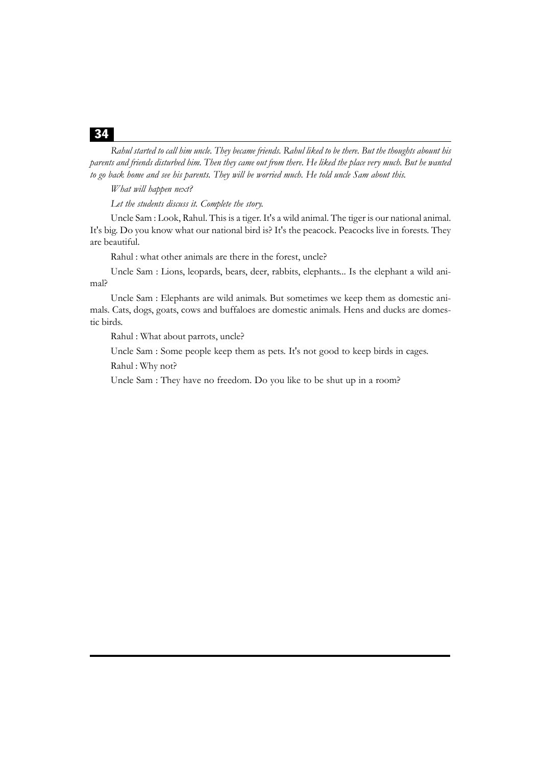*Rahul started to call him uncle. They became friends. Rahul liked to be there. But the thoughts abount his parents and friends disturbed him. Then they came out from there. He liked the place very much. But he wanted to go back home and see his parents. They will be worried much. He told uncle Sam about this.*

*What will happen next?*

*Let the students discuss it. Complete the story.*

Uncle Sam : Look, Rahul. This is a tiger. It's a wild animal. The tiger is our national animal. It's big. Do you know what our national bird is? It's the peacock. Peacocks live in forests. They are beautiful.

Rahul : what other animals are there in the forest, uncle?

Uncle Sam : Lions, leopards, bears, deer, rabbits, elephants... Is the elephant a wild animal?

Uncle Sam : Elephants are wild animals. But sometimes we keep them as domestic animals. Cats, dogs, goats, cows and buffaloes are domestic animals. Hens and ducks are domestic birds.

Rahul : What about parrots, uncle?

Uncle Sam : Some people keep them as pets. It's not good to keep birds in cages.

Rahul : Why not?

Uncle Sam : They have no freedom. Do you like to be shut up in a room?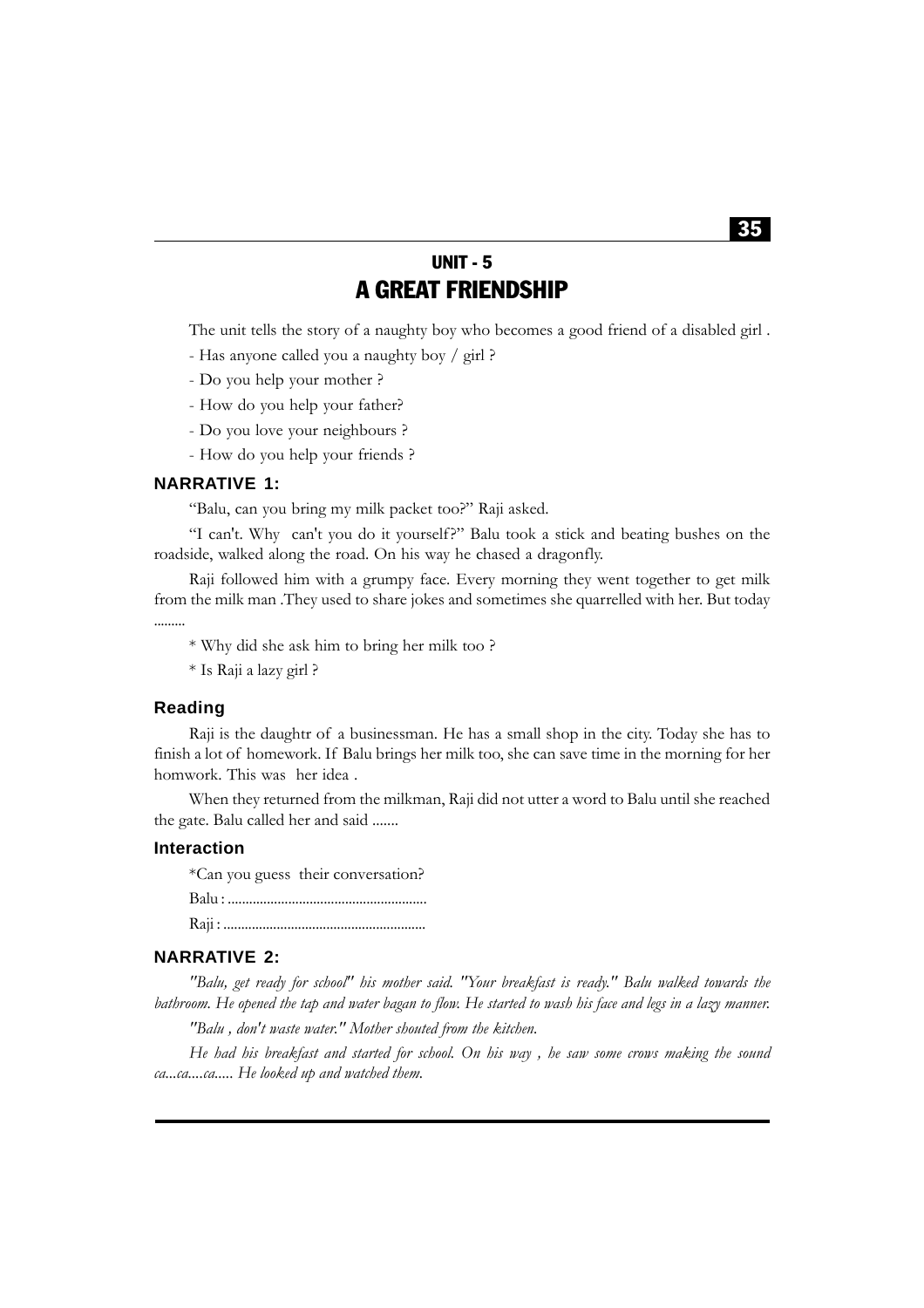# UNIT - 5
# A GREAT FRIENDSHIP

The unit tells the story of a naughty boy who becomes a good friend of a disabled girl .

- Has anyone called you a naughty boy / girl ?
- Do you help your mother ?
- How do you help your father?
- Do you love your neighbours ?
- How do you help your friends ?

### NARRATIVE 1:

"Balu, can you bring my milk packet too?" Raji asked.

"I can't. Why can't you do it yourself?" Balu took a stick and beating bushes on the roadside, walked along the road. On his way he chased a dragonfly.

Raji followed him with a grumpy face. Every morning they went together to get milk from the milk man .They used to share jokes and sometimes she quarrelled with her. But today .........

* Why did she ask him to bring her milk too ?

* Is Raji a lazy girl ?

### Reading

Raji is the daughtr of a businessman. He has a small shop in the city. Today she has to finish a lot of homework. If Balu brings her milk too, she can save time in the morning for her homwork. This was her idea .

When they returned from the milkman, Raji did not utter a word to Balu until she reached the gate. Balu called her and said .......

### Interaction

*Can you guess their conversation?

Balu : .......................................................

Raji : .......................................................

### NARRATIVE 2:

*"Balu, get ready for school" his mother said. "Your breakfast is ready." Balu walked towards the bathroom. He opened the tap and water bagan to flow. He started to wash his face and legs in a lazy manner.*

*"Balu , don't waste water." Mother shouted from the kitchen.*

*He had his breakfast and started for school. On his way , he saw some crows making the sound ca...ca....ca..... He looked up and watched them.*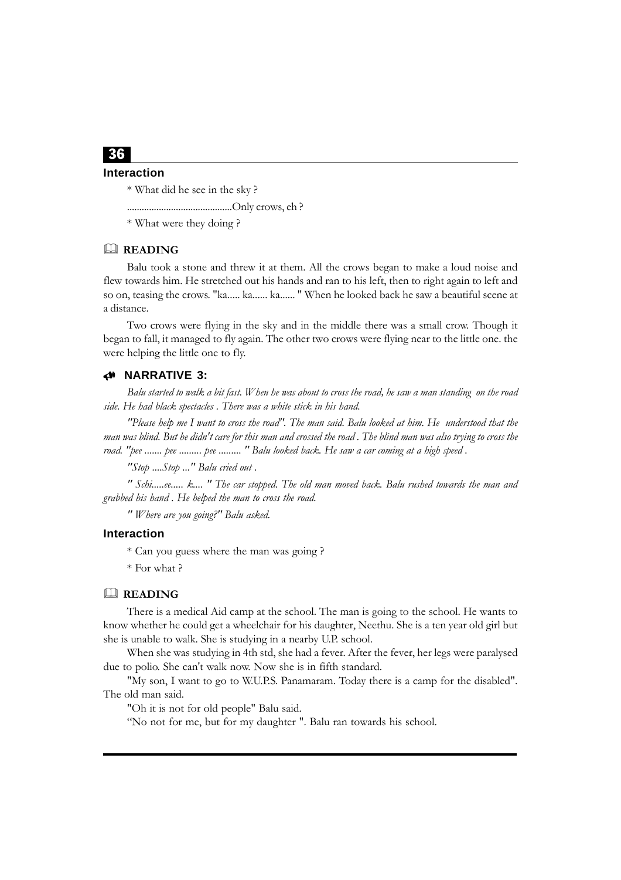### Interaction

* What did he see in the sky ?

..........................................Only crows, eh ?

* What were they doing ?

### 📖 READING

Balu took a stone and threw it at them. All the crows began to make a loud noise and flew towards him. He stretched out his hands and ran to his left, then to right again to left and so on, teasing the crows. "ka..... ka...... ka...... " When he looked back he saw a beautiful scene at a distance.

Two crows were flying in the sky and in the middle there was a small crow. Though it began to fall, it managed to fly again. The other two crows were flying near to the little one. the were helping the little one to fly.

### NARRATIVE 3:

*Balu started to walk a bit fast. When he was about to cross the road, he saw a man standing on the road side. He had black spectacles . There was a white stick in his hand.*

*"Please help me I want to cross the road". The man said. Balu looked at him. He understood that the man was blind. But he didn't care for this man and crossed the road . The blind man was also trying to cross the road. "pee ....... pee ......... pee ......... " Balu looked back. He saw a car coming at a high speed .*

*"Stop ....Stop ..." Balu cried out .*

*" Schi.....ee..... k.... " The car stopped. The old man moved back. Balu rushed towards the man and grabbed his hand . He helped the man to cross the road.*

*" Where are you going?" Balu asked.*

### Interaction

* Can you guess where the man was going ?

* For what ?

### 📖 READING

There is a medical Aid camp at the school. The man is going to the school. He wants to know whether he could get a wheelchair for his daughter, Neethu. She is a ten year old girl but she is unable to walk. She is studying in a nearby U.P. school.

When she was studying in 4th std, she had a fever. After the fever, her legs were paralysed due to polio. She can't walk now. Now she is in fifth standard.

"My son, I want to go to W.U.P.S. Panamaram. Today there is a camp for the disabled". The old man said.

"Oh it is not for old people" Balu said.

"No not for me, but for my daughter ". Balu ran towards his school.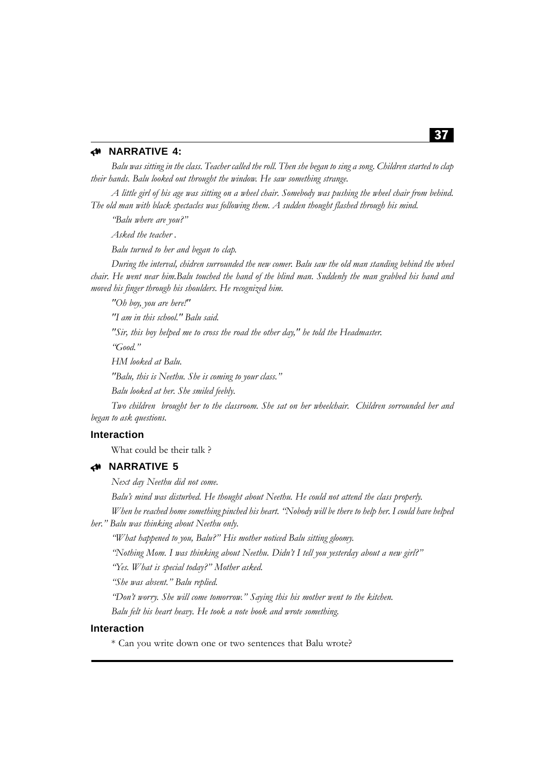## NARRATIVE 4:

*Balu was sitting in the class. Teacher called the roll. Then she began to sing a song. Children started to clap their hands. Balu looked out throught the window. He saw something strange.*

*A little girl of his age was sitting on a wheel chair. Somebody was pushing the wheel chair from behind. The old man with black spectacles was following them. A sudden thought flashed through his mind.*

*"Balu where are you?"*

*Asked the teacher .*

*Balu turned to her and began to clap.*

*During the interval, chidren surrounded the new comer. Balu saw the old man standing behind the wheel chair. He went near him.Balu touched the hand of the blind man. Suddenly the man grabbed his hand and moved his finger through his shoulders. He recognized him.*

*"Oh boy, you are here!"*

*"I am in this school." Balu said.*

*"Sir, this boy helped me to cross the road the other day," he told the Headmaster.*

*"Good."*

*HM looked at Balu.*

*"Balu, this is Neethu. She is coming to your class."*

*Balu looked at her. She smiled feebly.*

*Two children brought her to the classroom. She sat on her wheelchair. Children sorrounded her and began to ask questions.*

### Interaction

What could be their talk ?

## NARRATIVE 5

*Next day Neethu did not come.*

*Balu's mind was disturbed. He thought about Neethu. He could not attend the class properly.*

*When he reached home something pinched his heart. "Nobody will be there to help her. I could have helped her." Balu was thinking about Neethu only.*

*"What happened to you, Balu?" His mother noticed Balu sitting gloomy.*

*"Nothing Mom. I was thinking about Neethu. Didn't I tell you yesterday about a new girl?"*

*"Yes. What is special today?" Mother asked.*

*"She was absent." Balu replied.*

*"Don't worry. She will come tomorrow." Saying this his mother went to the kitchen.*

*Balu felt his heart heavy. He took a note book and wrote something.*

### Interaction

* Can you write down one or two sentences that Balu wrote?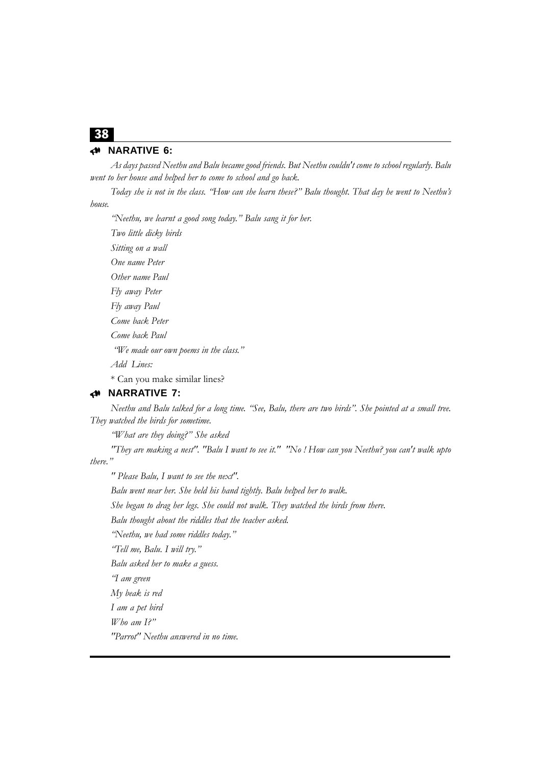## NARATIVE 6:

*As days passed Neethu and Balu became good friends. But Neethu couldn't come to school regularly. Balu went to her house and helped her to come to school and go back.*

*Today she is not in the class. "How can she learn these?" Balu thought. That day he went to Neethu's house.*

*"Neethu, we learnt a good song today." Balu sang it for her.*

*Two little dicky birds*

*Sitting on a wall*

*One name Peter*

*Other name Paul*

*Fly away Peter*

*Fly away Paul*

*Come back Peter*

*Come back Paul*

*"We made our own poems in the class."*

*Add Lines:*

* Can you make similar lines?

## NARRATIVE 7:

*Neethu and Balu talked for a long time. "See, Balu, there are two birds". She pointed at a small tree. They watched the birds for sometime.*

*"What are they doing?" She asked*

*"They are making a nest". "Balu I want to see it." "No ! How can you Neethu? you can't walk upto there."*

*" Please Balu, I want to see the next".*

*Balu went near her. She held his hand tightly. Balu helped her to walk.*

*She began to drag her legs. She could not walk. They watched the birds from there.*

*Balu thought about the riddles that the teacher asked.*

*"Neethu, we had some riddles today."*

*"Tell me, Balu. I will try."*

*Balu asked her to make a guess.*

*"I am green*

*My beak is red*

*I am a pet bird*

*Who am I?"*

*"Parrot" Neethu answered in no time.*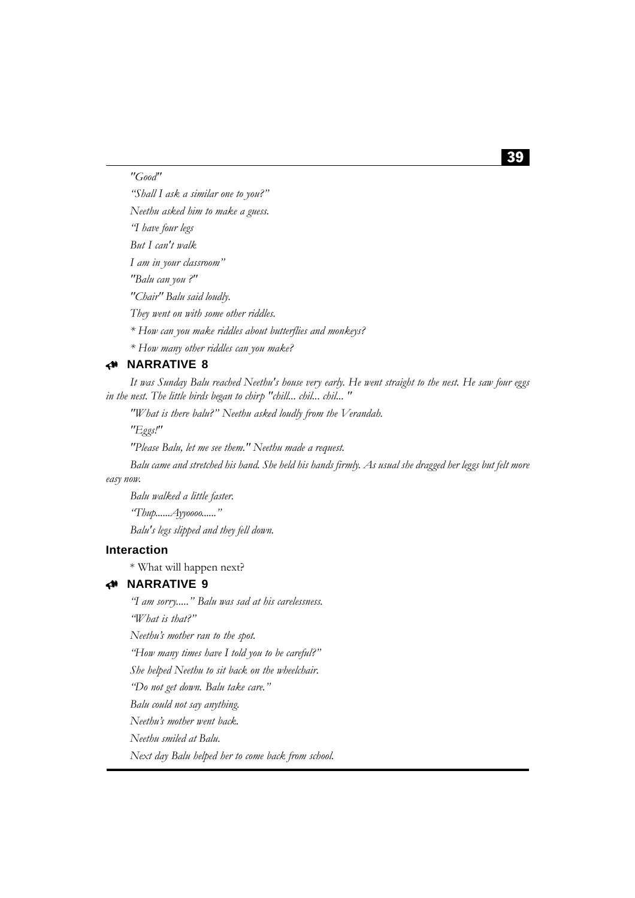*"Good"*

*"Shall I ask a similar one to you?"*

*Neethu asked him to make a guess.*

*"I have four legs*

*But I can't walk*

*I am in your classroom"*

*"Balu can you ?"*

*"Chair" Balu said loudly.*

*They went on with some other riddles.*

*\* How can you make riddles about butterflies and monkeys?*

*\* How many other riddles can you make?*

## NARRATIVE 8

*It was Sunday Balu reached Neethu's house very early. He went straight to the nest. He saw four eggs in the nest. The little birds began to chirp "chill... chil... chil... "*

*"What is there balu?" Neethu asked loudly from the Verandah.*

*"Eggs!"*

*"Please Balu, let me see them." Neethu made a request.*

*Balu came and stretched his hand. She held his hands firmly. As usual she dragged her leggs but felt more easy now.*

*Balu walked a little faster.*

*"Thup......Ayyoooo......"*

*Balu's legs slipped and they fell down.*

### Interaction

\* What will happen next?

## NARRATIVE 9

*"I am sorry....." Balu was sad at his carelessness.*

*"What is that?"*

*Neethu's mother ran to the spot.*

*"How many times have I told you to be careful?"*

*She helped Neethu to sit back on the wheelchair.*

*"Do not get down. Balu take care."*

*Balu could not say anything.*

*Neethu's mother went back.*

*Neethu smiled at Balu.*

*Next day Balu helped her to come back from school.*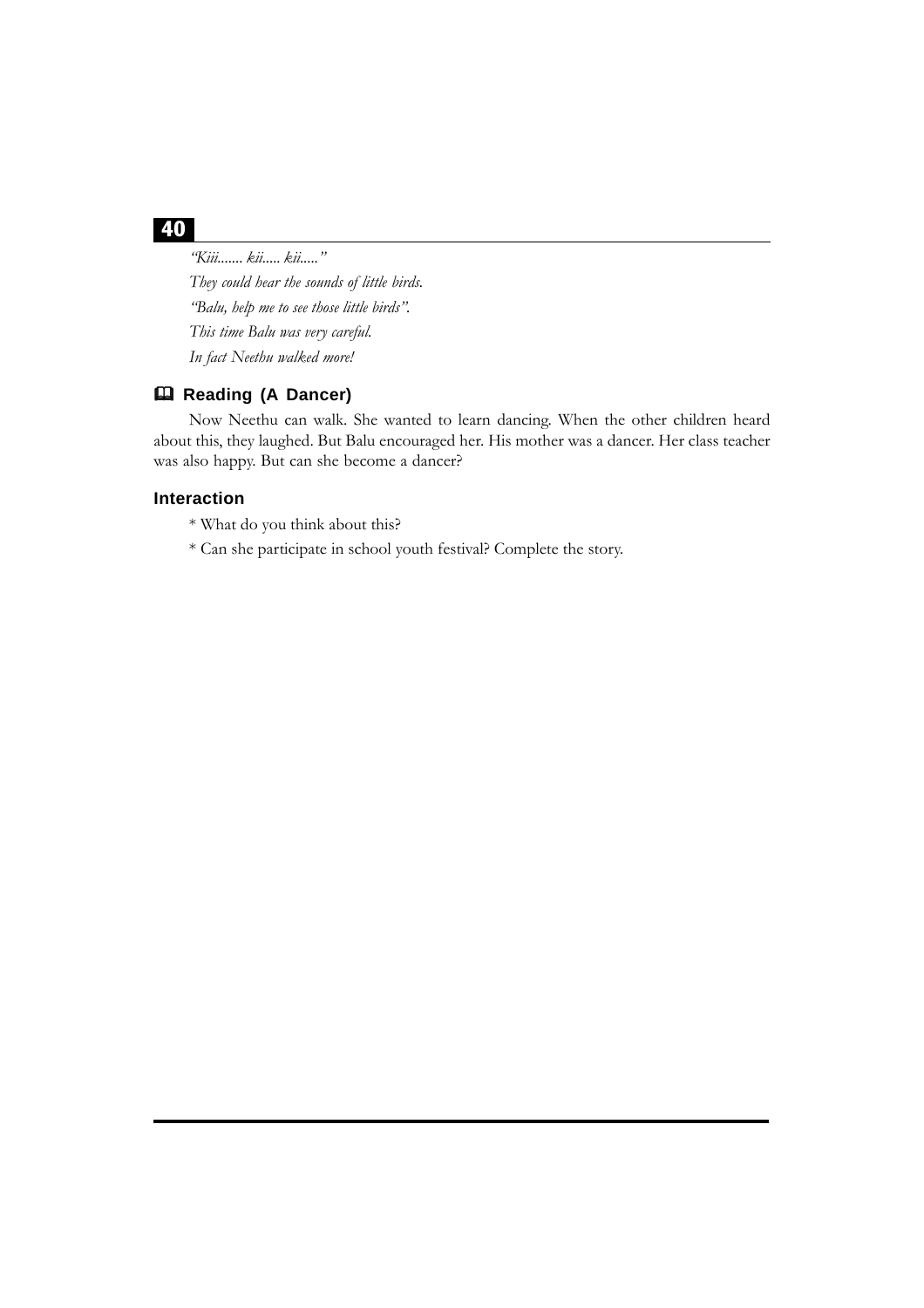*"Kiii....... kii..... kii....."*

*They could hear the sounds of little birds.*

*"Balu, help me to see those little birds".*

*This time Balu was very careful.*

*In fact Neethu walked more!*

### 📖 Reading (A Dancer)

Now Neethu can walk. She wanted to learn dancing. When the other children heard about this, they laughed. But Balu encouraged her. His mother was a dancer. Her class teacher was also happy. But can she become a dancer?

### Interaction

* What do you think about this?

* Can she participate in school youth festival? Complete the story.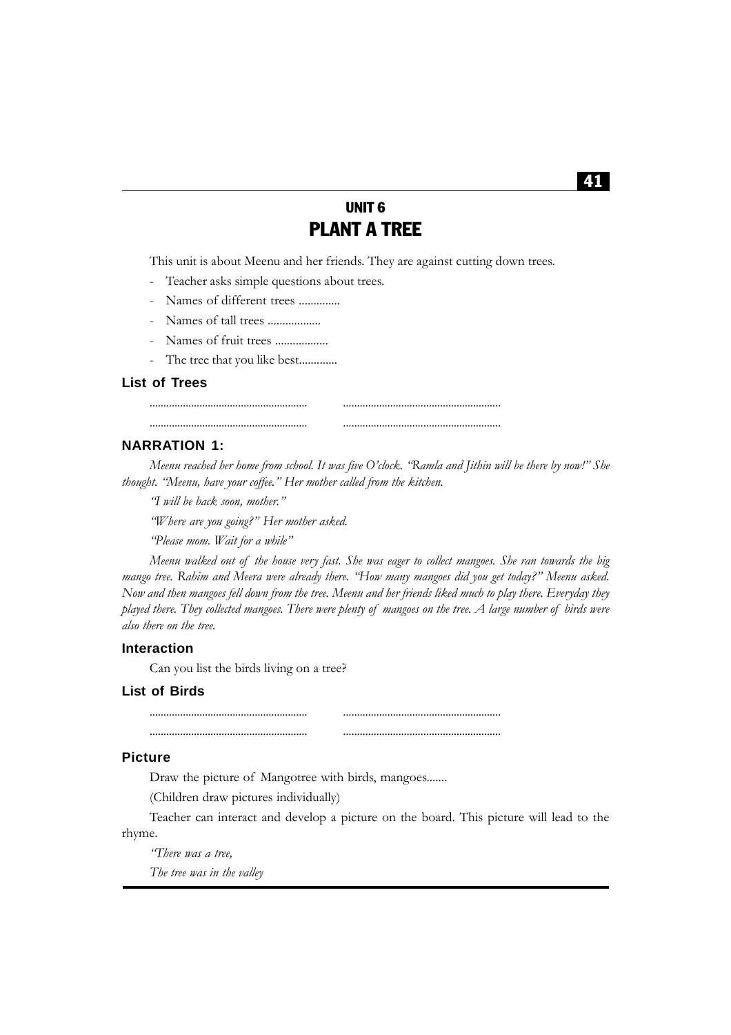## UNIT 6

# PLANT A TREE

This unit is about Meenu and her friends. They are against cutting down trees.

- Teacher asks simple questions about trees.
- Names of different trees ..............
- Names of tall trees ..................
- Names of fruit trees ..................
- The tree that you like best.............

### List of Trees

........................................................ ........................................................

........................................................ ........................................................

### NARRATION 1:

*Meenu reached her home from school. It was five O'clock. "Ramla and Jithin will be there by now!" She thought. "Meenu, have your coffee." Her mother called from the kitchen.*

*"I will be back soon, mother."*

*"Where are you going?" Her mother asked.*

*"Please mom. Wait for a while"*

*Meenu walked out of the house very fast. She was eager to collect mangoes. She ran towards the big mango tree. Rahim and Meera were already there. "How many mangoes did you get today?" Meenu asked. Now and then mangoes fell down from the tree. Meenu and her friends liked much to play there. Everyday they played there. They collected mangoes. There were plenty of mangoes on the tree. A large number of birds were also there on the tree.*

### Interaction

Can you list the birds living on a tree?

### List of Birds

........................................................ ........................................................

........................................................ ........................................................

### Picture

Draw the picture of Mangotree with birds, mangoes.......

(Children draw pictures individually)

Teacher can interact and develop a picture on the board. This picture will lead to the rhyme.

*"There was a tree,*

*The tree was in the valley*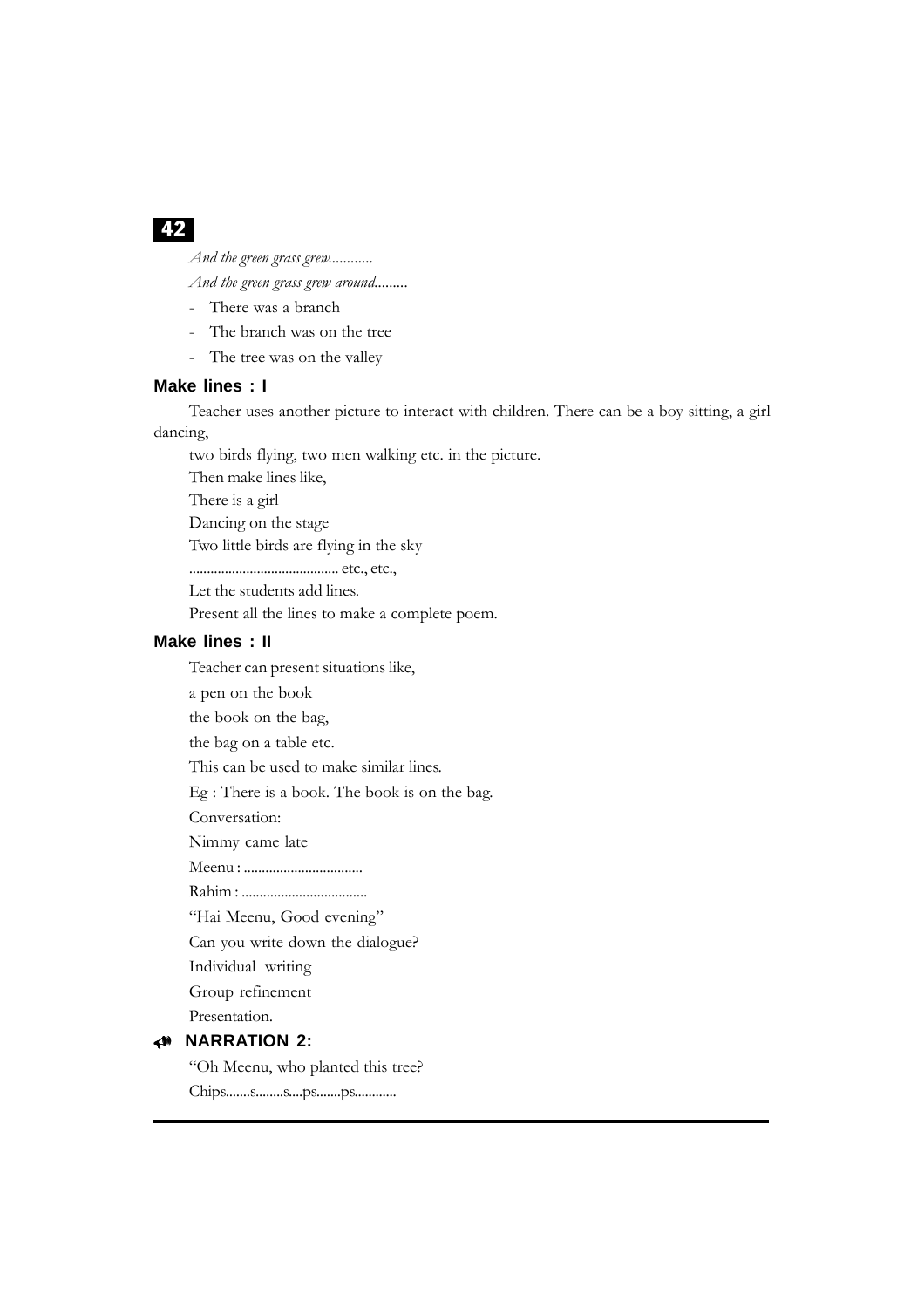*And the green grass grew...........*

*And the green grass grew around.........*

- There was a branch
- The branch was on the tree
- The tree was on the valley

### Make lines : I

Teacher uses another picture to interact with children. There can be a boy sitting, a girl dancing,

two birds flying, two men walking etc. in the picture.

Then make lines like,

There is a girl

Dancing on the stage

Two little birds are flying in the sky

.......................................... etc., etc.,

Let the students add lines.

Present all the lines to make a complete poem.

### Make lines : II

Teacher can present situations like,

a pen on the book

the book on the bag,

the bag on a table etc.

This can be used to make similar lines.

Eg : There is a book. The book is on the bag.

Conversation:

Nimmy came late

Meenu : .................................

Rahim : ...................................

"Hai Meenu, Good evening"

Can you write down the dialogue?

Individual writing

Group refinement

Presentation.

### NARRATION 2:

"Oh Meenu, who planted this tree?

Chips.......s........s....ps.......ps............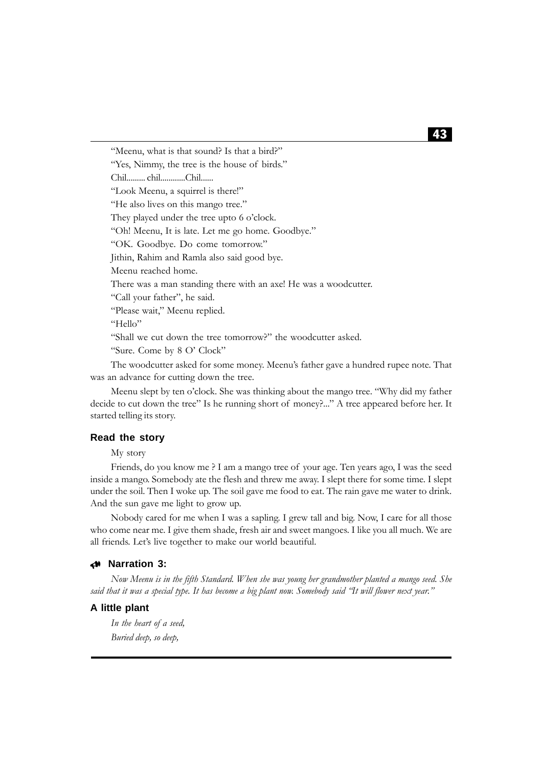"Meenu, what is that sound? Is that a bird?"

"Yes, Nimmy, the tree is the house of birds."

Chil......... chil............Chil......

"Look Meenu, a squirrel is there!"

"He also lives on this mango tree."

They played under the tree upto 6 o'clock.

"Oh! Meenu, It is late. Let me go home. Goodbye."

"OK. Goodbye. Do come tomorrow."

Jithin, Rahim and Ramla also said good bye.

Meenu reached home.

There was a man standing there with an axe! He was a woodcutter.

"Call your father", he said.

"Please wait," Meenu replied.

"Hello"

"Shall we cut down the tree tomorrow?" the woodcutter asked.

"Sure. Come by 8 O' Clock"

The woodcutter asked for some money. Meenu's father gave a hundred rupee note. That was an advance for cutting down the tree.

Meenu slept by ten o'clock. She was thinking about the mango tree. "Why did my father decide to cut down the tree" Is he running short of money?..." A tree appeared before her. It started telling its story.

### Read the story

My story

Friends, do you know me ? I am a mango tree of your age. Ten years ago, I was the seed inside a mango. Somebody ate the flesh and threw me away. I slept there for some time. I slept under the soil. Then I woke up. The soil gave me food to eat. The rain gave me water to drink. And the sun gave me light to grow up.

Nobody cared for me when I was a sapling. I grew tall and big. Now, I care for all those who come near me. I give them shade, fresh air and sweet mangoes. I like you all much. We are all friends. Let's live together to make our world beautiful.

### Narration 3:

*Now Meenu is in the fifth Standard. When she was young her grandmother planted a mango seed. She said that it was a special type. It has become a big plant now. Somebody said "It will flower next year."*

### A little plant

*In the heart of a seed,*
*Buried deep, so deep,*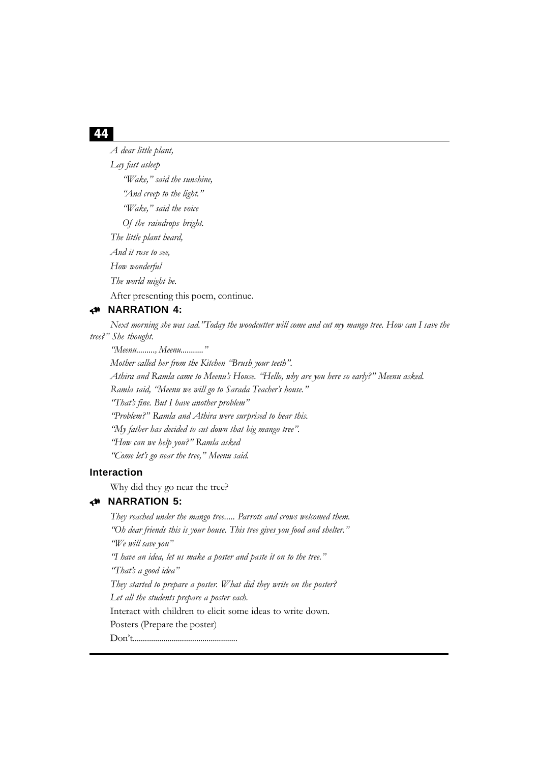*A dear little plant,*

*Lay fast asleep*

*"Wake," said the sunshine,*

*"And creep to the light."*

*"Wake," said the voice*

*Of the raindrops bright.*

*The little plant heard,*

*And it rose to see,*

*How wonderful*

*The world might be.*

After presenting this poem, continue.

### NARRATION 4:

*Next morning she was sad."Today the woodcutter will come and cut my mango tree. How can I save the tree?" She thought.*

*"Meenu........., Meenu..........."*

*Mother called her from the Kitchen "Brush your teeth".*

*Athira and Ramla came to Meenu's House. "Hello, why are you here so early?" Meenu asked.*

*Ramla said, "Meenu we will go to Sarada Teacher's house."*

*"That's fine. But I have another problem"*

*"Problem?" Ramla and Athira were surprised to hear this.*

*"My father has decided to cut down that big mango tree".*

*"How can we help you?" Ramla asked*

*"Come let's go near the tree," Meenu said.*

### Interaction

Why did they go near the tree?

### NARRATION 5:

*They reached under the mango tree..... Parrots and crows welcomed them.*

*"Oh dear friends this is your house. This tree gives you food and shelter."*

*"We will save you"*

*"I have an idea, let us make a poster and paste it on to the tree."*

*"That's a good idea"*

*They started to prepare a poster. What did they write on the poster?*

*Let all the students prepare a poster each.*

Interact with children to elicit some ideas to write down.

Posters (Prepare the poster)

Don't..................................................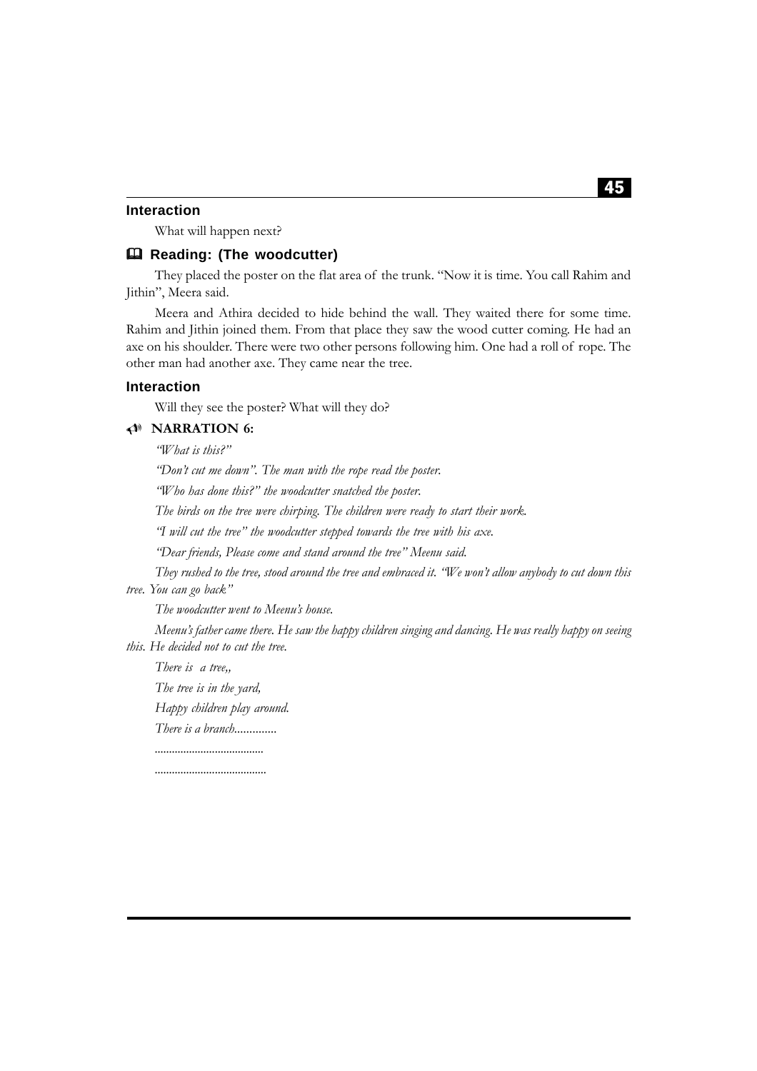### Interaction

What will happen next?

### 📖 Reading: (The woodcutter)

They placed the poster on the flat area of the trunk. "Now it is time. You call Rahim and Jithin", Meera said.

Meera and Athira decided to hide behind the wall. They waited there for some time. Rahim and Jithin joined them. From that place they saw the wood cutter coming. He had an axe on his shoulder. There were two other persons following him. One had a roll of rope. The other man had another axe. They came near the tree.

### Interaction

Will they see the poster? What will they do?

### NARRATION 6:

*"What is this?"*

*"Don't cut me down". The man with the rope read the poster.*

*"Who has done this?" the woodcutter snatched the poster.*

*The birds on the tree were chirping. The children were ready to start their work.*

*"I will cut the tree" the woodcutter stepped towards the tree with his axe.*

*"Dear friends, Please come and stand around the tree" Meenu said.*

*They rushed to the tree, stood around the tree and embraced it. "We won't allow anybody to cut down this tree. You can go back"*

*The woodcutter went to Meenu's house.*

*Meenu's father came there. He saw the happy children singing and dancing. He was really happy on seeing this. He decided not to cut the tree.*

*There is a tree,,*

*The tree is in the yard,*

*Happy children play around.*

*There is a branch.............*

.....................................

......................................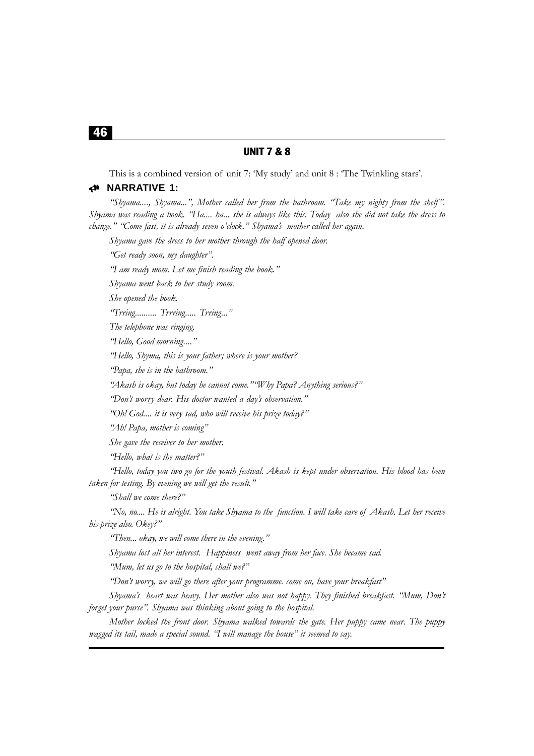## UNIT 7 & 8

This is a combined version of unit 7: 'My study' and unit 8 : 'The Twinkling stars'.

### NARRATIVE 1:

*"Shyama...., Shyama...", Mother called her from the bathroom. "Take my nighty from the shelf". Shyama was reading a book. "Ha.... ha... she is always like this. Today also she did not take the dress to change." "Come fast, it is already seven o'clock." Shyama's mother called her again.*

*Shyama gave the dress to her mother through the half opened door.*

*"Get ready soon, my daughter".*

*"I am ready mom. Let me finish reading the book."*

*Shyama went back to her study room.*

*She opened the book.*

*"Trring.......... Trrring..... Trring..."*

*The telephone was ringing.*

*"Hello, Good morning...."*

*"Hello, Shyma, this is your father; where is your mother?*

*"Papa, she is in the bathroom."*

*"Akash is okay, but today he cannot come.""Why Papa? Anything serious?"*

*"Don't worry dear. His doctor wanted a day's observation."*

*"Oh! God.... it is very sad, who will receive his prize today?"*

*"Ah! Papa, mother is coming"*

*She gave the receiver to her mother.*

*"Hello, what is the matter?"*

*"Hello, today you two go for the youth festival. Akash is kept under observation. His blood has been taken for testing. By evening we will get the result."*

*"Shall we come there?"*

*"No, no.... He is alright. You take Shyama to the function. I will take care of Akash. Let her receive his prize also. Okey?"*

*"Then... okay, we will come there in the evening."*

*Shyama lost all her interest. Happiness went away from her face. She became sad.*

*"Mum, let us go to the hospital, shall we?"*

*"Don't worry, we will go there after your programme. come on, have your breakfast"*

*Shyama's heart was heavy. Her mother also was not happy. They finished breakfast. "Mum, Don't forget your purse". Shyama was thinking about going to the hospital.*

*Mother locked the front door. Shyama walked towards the gate. Her puppy came near. The puppy wagged its tail, made a special sound. "I will manage the house" it seemed to say.*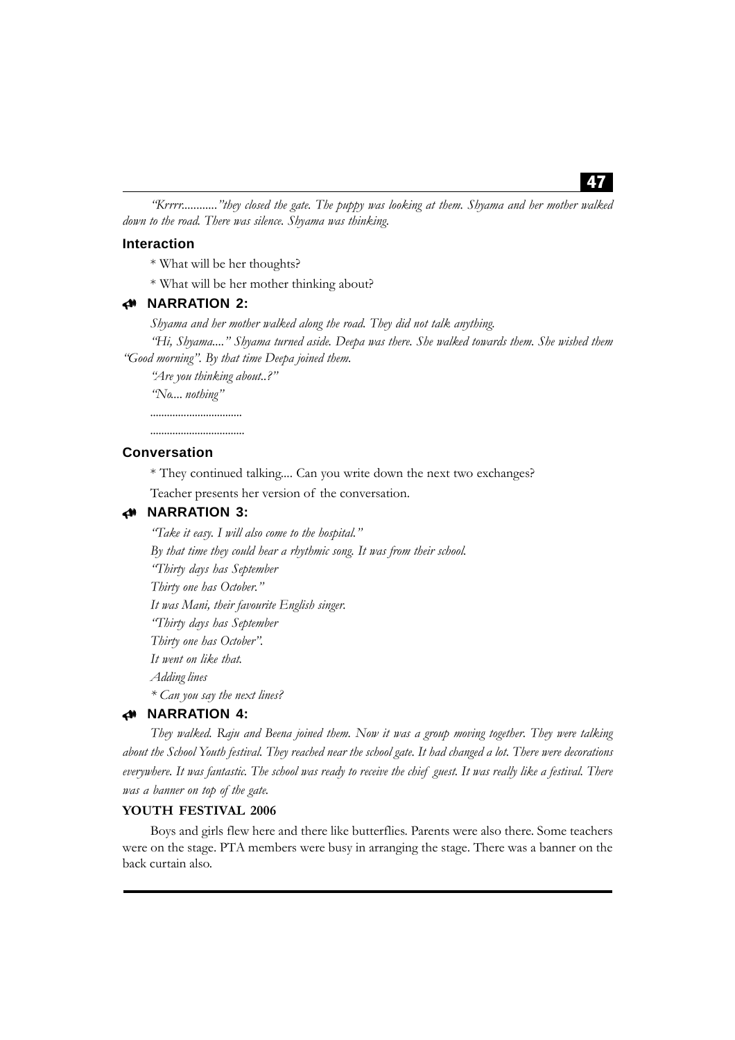*"Krrrr..........."they closed the gate. The puppy was looking at them. Shyama and her mother walked down to the road. There was silence. Shyama was thinking.*

### Interaction

* What will be her thoughts?

* What will be her mother thinking about?

### NARRATION 2:

*Shyama and her mother walked along the road. They did not talk anything.*

*"Hi, Shyama...." Shyama turned aside. Deepa was there. She walked towards them. She wished them "Good morning". By that time Deepa joined them.*

*"Are you thinking about..?"*

*"No.... nothing"*

................................

.................................

### Conversation

* They continued talking.... Can you write down the next two exchanges?

Teacher presents her version of the conversation.

### NARRATION 3:

*"Take it easy. I will also come to the hospital."*

*By that time they could hear a rhythmic song. It was from their school.*

*"Thirty days has September*

*Thirty one has October."*

*It was Mani, their favourite English singer.*

*"Thirty days has September*

*Thirty one has October".*

*It went on like that.*

*Adding lines*

** Can you say the next lines?*

### NARRATION 4:

*They walked. Raju and Beena joined them. Now it was a group moving together. They were talking about the School Youth festival. They reached near the school gate. It had changed a lot. There were decorations everywhere. It was fantastic. The school was ready to receive the chief guest. It was really like a festival. There was a banner on top of the gate.*

**YOUTH FESTIVAL 2006**

Boys and girls flew here and there like butterflies. Parents were also there. Some teachers were on the stage. PTA members were busy in arranging the stage. There was a banner on the back curtain also.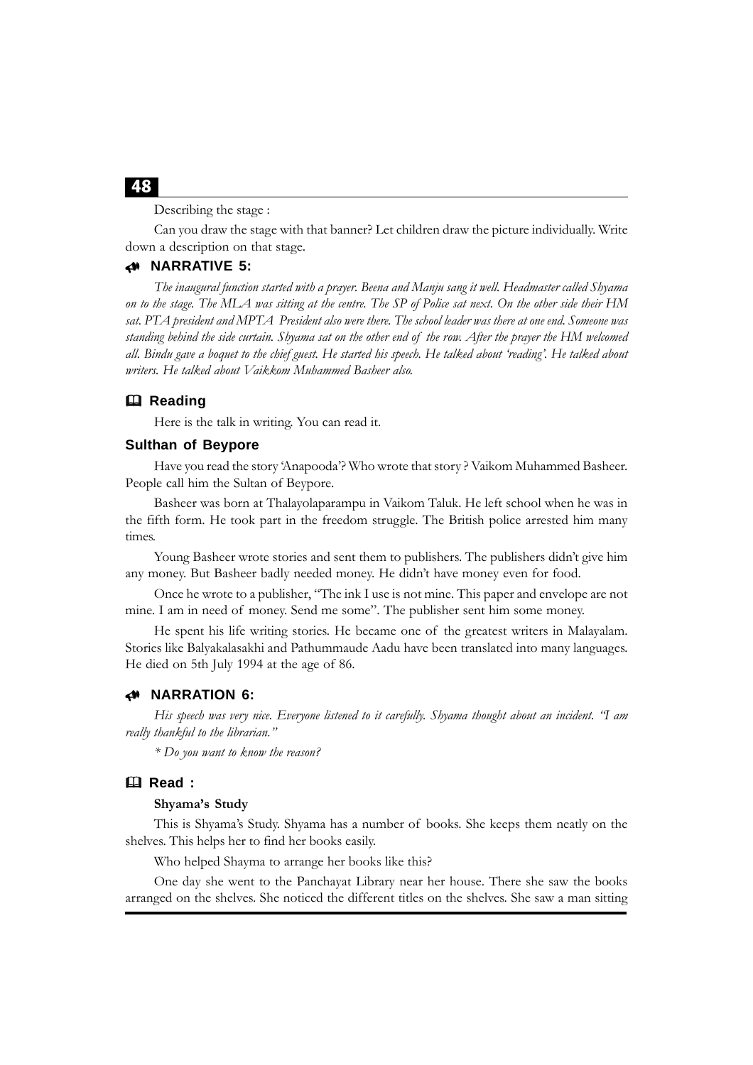Describing the stage :

Can you draw the stage with that banner? Let children draw the picture individually. Write down a description on that stage.

### NARRATIVE 5:

*The inaugural function started with a prayer. Beena and Manju sang it well. Headmaster called Shyama on to the stage. The MLA was sitting at the centre. The SP of Police sat next. On the other side their HM sat. PTA president and MPTA President also were there. The school leader was there at one end. Someone was standing behind the side curtain. Shyama sat on the other end of the row. After the prayer the HM welcomed all. Bindu gave a boquet to the chief guest. He started his speech. He talked about 'reading'. He talked about writers. He talked about Vaikkom Muhammed Basheer also.*

### Reading

Here is the talk in writing. You can read it.

#### Sulthan of Beypore

Have you read the story 'Anapooda'? Who wrote that story ? Vaikom Muhammed Basheer. People call him the Sultan of Beypore.

Basheer was born at Thalayolaparampu in Vaikom Taluk. He left school when he was in the fifth form. He took part in the freedom struggle. The British police arrested him many times.

Young Basheer wrote stories and sent them to publishers. The publishers didn't give him any money. But Basheer badly needed money. He didn't have money even for food.

Once he wrote to a publisher, "The ink I use is not mine. This paper and envelope are not mine. I am in need of money. Send me some". The publisher sent him some money.

He spent his life writing stories. He became one of the greatest writers in Malayalam. Stories like Balyakalasakhi and Pathummaude Aadu have been translated into many languages. He died on 5th July 1994 at the age of 86.

### NARRATION 6:

*His speech was very nice. Everyone listened to it carefully. Shyama thought about an incident. "I am really thankful to the librarian."*

*\* Do you want to know the reason?*

### Read :

**Shyama's Study**

This is Shyama's Study. Shyama has a number of books. She keeps them neatly on the shelves. This helps her to find her books easily.

Who helped Shayma to arrange her books like this?

One day she went to the Panchayat Library near her house. There she saw the books arranged on the shelves. She noticed the different titles on the shelves. She saw a man sitting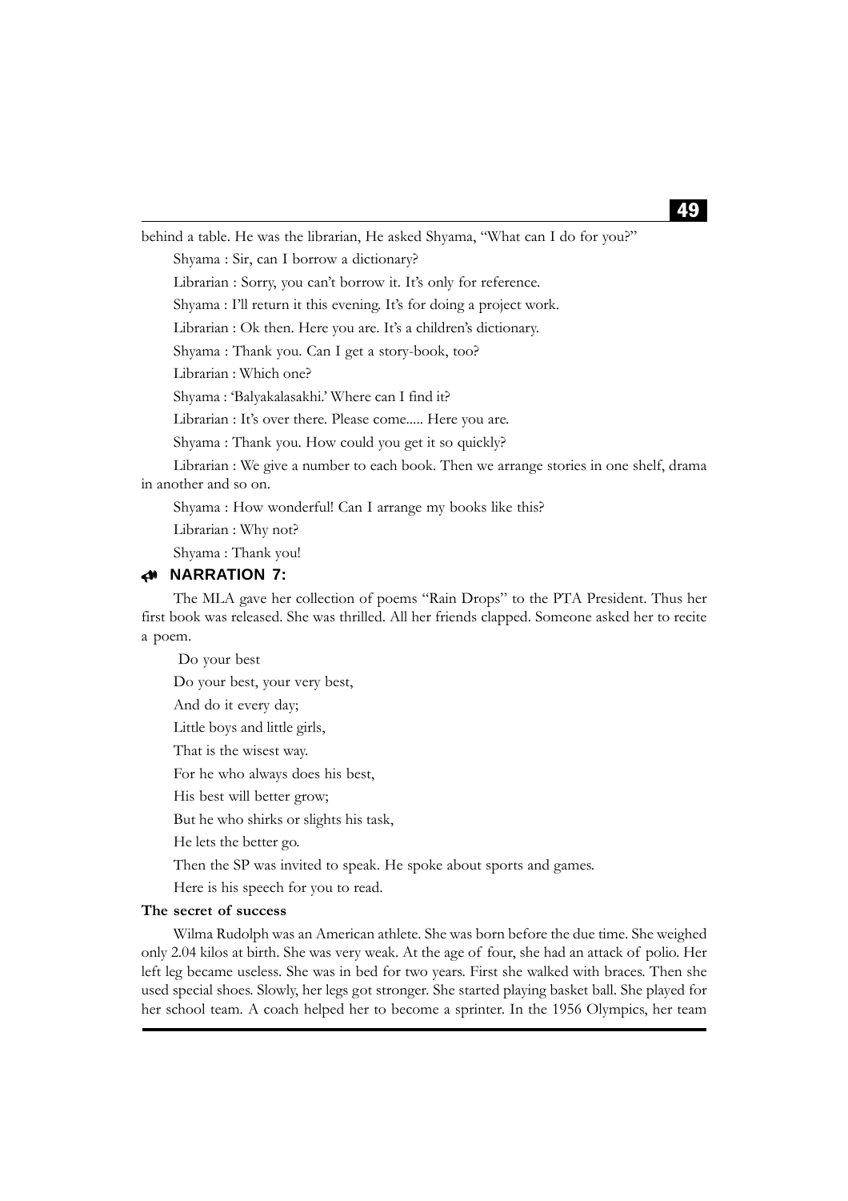behind a table. He was the librarian, He asked Shyama, "What can I do for you?"

Shyama : Sir, can I borrow a dictionary?

Librarian : Sorry, you can't borrow it. It's only for reference.

Shyama : I'll return it this evening. It's for doing a project work.

Librarian : Ok then. Here you are. It's a children's dictionary.

Shyama : Thank you. Can I get a story-book, too?

Librarian : Which one?

Shyama : 'Balyakalasakhi.' Where can I find it?

Librarian : It's over there. Please come..... Here you are.

Shyama : Thank you. How could you get it so quickly?

Librarian : We give a number to each book. Then we arrange stories in one shelf, drama in another and so on.

Shyama : How wonderful! Can I arrange my books like this?

Librarian : Why not?

Shyama : Thank you!

### NARRATION 7:

The MLA gave her collection of poems "Rain Drops" to the PTA President. Thus her first book was released. She was thrilled. All her friends clapped. Someone asked her to recite a poem.

Do your best

Do your best, your very best,

And do it every day;

Little boys and little girls,

That is the wisest way.

For he who always does his best,

His best will better grow;

But he who shirks or slights his task,

He lets the better go.

Then the SP was invited to speak. He spoke about sports and games.

Here is his speech for you to read.

**The secret of success**

Wilma Rudolph was an American athlete. She was born before the due time. She weighed only 2.04 kilos at birth. She was very weak. At the age of four, she had an attack of polio. Her left leg became useless. She was in bed for two years. First she walked with braces. Then she used special shoes. Slowly, her legs got stronger. She started playing basket ball. She played for her school team. A coach helped her to become a sprinter. In the 1956 Olympics, her team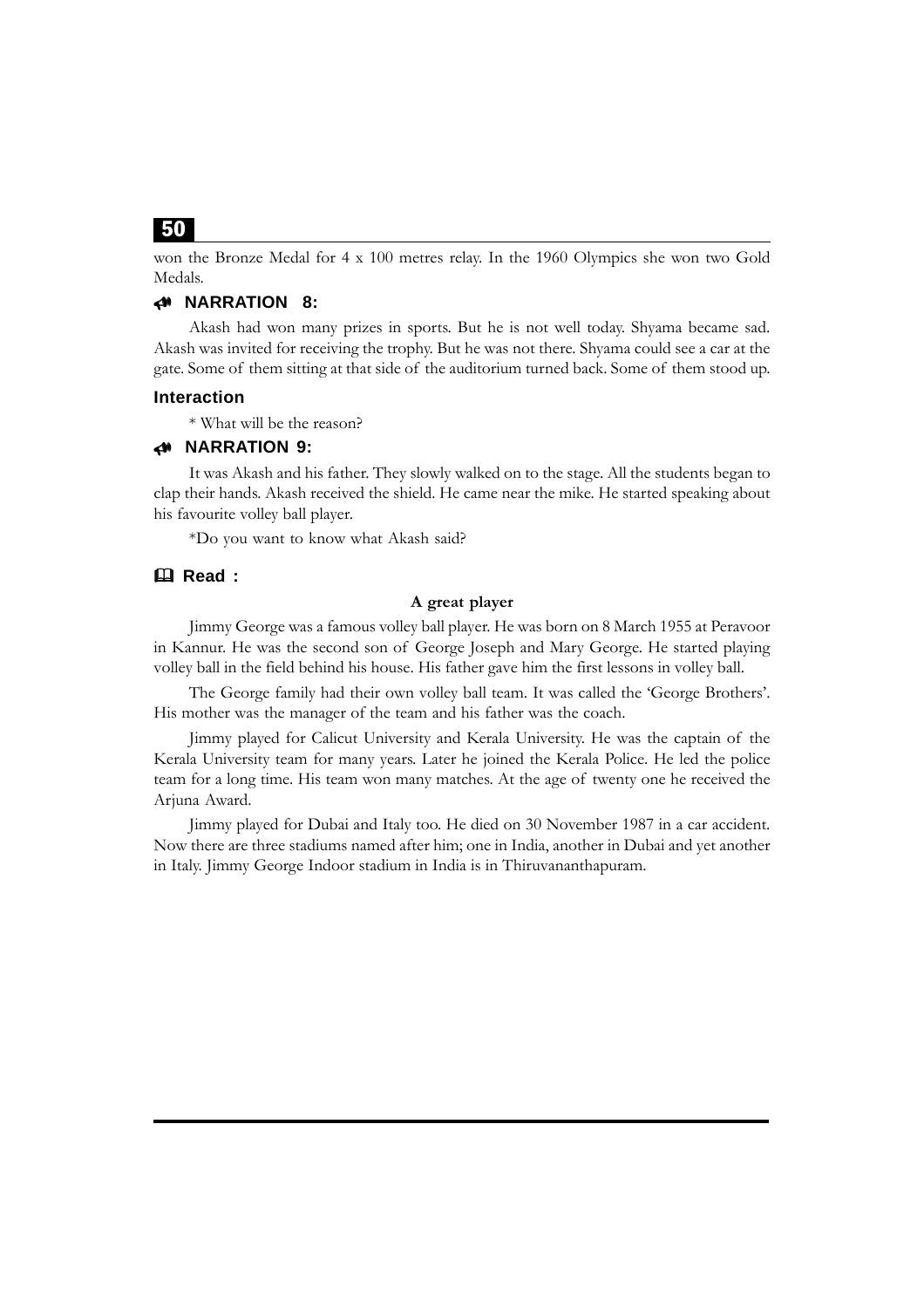won the Bronze Medal for 4 x 100 metres relay. In the 1960 Olympics she won two Gold Medals.

### NARRATION 8:

Akash had won many prizes in sports. But he is not well today. Shyama became sad. Akash was invited for receiving the trophy. But he was not there. Shyama could see a car at the gate. Some of them sitting at that side of the auditorium turned back. Some of them stood up.

### Interaction

* What will be the reason?

### NARRATION 9:

It was Akash and his father. They slowly walked on to the stage. All the students began to clap their hands. Akash received the shield. He came near the mike. He started speaking about his favourite volley ball player.

*Do you want to know what Akash said?

### Read :

**A great player**

Jimmy George was a famous volley ball player. He was born on 8 March 1955 at Peravoor in Kannur. He was the second son of George Joseph and Mary George. He started playing volley ball in the field behind his house. His father gave him the first lessons in volley ball.

The George family had their own volley ball team. It was called the 'George Brothers'. His mother was the manager of the team and his father was the coach.

Jimmy played for Calicut University and Kerala University. He was the captain of the Kerala University team for many years. Later he joined the Kerala Police. He led the police team for a long time. His team won many matches. At the age of twenty one he received the Arjuna Award.

Jimmy played for Dubai and Italy too. He died on 30 November 1987 in a car accident. Now there are three stadiums named after him; one in India, another in Dubai and yet another in Italy. Jimmy George Indoor stadium in India is in Thiruvananthapuram.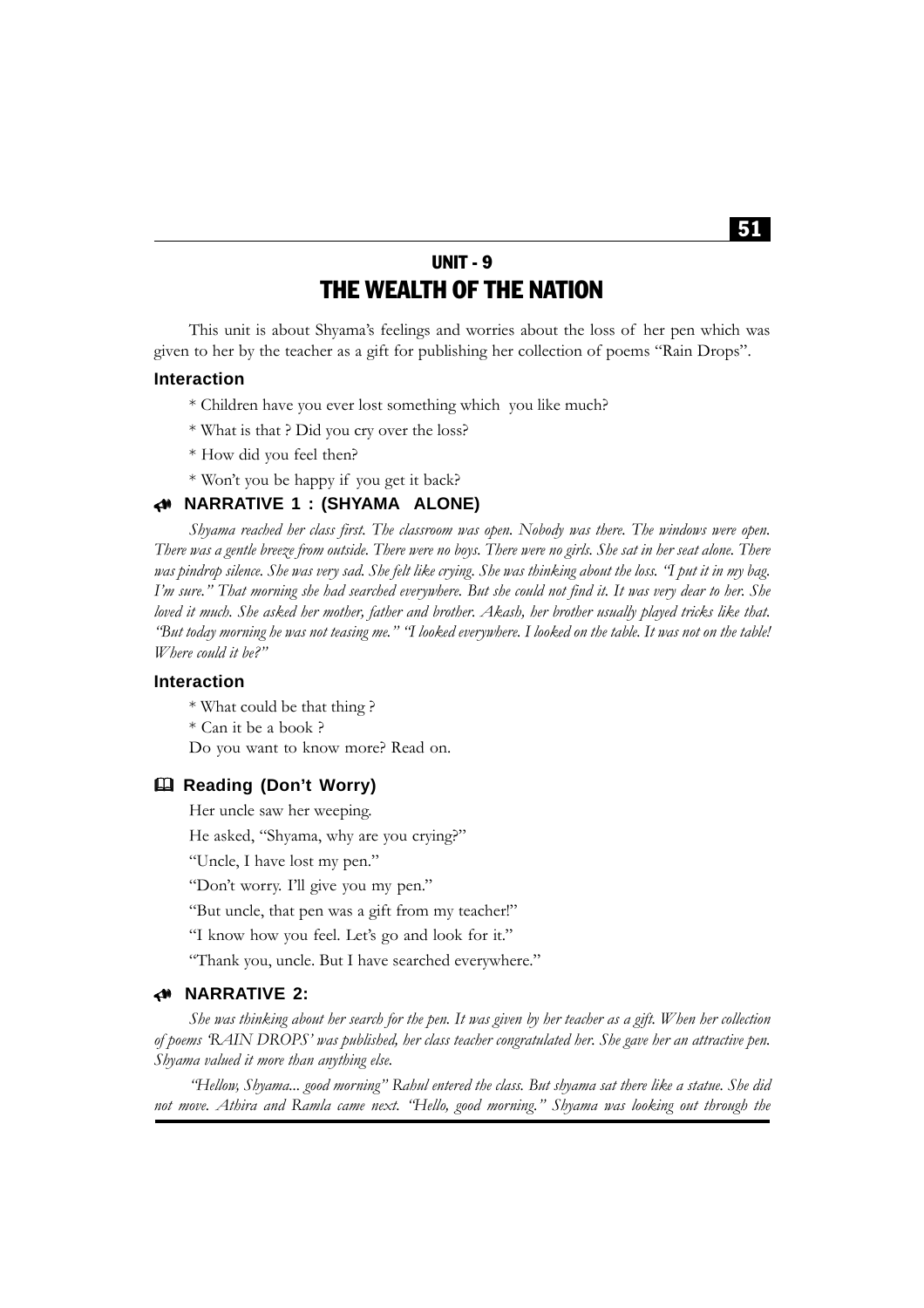## UNIT - 9
# THE WEALTH OF THE NATION

This unit is about Shyama's feelings and worries about the loss of her pen which was given to her by the teacher as a gift for publishing her collection of poems "Rain Drops".

### Interaction

* Children have you ever lost something which you like much?
* What is that ? Did you cry over the loss?
* How did you feel then?
* Won't you be happy if you get it back?

### NARRATIVE 1 : (SHYAMA ALONE)

*Shyama reached her class first. The classroom was open. Nobody was there. The windows were open. There was a gentle breeze from outside. There were no boys. There were no girls. She sat in her seat alone. There was pindrop silence. She was very sad. She felt like crying. She was thinking about the loss. "I put it in my bag. I'm sure." That morning she had searched everywhere. But she could not find it. It was very dear to her. She loved it much. She asked her mother, father and brother. Akash, her brother usually played tricks like that. "But today morning he was not teasing me." "I looked everywhere. I looked on the table. It was not on the table! Where could it be?"*

### Interaction

* What could be that thing ?
* Can it be a book ?

Do you want to know more? Read on.

### Reading (Don't Worry)

Her uncle saw her weeping.

He asked, "Shyama, why are you crying?"

"Uncle, I have lost my pen."

"Don't worry. I'll give you my pen."

"But uncle, that pen was a gift from my teacher!"

"I know how you feel. Let's go and look for it."

"Thank you, uncle. But I have searched everywhere."

### NARRATIVE 2:

*She was thinking about her search for the pen. It was given by her teacher as a gift. When her collection of poems 'RAIN DROPS' was published, her class teacher congratulated her. She gave her an attractive pen. Shyama valued it more than anything else.*

*"Hellow, Shyama... good morning" Rahul entered the class. But shyama sat there like a statue. She did not move. Athira and Ramla came next. "Hello, good morning." Shyama was looking out through the*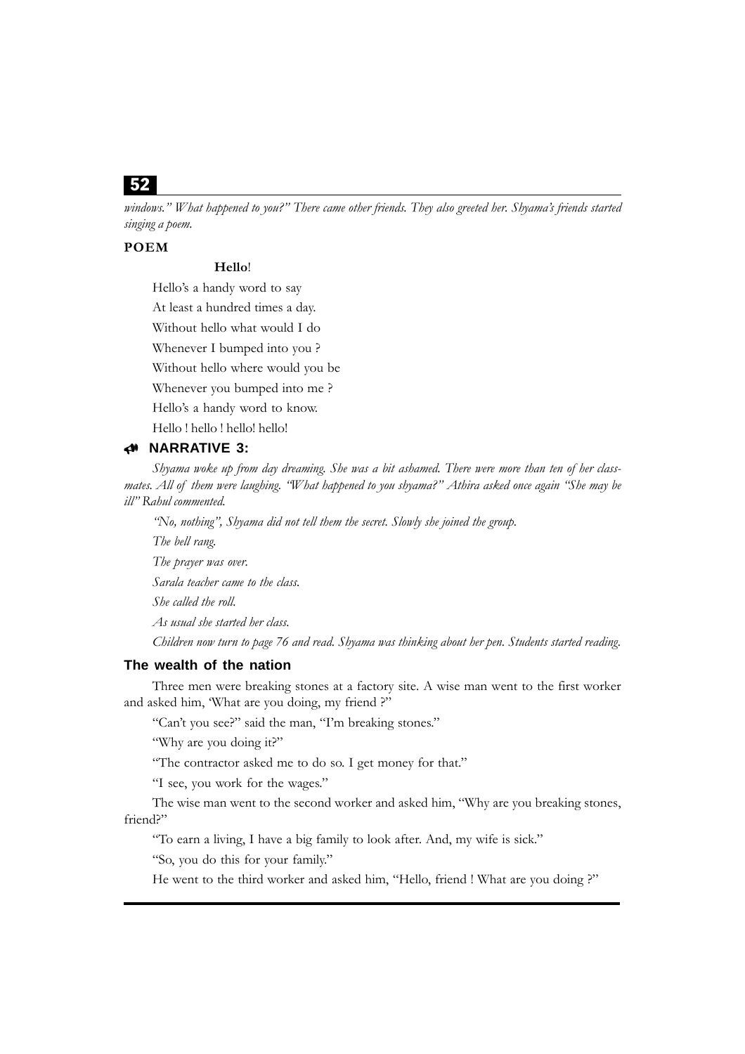*windows." What happened to you?" There came other friends. They also greeted her. Shyama's friends started singing a poem.*

**POEM**

**Hello**!

Hello's a handy word to say

At least a hundred times a day.

Without hello what would I do

Whenever I bumped into you ?

Without hello where would you be

Whenever you bumped into me ?

Hello's a handy word to know.

Hello ! hello ! hello! hello!

### NARRATIVE 3:

*Shyama woke up from day dreaming. She was a bit ashamed. There were more than ten of her class-mates. All of them were laughing. "What happened to you shyama?" Athira asked once again "She may be ill" Rahul commented.*

*"No, nothing", Shyama did not tell them the secret. Slowly she joined the group.*

*The bell rang.*

*The prayer was over.*

*Sarala teacher came to the class.*

*She called the roll.*

*As usual she started her class.*

*Children now turn to page 76 and read. Shyama was thinking about her pen. Students started reading.*

### The wealth of the nation

Three men were breaking stones at a factory site. A wise man went to the first worker and asked him, 'What are you doing, my friend ?"

"Can't you see?" said the man, "I'm breaking stones."

"Why are you doing it?"

"The contractor asked me to do so. I get money for that."

"I see, you work for the wages."

The wise man went to the second worker and asked him, "Why are you breaking stones, friend?"

"To earn a living, I have a big family to look after. And, my wife is sick."

"So, you do this for your family."

He went to the third worker and asked him, "Hello, friend ! What are you doing ?"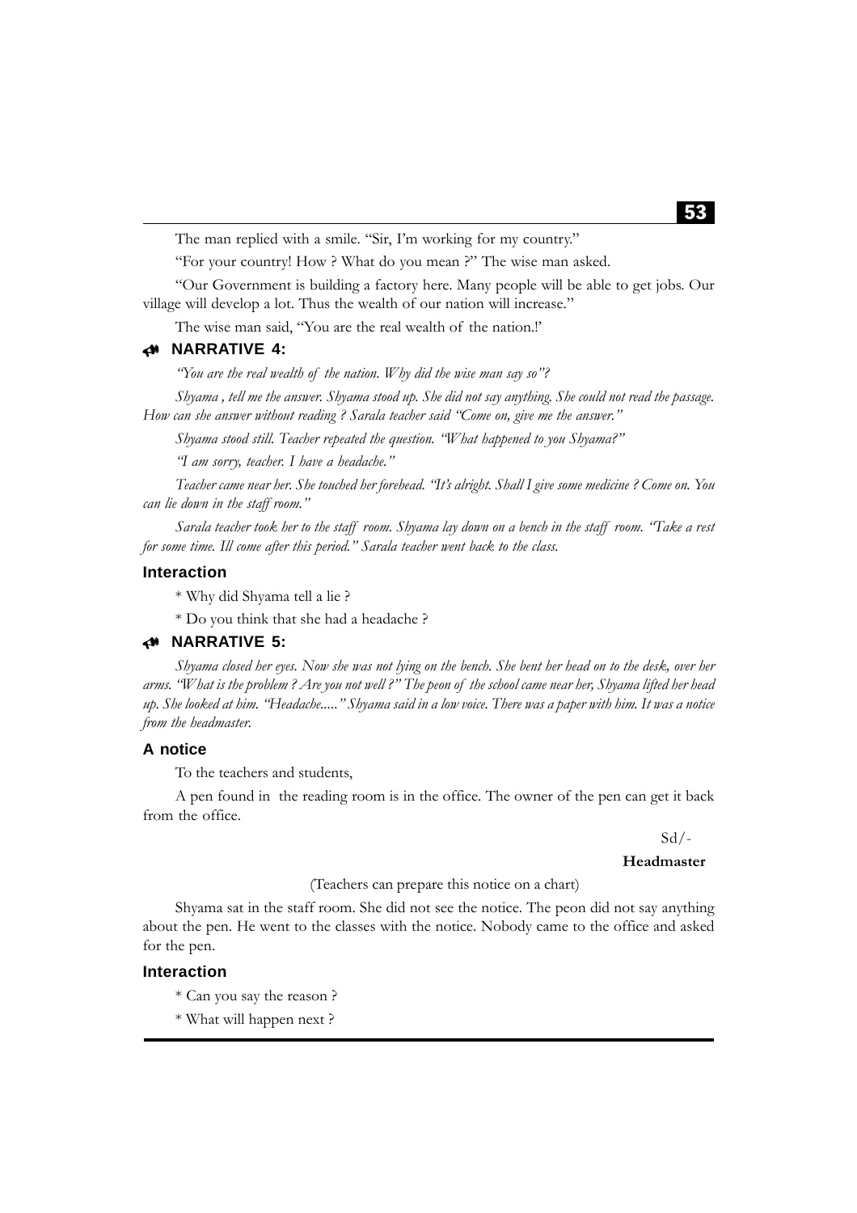The man replied with a smile. "Sir, I'm working for my country."

"For your country! How ? What do you mean ?" The wise man asked.

"Our Government is building a factory here. Many people will be able to get jobs. Our village will develop a lot. Thus the wealth of our nation will increase."

The wise man said, "You are the real wealth of the nation.!'

### NARRATIVE 4:

*"You are the real wealth of the nation. Why did the wise man say so"?*

*Shyama , tell me the answer. Shyama stood up. She did not say anything. She could not read the passage. How can she answer without reading ? Sarala teacher said "Come on, give me the answer."*

*Shyama stood still. Teacher repeated the question. "What happened to you Shyama?"*

*"I am sorry, teacher. I have a headache."*

*Teacher came near her. She touched her forehead. "It's alright. Shall I give some medicine ? Come on. You can lie down in the staff room."*

*Sarala teacher took her to the staff room. Shyama lay down on a bench in the staff room. "Take a rest for some time. Ill come after this period." Sarala teacher went back to the class.*

#### Interaction

* Why did Shyama tell a lie ?

* Do you think that she had a headache ?

### NARRATIVE 5:

*Shyama closed her eyes. Now she was not lying on the bench. She bent her head on to the desk, over her arms. "What is the problem ? Are you not well ?" The peon of the school came near her, Shyama lifted her head up. She looked at him. "Headache....." Shyama said in a low voice. There was a paper with him. It was a notice from the headmaster.*

#### A notice

To the teachers and students,

A pen found in the reading room is in the office. The owner of the pen can get it back from the office.

Sd/-

**Headmaster**

(Teachers can prepare this notice on a chart)

Shyama sat in the staff room. She did not see the notice. The peon did not say anything about the pen. He went to the classes with the notice. Nobody came to the office and asked for the pen.

#### Interaction

* Can you say the reason ?

* What will happen next ?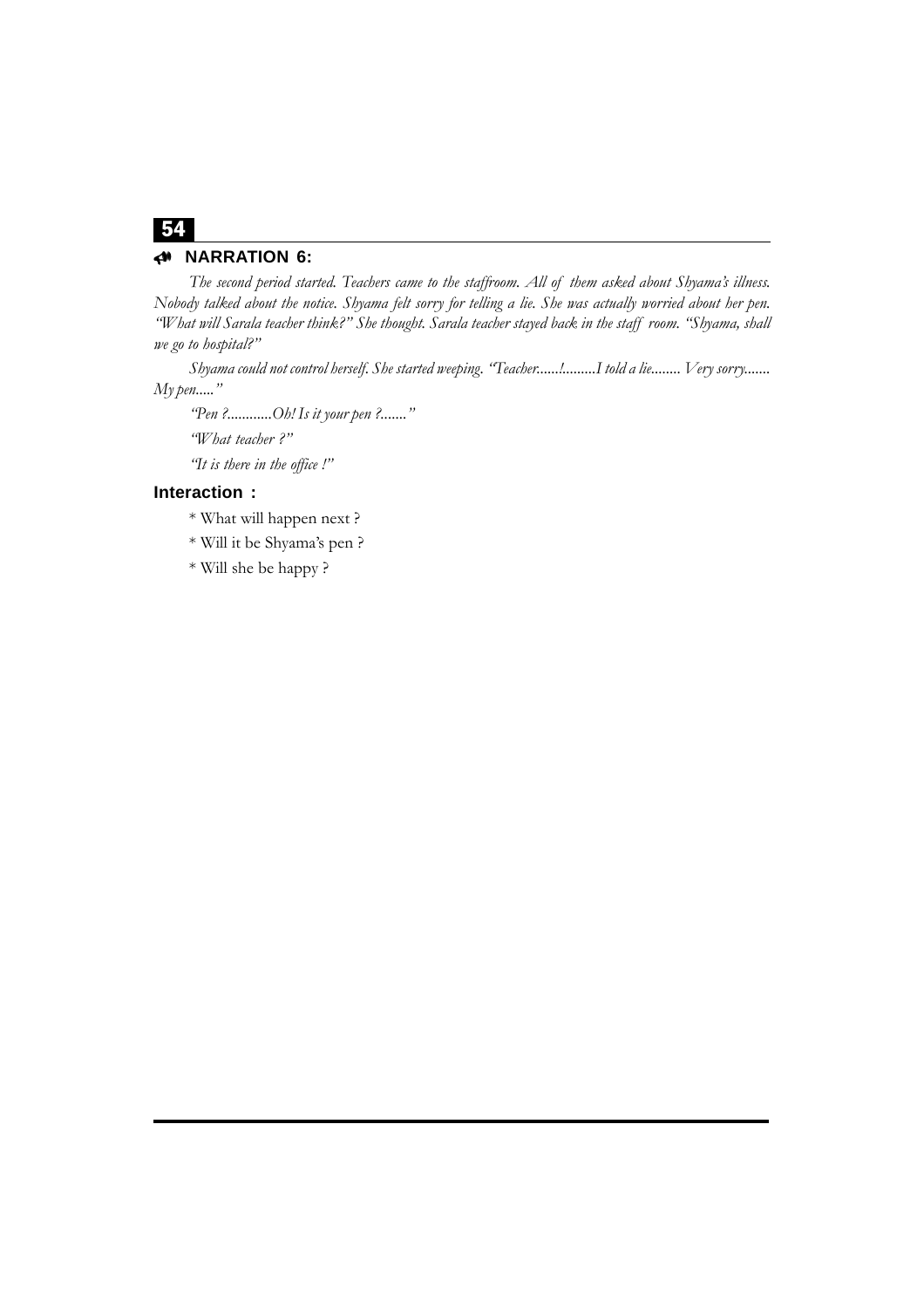## NARRATION 6:

*The second period started. Teachers came to the staffroom. All of them asked about Shyama's illness. Nobody talked about the notice. Shyama felt sorry for telling a lie. She was actually worried about her pen. "What will Sarala teacher think?" She thought. Sarala teacher stayed back in the staff room. "Shyama, shall we go to hospital?"*

*Shyama could not control herself. She started weeping. "Teacher......!.........I told a lie........ Very sorry....... My pen....."*

*"Pen ?............Oh! Is it your pen ?......."*

*"What teacher ?"*

*"It is there in the office !"*

**Interaction :**

* What will happen next ?
* Will it be Shyama's pen ?
* Will she be happy ?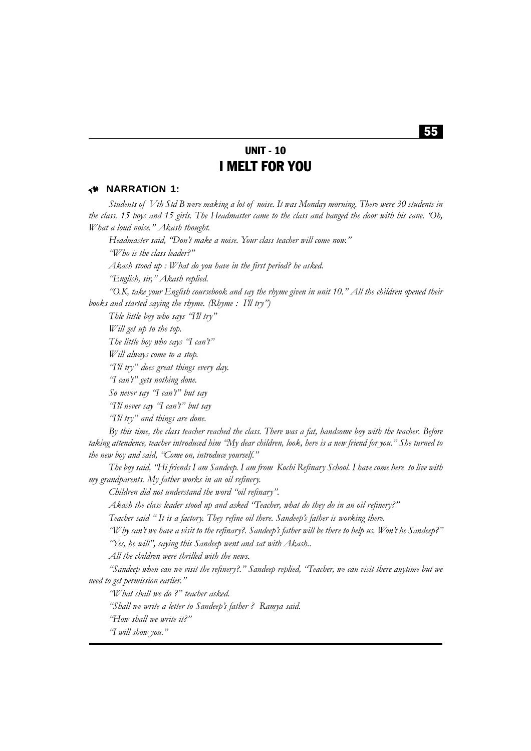## UNIT - 10
# I MELT FOR YOU

### NARRATION 1:

*Students of Vth Std B were making a lot of noise. It was Monday morning. There were 30 students in the class. 15 boys and 15 girls. The Headmaster came to the class and banged the door with his cane. 'Oh, What a loud noise." Akash thought.*

*Headmaster said, "Don't make a noise. Your class teacher will come now."*

*"Who is the class leader?"*

*Akash stood up : What do you have in the first period? he asked.*

*"English, sir," Akash replied.*

*"O.K, take your English coursebook and say the rhyme given in unit 10." All the children opened their books and started saying the rhyme. (Rhyme : I'll try")*

*Thle little boy who says "I'll try"*

*Will get up to the top.*

*The little boy who says "I can't"*

*Will always come to a stop.*

*"I'll try" does great things every day.*

*"I can't" gets nothing done.*

*So never say "I can't" but say*

*"I'll never say "I can't" but say*

*"I'll try" and things are done.*

*By this time, the class teacher reached the class. There was a fat, handsome boy with the teacher. Before taking attendence, teacher introduced him "My dear children, look, here is a new friend for you." She turned to the new boy and said, "Come on, introduce yourself."*

*The boy said, "Hi friends I am Sandeep. I am from Kochi Refinary School. I have come here to live with my grandparents. My father works in an oil refinery.*

*Children did not understand the word "oil refinary".*

*Akash the class leader stood up and asked "Teacher, what do they do in an oil refinery?"*

*Teacher said " It is a factory. They refine oil there. Sandeep's father is working there.*

*"Why can't we have a visit to the refinary?. Sandeep's father will be there to help us. Won't he Sandeep?"*

*"Yes, he will", saying this Sandeep went and sat with Akash..*

*All the children were thrilled with the news.*

*"Sandeep when can we visit the refinery?." Sandeep replied, "Teacher, we can visit there anytime but we need to get permission earlier."*

*"What shall we do ?" teacher asked.*

*"Shall we write a letter to Sandeep's father ? Ramya said.*

*"How shall we write it?"*

*"I will show you."*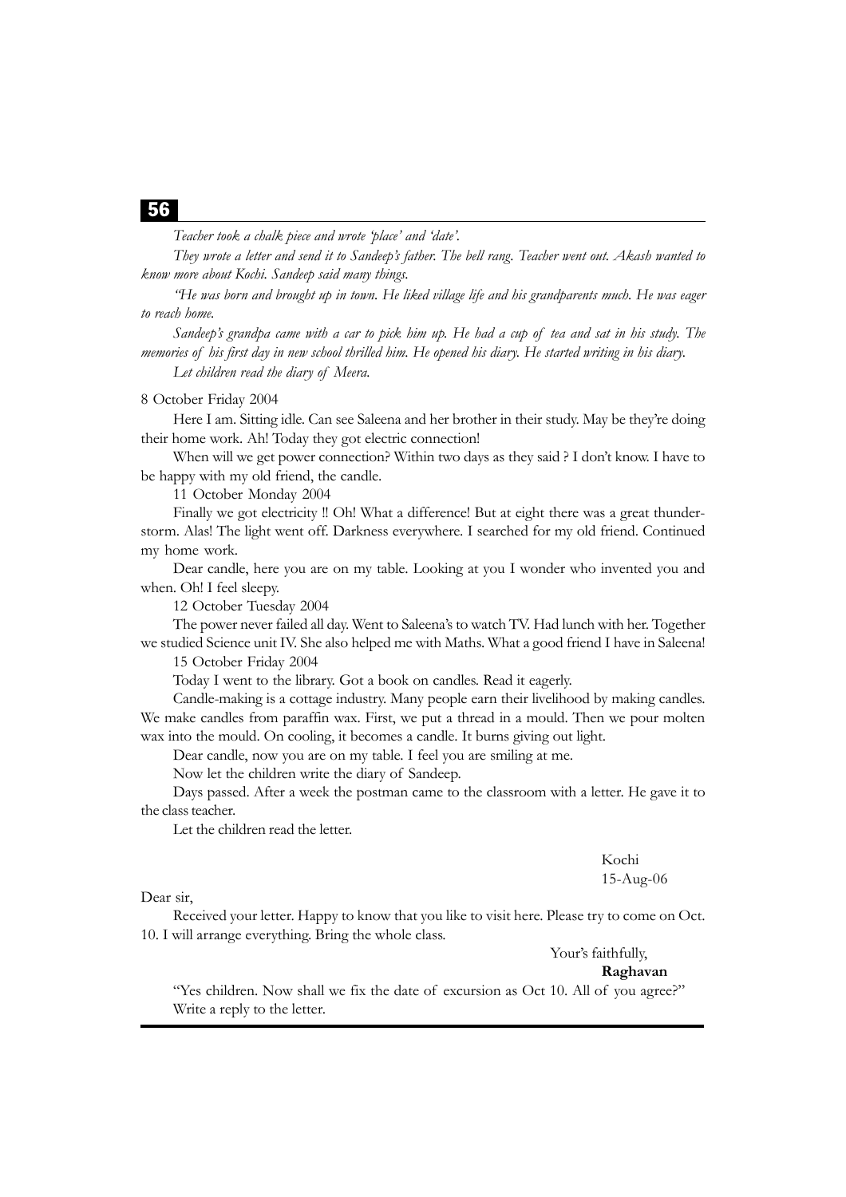*Teacher took a chalk piece and wrote 'place' and 'date'.*

*They wrote a letter and send it to Sandeep's father. The bell rang. Teacher went out. Akash wanted to know more about Kochi. Sandeep said many things.*

*"He was born and brought up in town. He liked village life and his grandparents much. He was eager to reach home.*

*Sandeep's grandpa came with a car to pick him up. He had a cup of tea and sat in his study. The memories of his first day in new school thrilled him. He opened his diary. He started writing in his diary.*

*Let children read the diary of Meera.*

8 October Friday 2004

Here I am. Sitting idle. Can see Saleena and her brother in their study. May be they're doing their home work. Ah! Today they got electric connection!

When will we get power connection? Within two days as they said ? I don't know. I have to be happy with my old friend, the candle.

11 October Monday 2004

Finally we got electricity !! Oh! What a difference! But at eight there was a great thunder-storm. Alas! The light went off. Darkness everywhere. I searched for my old friend. Continued my home work.

Dear candle, here you are on my table. Looking at you I wonder who invented you and when. Oh! I feel sleepy.

12 October Tuesday 2004

The power never failed all day. Went to Saleena's to watch TV. Had lunch with her. Together we studied Science unit IV. She also helped me with Maths. What a good friend I have in Saleena!

15 October Friday 2004

Today I went to the library. Got a book on candles. Read it eagerly.

Candle-making is a cottage industry. Many people earn their livelihood by making candles. We make candles from paraffin wax. First, we put a thread in a mould. Then we pour molten wax into the mould. On cooling, it becomes a candle. It burns giving out light.

Dear candle, now you are on my table. I feel you are smiling at me.

Now let the children write the diary of Sandeep.

Days passed. After a week the postman came to the classroom with a letter. He gave it to the class teacher.

Let the children read the letter.

Kochi
15-Aug-06

Dear sir,

Received your letter. Happy to know that you like to visit here. Please try to come on Oct. 10. I will arrange everything. Bring the whole class.

Your's faithfully,
**Raghavan**

"Yes children. Now shall we fix the date of excursion as Oct 10. All of you agree?"

Write a reply to the letter.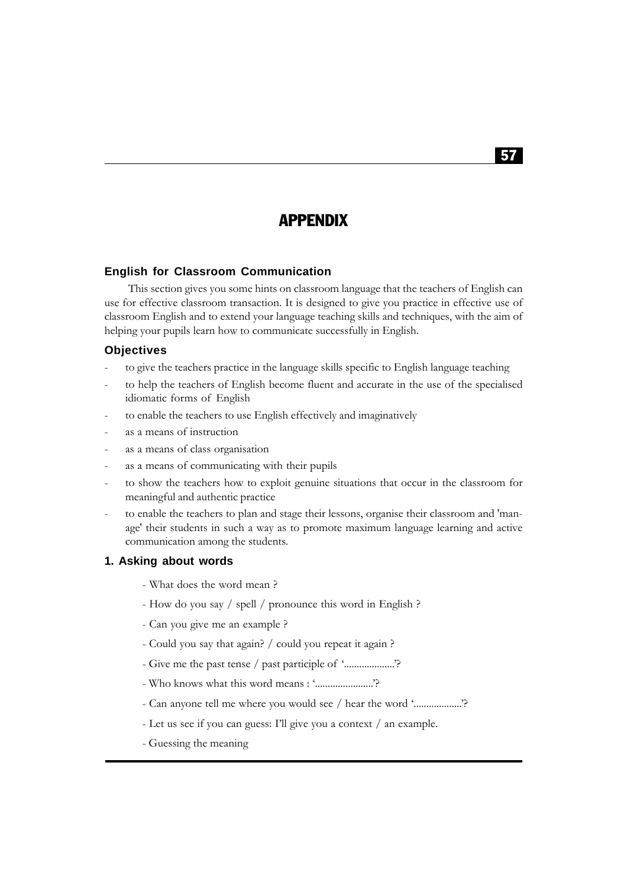# APPENDIX

## English for Classroom Communication

This section gives you some hints on classroom language that the teachers of English can use for effective classroom transaction. It is designed to give you practice in effective use of classroom English and to extend your language teaching skills and techniques, with the aim of helping your pupils learn how to communicate successfully in English.

### Objectives

- to give the teachers practice in the language skills specific to English language teaching
- to help the teachers of English become fluent and accurate in the use of the specialised idiomatic forms of English
- to enable the teachers to use English effectively and imaginatively
- as a means of instruction
- as a means of class organisation
- as a means of communicating with their pupils
- to show the teachers how to exploit genuine situations that occur in the classroom for meaningful and authentic practice
- to enable the teachers to plan and stage their lessons, organise their classroom and 'manage' their students in such a way as to promote maximum language learning and active communication among the students.

### 1. Asking about words

- What does the word mean ?
- How do you say / spell / pronounce this word in English ?
- Can you give me an example ?
- Could you say that again? / could you repeat it again ?
- Give me the past tense / past participle of '...................'?
- Who knows what this word means : '......................'?
- Can anyone tell me where you would see / hear the word '..................'?
- Let us see if you can guess: I'll give you a context / an example.
- Guessing the meaning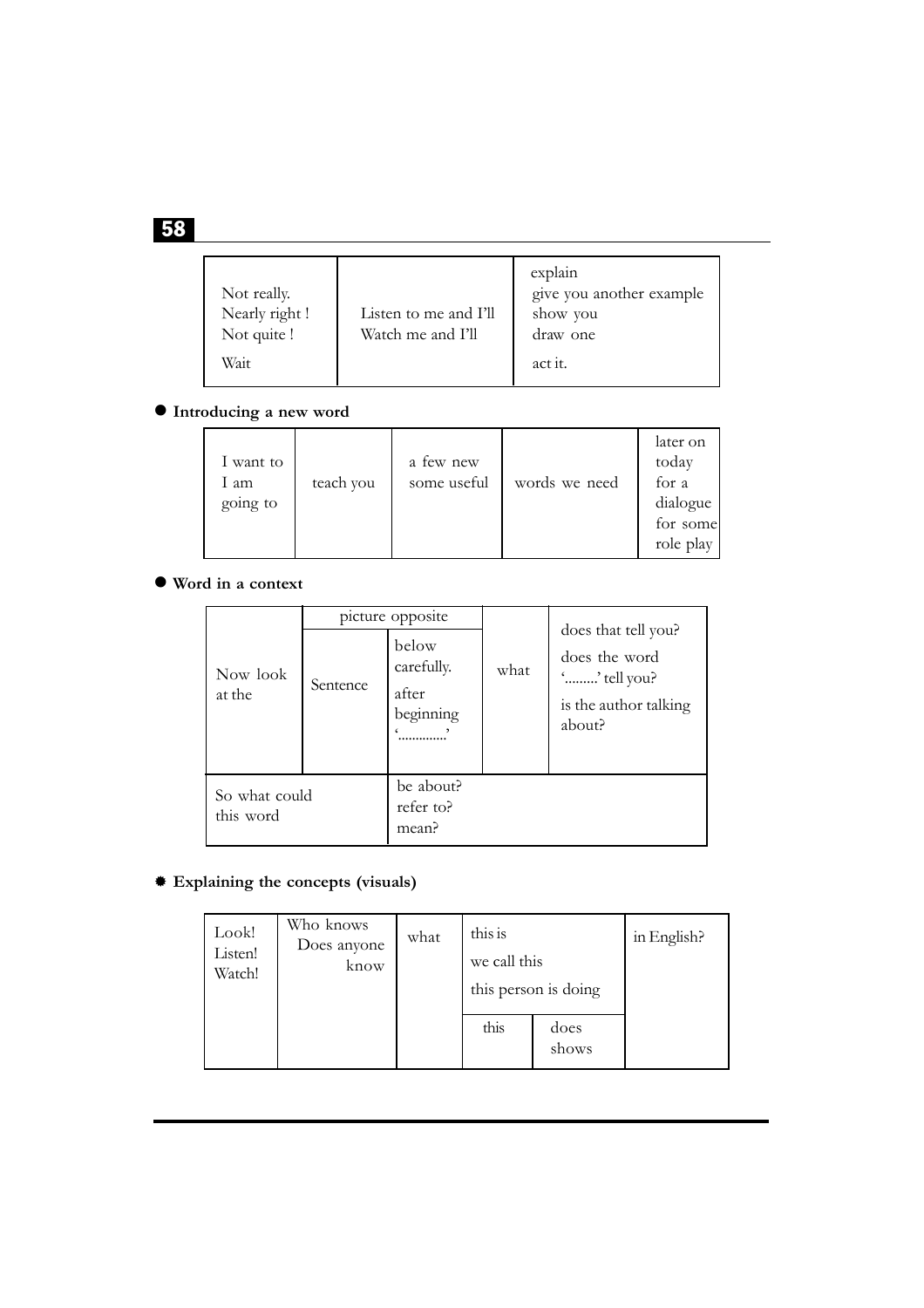| | | |
|---|---|---|
| Not really.<br>Nearly right !<br>Not quite !<br>Wait | Listen to me and I'll<br>Watch me and I'll | explain<br>give you another example<br>show you<br>draw one<br>act it. |

- **Introducing a new word**

| | | | | |
|---|---|---|---|---|
| I want to<br>I am going to | teach you | a few new<br>some useful | words we need | later on<br>today<br>for a dialogue<br>for some role play |

- **Word in a context**

| | | | | |
|---|---|---|---|---|
| Now look at the | picture opposite | | what | does that tell you?<br>does the word '.........' tell you?<br>is the author talking about? |
| | Sentence | below carefully.<br>after beginning '..............' | | |
| So what could this word | | be about?<br>refer to?<br>mean? | | |

- **Explaining the concepts (visuals)**

| | | | | | |
|---|---|---|---|---|---|
| Look!<br>Listen!<br>Watch! | Who knows<br>Does anyone know | what | this is<br>we call this<br>this person is doing | | in English? |
| | | | this | does<br>shows | |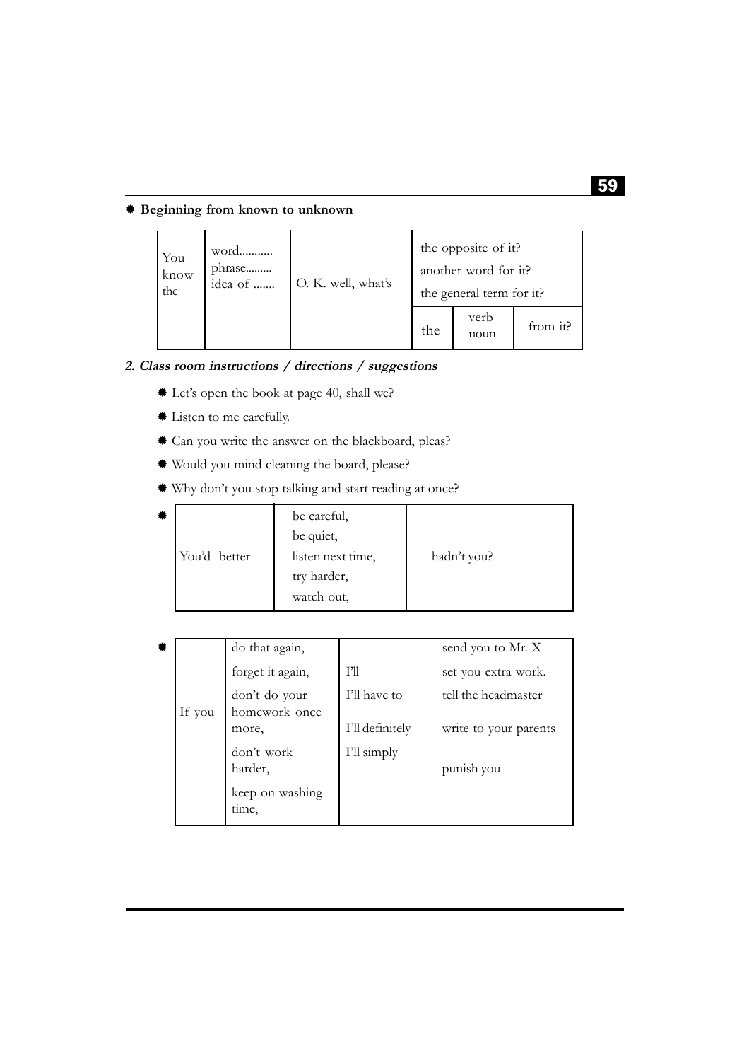- **Beginning from known to unknown**

| You know the | word..........<br>phrase.........<br>idea of ....... | O. K. well, what's | the opposite of it?<br>another word for it?<br>the general term for it? | | |
|---|---|---|---|---|---|
| | | | the | verb<br>noun | from it? |

***2. Class room instructions / directions / suggestions***

- Let's open the book at page 40, shall we?
- Listen to me carefully.
- Can you write the answer on the blackboard, pleas?
- Would you mind cleaning the board, please?
- Why don't you stop talking and start reading at once?
- 

| You'd better | be careful,<br>be quiet,<br>listen next time,<br>try harder,<br>watch out, | hadn't you? |
|---|---|---|

- 

| If you | do that again, | | send you to Mr. X |
|---|---|---|---|
| | forget it again, | I'll | set you extra work. |
| | don't do your homework once more, | I'll have to<br>I'll definitely | tell the headmaster<br>write to your parents |
| | don't work harder, | I'll simply | punish you |
| | keep on washing time, | | |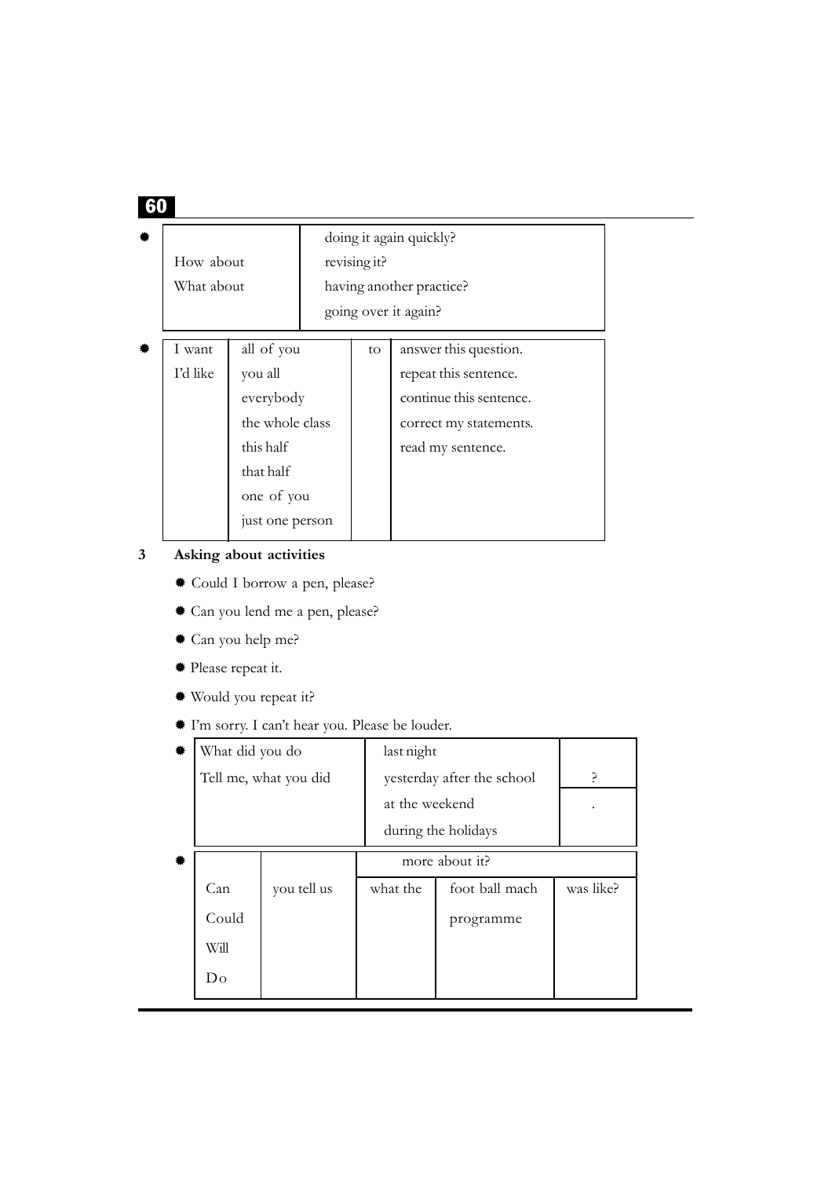- | How about<br>What about | doing it again quickly?<br>revising it?<br>having another practice?<br>going over it again? |
  |---|---|

- | I want<br>I'd like | all of you<br>you all<br>everybody<br>the whole class<br>this half<br>that half<br>one of you<br>just one person | to | answer this question.<br>repeat this sentence.<br>continue this sentence.<br>correct my statements.<br>read my sentence. |
  |---|---|---|---|

**3 Asking about activities**

- Could I borrow a pen, please?
- Can you lend me a pen, please?
- Can you help me?
- Please repeat it.
- Would you repeat it?
- I'm sorry. I can't hear you. Please be louder.
- | What did you do<br>Tell me, what you did | last night<br>yesterday after the school<br>at the weekend<br>during the holidays | ?<br>. |
  |---|---|---|

- | Can<br>Could<br>Will<br>Do | you tell us | more about it? | | |
  |---|---|---|---|---|
  | | | what the | foot ball mach<br>programme | was like? |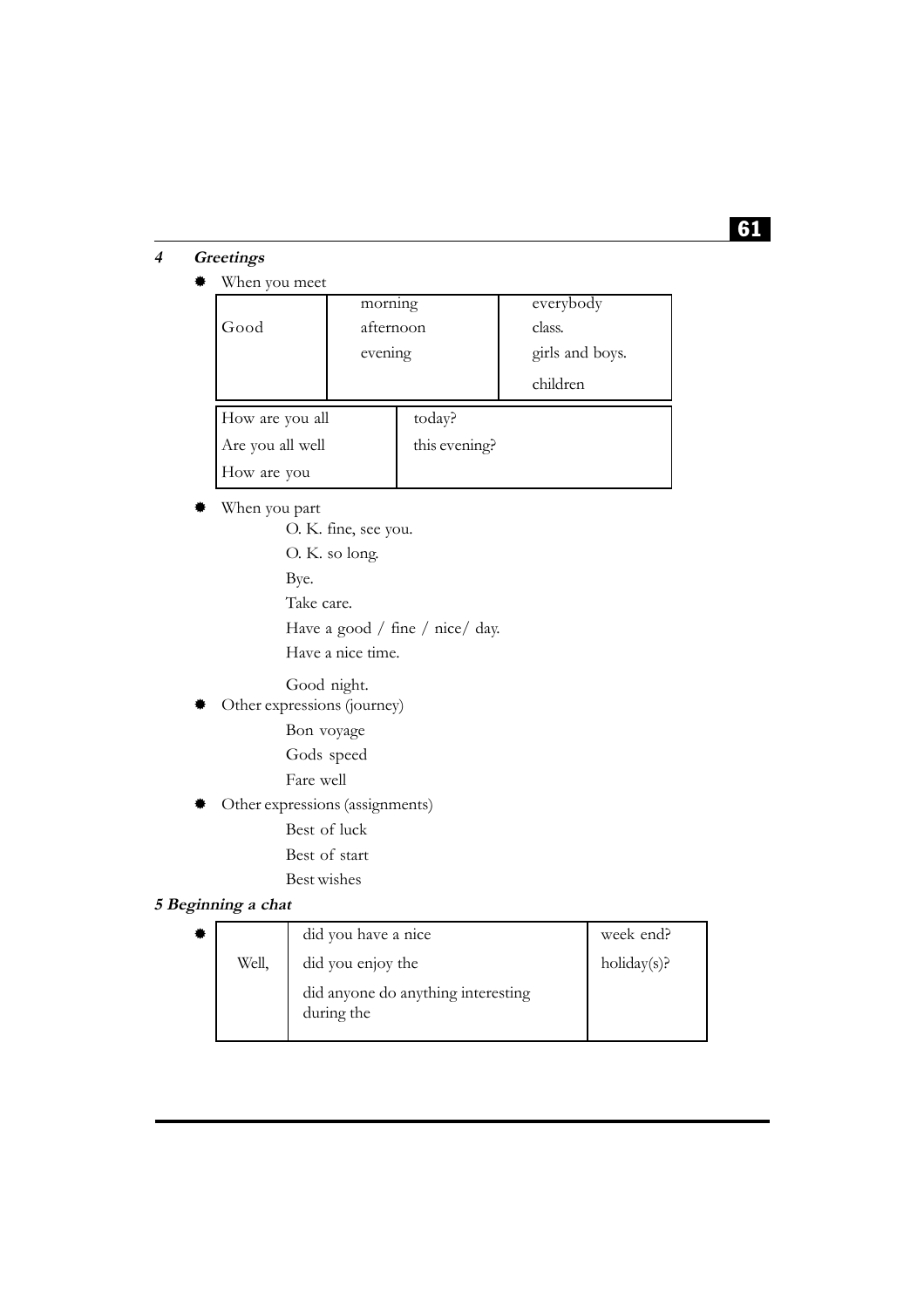## 4 *Greetings*

- When you meet

| | | |
|---|---|---|
| Good | morning<br>afternoon<br>evening | everybody<br>class.<br>girls and boys.<br>children |

| | |
|---|---|
| How are you all<br>Are you all well<br>How are you | today?<br>this evening? |

- When you part

  O. K. fine, see you.

  O. K. so long.

  Bye.

  Take care.

  Have a good / fine / nice/ day.

  Have a nice time.

  Good night.

- Other expressions (journey)

  Bon voyage

  Gods speed

  Fare well

- Other expressions (assignments)

  Best of luck

  Best of start

  Best wishes

## *5 Beginning a chat*

- 

| | | |
|---|---|---|
| Well, | did you have a nice<br>did you enjoy the<br>did anyone do anything interesting during the | week end?<br>holiday(s)? |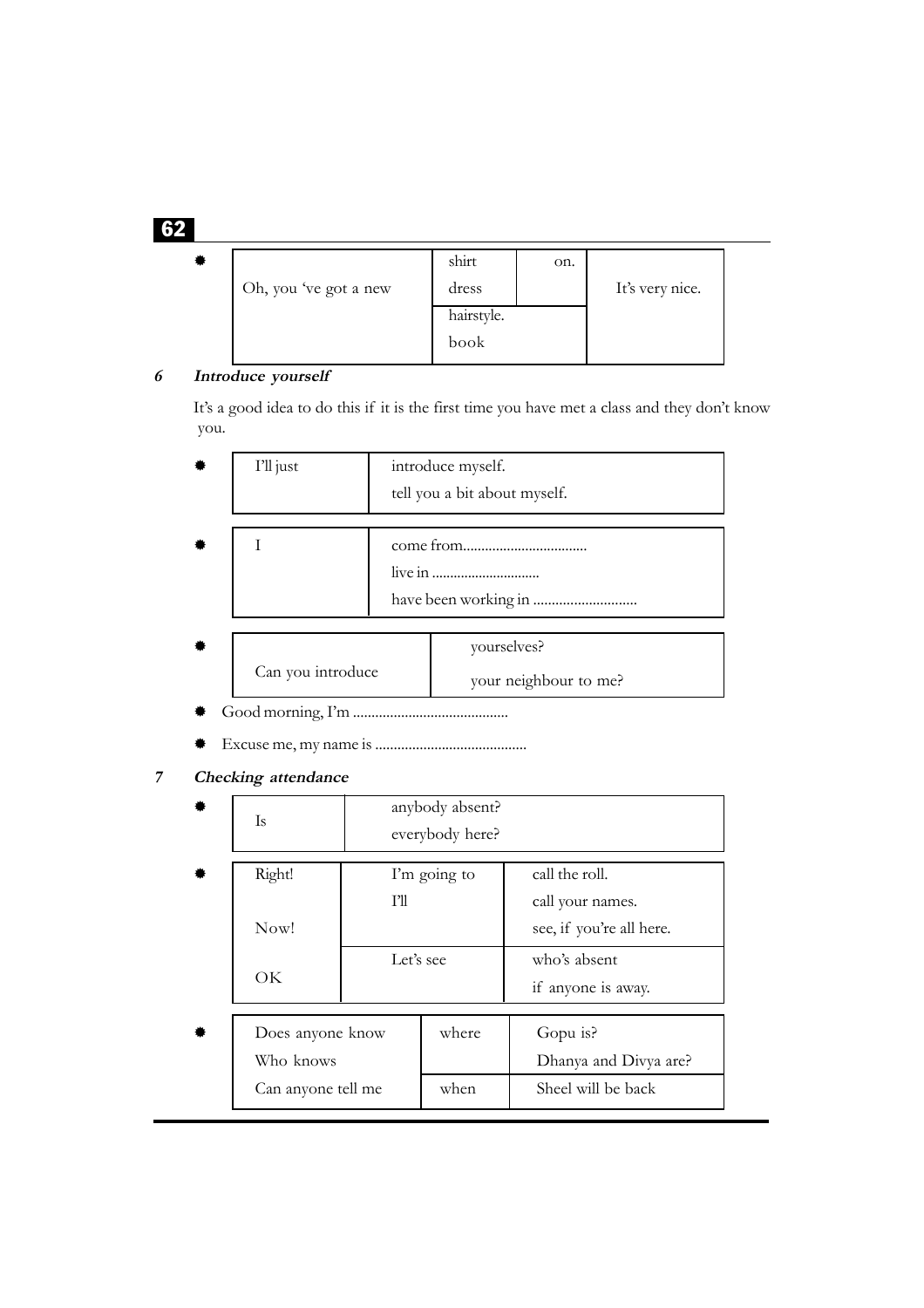- | Oh, you 've got a new | shirt | on. | It's very nice. |
  |---|---|---|---|
  | | dress | | |
  | | hairstyle. | | |
  | | book | | |

## 6 *Introduce yourself*

It's a good idea to do this if it is the first time you have met a class and they don't know you.

- | I'll just | introduce myself. |
  |---|---|
  | | tell you a bit about myself. |

- | I | come from.................................. |
  |---|---|
  | | live in .............................. |
  | | have been working in ............................ |

- | Can you introduce | yourselves? |
  |---|---|
  | | your neighbour to me? |

- Good morning, I'm ..........................................
- Excuse me, my name is .........................................

## 7 *Checking attendance*

- | Is | anybody absent? |
  |---|---|
  | | everybody here? |

- | Right! | I'm going to | call the roll. |
  |---|---|---|
  | | I'll | call your names. |
  | Now! | | see, if you're all here. |
  | OK | Let's see | who's absent |
  | | | if anyone is away. |

- | Does anyone know | where | Gopu is? |
  |---|---|---|
  | Who knows | | Dhanya and Divya are? |
  | Can anyone tell me | when | Sheel will be back |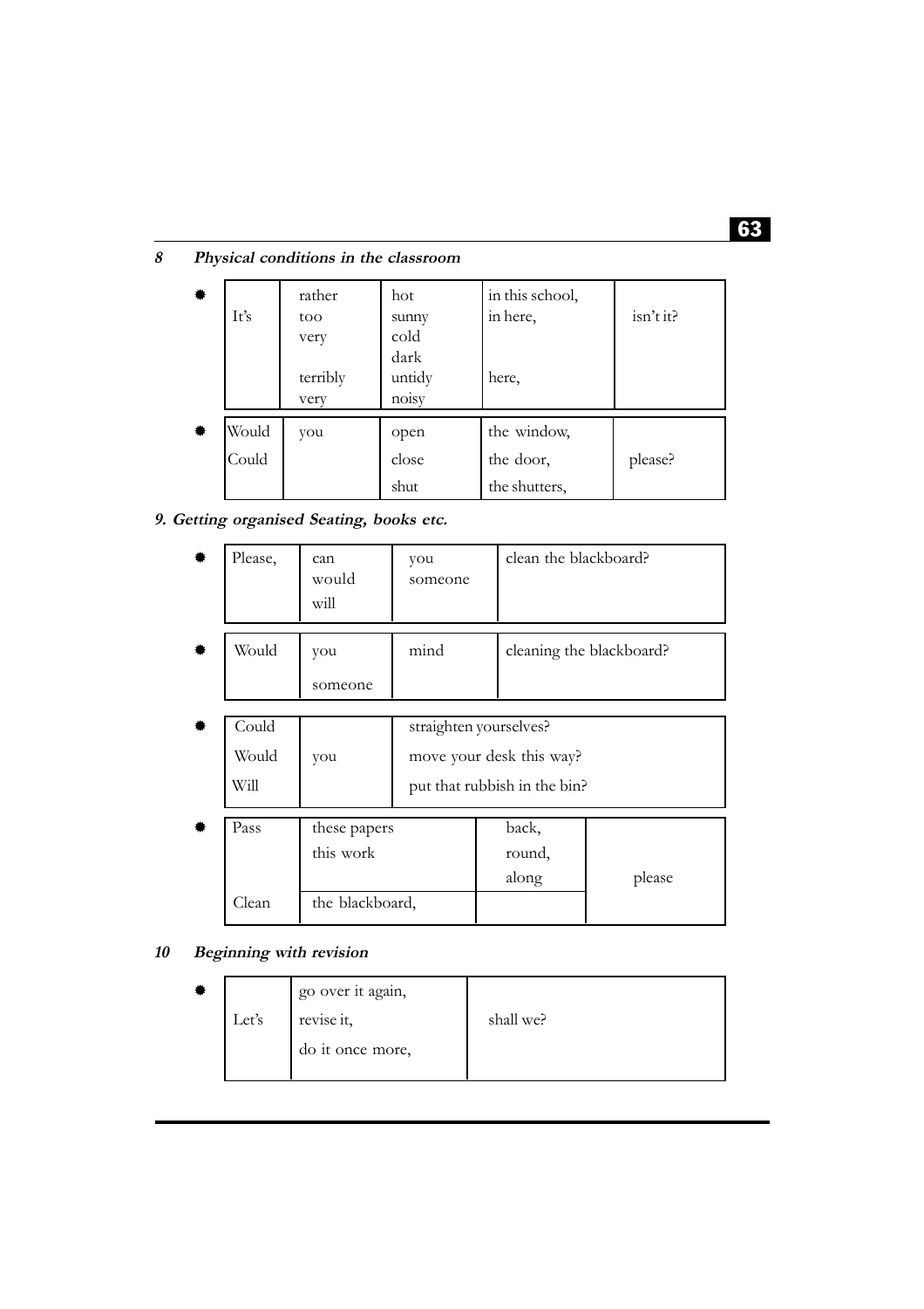## 8 Physical conditions in the classroom

| | | | | |
|---|---|---|---|---|
| It's | rather<br>too<br>very<br><br>terribly<br>very | hot<br>sunny<br>cold<br>dark<br>untidy<br>noisy | in this school,<br>in here,<br><br><br>here, | isn't it? |

| | | | | |
|---|---|---|---|---|
| Would<br>Could | you | open<br>close<br>shut | the window,<br>the door,<br>the shutters, | please? |

## 9. Getting organised Seating, books etc.

| | | | |
|---|---|---|---|
| Please, | can<br>would<br>will | you<br>someone | clean the blackboard? |

| | | | |
|---|---|---|---|
| Would | you<br>someone | mind | cleaning the blackboard? |

| | | |
|---|---|---|
| Could<br>Would<br>Will | you | straighten yourselves?<br>move your desk this way?<br>put that rubbish in the bin? |

| | | | |
|---|---|---|---|
| Pass | these papers<br>this work | back,<br>round,<br>along | please |
| Clean | the blackboard, | | |

## 10 Beginning with revision

| | | |
|---|---|---|
| Let's | go over it again,<br>revise it,<br>do it once more, | shall we? |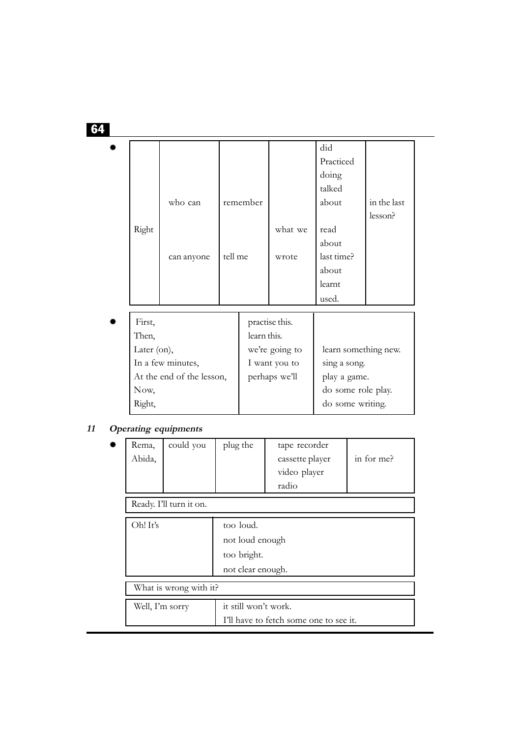| | | | | | |
|---|---|---|---|---|---|
| Right | who can<br>can anyone | remember<br>tell me | what we<br>wrote | did<br>Practiced<br>doing<br>talked<br>about<br>read<br>about<br>last time?<br>about<br>learnt<br>used. | in the last lesson? |

| | | |
|---|---|---|
| First,<br>Then,<br>Later (on),<br>In a few minutes,<br>At the end of the lesson,<br>Now,<br>Right, | practise this.<br>learn this.<br>we're going to<br>I want you to<br>perhaps we'll | learn something new.<br>sing a song.<br>play a game.<br>do some role play.<br>do some writing. |

## 11 *Operating equipments*

| | | | | |
|---|---|---|---|---|
| Rema,<br>Abida, | could you | plug the | tape recorder<br>cassette player<br>video player<br>radio | in for me? |

| |
|---|
| Ready. I'll turn it on. |

| | |
|---|---|
| Oh! It's | too loud.<br>not loud enough<br>too bright.<br>not clear enough. |

| |
|---|
| What is wrong with it? |

| | |
|---|---|
| Well, I'm sorry | it still won't work.<br>I'll have to fetch some one to see it. |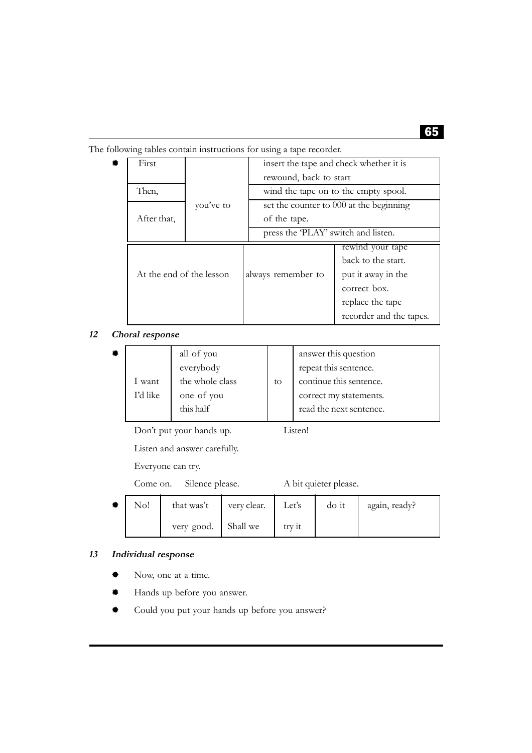The following tables contain instructions for using a tape recorder.

| | | |
|---|---|---|
| First | you've to | insert the tape and check whether it is rewound, back to start |
| Then, | | wind the tape on to the empty spool. |
| After that, | | set the counter to 000 at the beginning of the tape. |
| | | press the 'PLAY' switch and listen. |

| | | |
|---|---|---|
| At the end of the lesson | always remember to | rewind your tape back to the start. |
| | | put it away in the correct box. |
| | | replace the tape recorder and the tapes. |

## 12 *Choral response*

| | | | |
|---|---|---|---|
| I want | all of you | to | answer this question |
| I'd like | everybody | | repeat this sentence. |
| | the whole class | | continue this sentence. |
| | one of you | | correct my statements. |
| | this half | | read the next sentence. |

Don't put your hands up. Listen!

Listen and answer carefully.

Everyone can try.

Come on. Silence please. A bit quieter please.

| | | | | | |
|---|---|---|---|---|---|
| No! | that was't | very clear. | Let's | do it | again, ready? |
| | very good. | Shall we | try it | | |

## 13 *Individual response*

- Now, one at a time.
- Hands up before you answer.
- Could you put your hands up before you answer?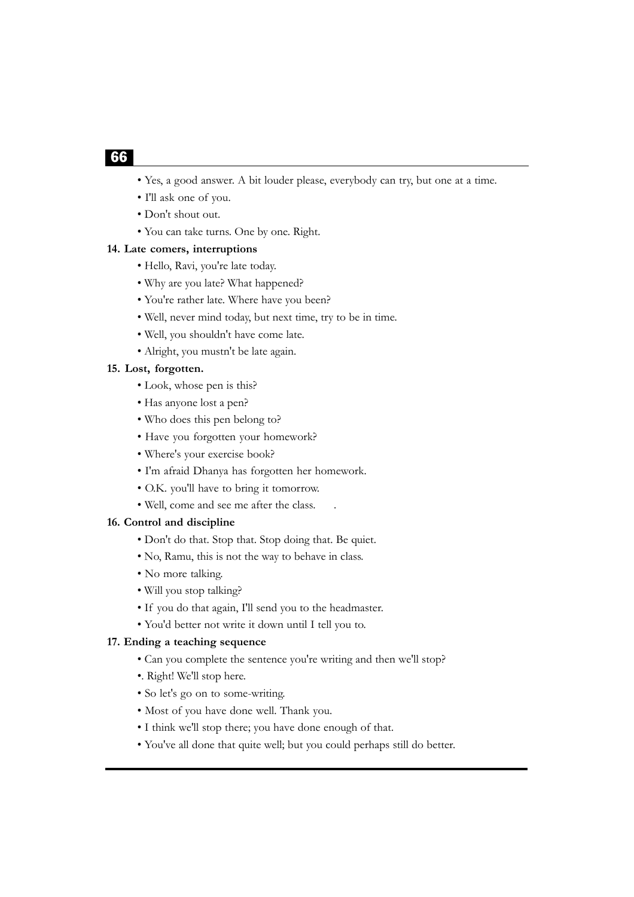- Yes, a good answer. A bit louder please, everybody can try, but one at a time.
- I'll ask one of you.
- Don't shout out.
- You can take turns. One by one. Right.

**14. Late comers, interruptions**

- Hello, Ravi, you're late today.
- Why are you late? What happened?
- You're rather late. Where have you been?
- Well, never mind today, but next time, try to be in time.
- Well, you shouldn't have come late.
- Alright, you mustn't be late again.

**15. Lost, forgotten.**

- Look, whose pen is this?
- Has anyone lost a pen?
- Who does this pen belong to?
- Have you forgotten your homework?
- Where's your exercise book?
- I'm afraid Dhanya has forgotten her homework.
- O.K. you'll have to bring it tomorrow.
- Well, come and see me after the class.

**16. Control and discipline**

- Don't do that. Stop that. Stop doing that. Be quiet.
- No, Ramu, this is not the way to behave in class.
- No more talking.
- Will you stop talking?
- If you do that again, I'll send you to the headmaster.
- You'd better not write it down until I tell you to.

**17. Ending a teaching sequence**

- Can you complete the sentence you're writing and then we'll stop?
- . Right! We'll stop here.
- So let's go on to some-writing.
- Most of you have done well. Thank you.
- I think we'll stop there; you have done enough of that.
- You've all done that quite well; but you could perhaps still do better.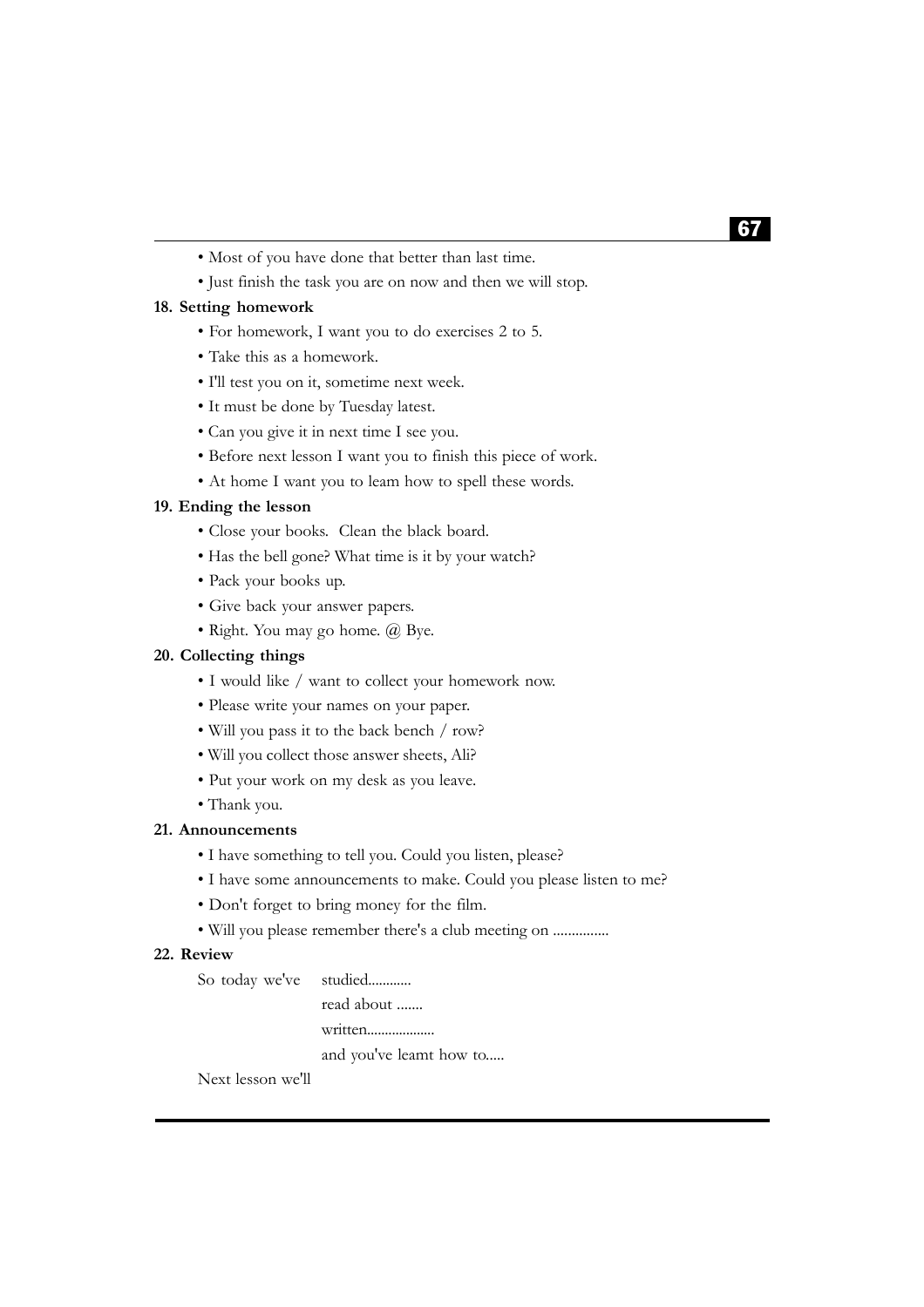- Most of you have done that better than last time.
- Just finish the task you are on now and then we will stop.

**18. Setting homework**

- For homework, I want you to do exercises 2 to 5.
- Take this as a homework.
- I'll test you on it, sometime next week.
- It must be done by Tuesday latest.
- Can you give it in next time I see you.
- Before next lesson I want you to finish this piece of work.
- At home I want you to leam how to spell these words.

**19. Ending the lesson**

- Close your books. Clean the black board.
- Has the bell gone? What time is it by your watch?
- Pack your books up.
- Give back your answer papers.
- Right. You may go home. @ Bye.

**20. Collecting things**

- I would like / want to collect your homework now.
- Please write your names on your paper.
- Will you pass it to the back bench / row?
- Will you collect those answer sheets, Ali?
- Put your work on my desk as you leave.
- Thank you.

**21. Announcements**

- I have something to tell you. Could you listen, please?
- I have some announcements to make. Could you please listen to me?
- Don't forget to bring money for the film.
- Will you please remember there's a club meeting on ...............

**22. Review**

So today we've studied............
read about .......
written..................
and you've leamt how to.....

Next lesson we'll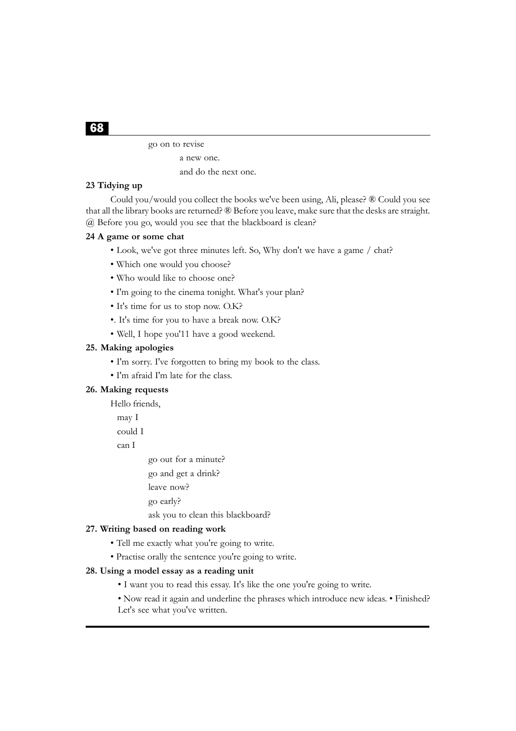go on to revise

a new one.

and do the next one.

**23 Tidying up**

Could you/would you collect the books we've been using, Ali, please? ® Could you see that all the library books are returned? ® Before you leave, make sure that the desks are straight. @ Before you go, would you see that the blackboard is clean?

**24 A game or some chat**

- Look, we've got three minutes left. So, Why don't we have a game / chat?
- Which one would you choose?
- Who would like to choose one?
- I'm going to the cinema tonight. What's your plan?
- It's time for us to stop now. O.K?
- . It's time for you to have a break now. O.K?
- Well, I hope you'11 have a good weekend.

**25. Making apologies**

- I'm sorry. I've forgotten to bring my book to the class.
- I'm afraid I'm late for the class.

**26. Making requests**

Hello friends,

may I

could I

can I

go out for a minute?

go and get a drink?

leave now?

go early?

ask you to clean this blackboard?

**27. Writing based on reading work**

- Tell me exactly what you're going to write.
- Practise orally the sentence you're going to write.

**28. Using a model essay as a reading unit**

- I want you to read this essay. It's like the one you're going to write.
- Now read it again and underline the phrases which introduce new ideas. • Finished? Let's see what you've written.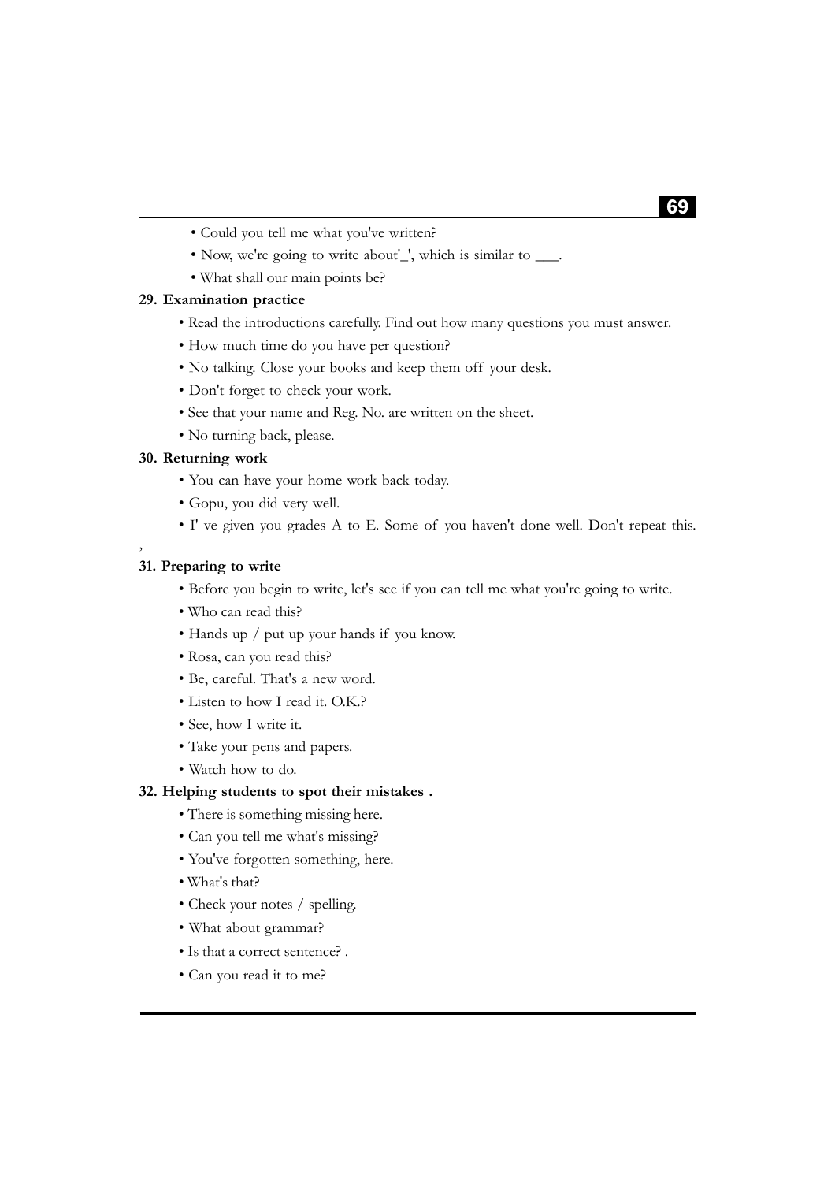- Could you tell me what you've written?
- Now, we're going to write about'_', which is similar to ___.
- What shall our main points be?

**29. Examination practice**

- Read the introductions carefully. Find out how many questions you must answer.
- How much time do you have per question?
- No talking. Close your books and keep them off your desk.
- Don't forget to check your work.
- See that your name and Reg. No. are written on the sheet.
- No turning back, please.

**30. Returning work**

- You can have your home work back today.
- Gopu, you did very well.
- I' ve given you grades A to E. Some of you haven't done well. Don't repeat this.

,

**31. Preparing to write**

- Before you begin to write, let's see if you can tell me what you're going to write.
- Who can read this?
- Hands up / put up your hands if you know.
- Rosa, can you read this?
- Be, careful. That's a new word.
- Listen to how I read it. O.K.?
- See, how I write it.
- Take your pens and papers.
- Watch how to do.

**32. Helping students to spot their mistakes .**

- There is something missing here.
- Can you tell me what's missing?
- You've forgotten something, here.
- What's that?
- Check your notes / spelling.
- What about grammar?
- Is that a correct sentence? .
- Can you read it to me?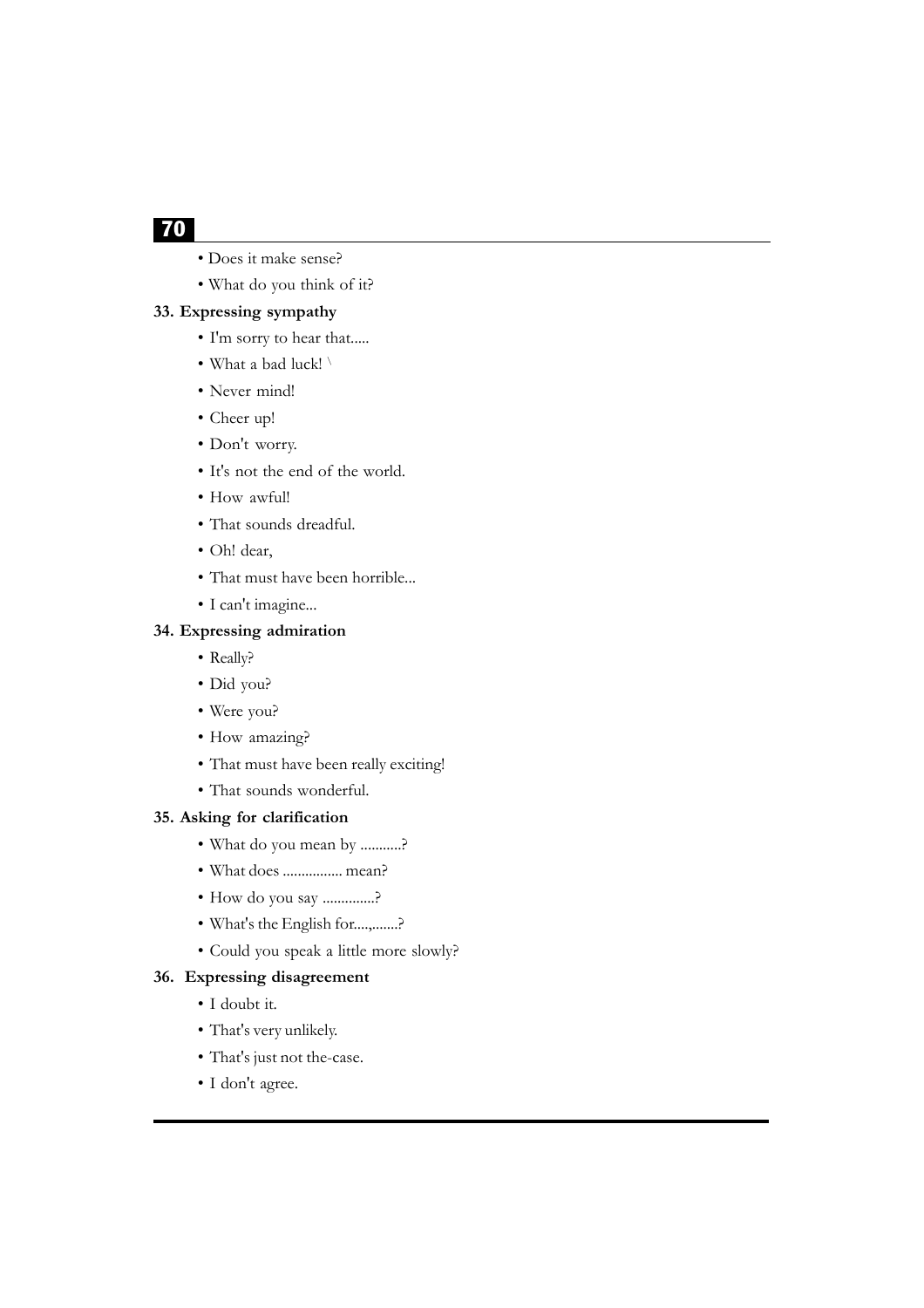- Does it make sense?
- What do you think of it?

**33. Expressing sympathy**

- I'm sorry to hear that.....
- What a bad luck! \
- Never mind!
- Cheer up!
- Don't worry.
- It's not the end of the world.
- How awful!
- That sounds dreadful.
- Oh! dear,
- That must have been horrible...
- I can't imagine...

**34. Expressing admiration**

- Really?
- Did you?
- Were you?
- How amazing?
- That must have been really exciting!
- That sounds wonderful.

**35. Asking for clarification**

- What do you mean by ...........?
- What does ................ mean?
- How do you say ..............?
- What's the English for....,.......?
- Could you speak a little more slowly?

**36. Expressing disagreement**

- I doubt it.
- That's very unlikely.
- That's just not the-case.
- I don't agree.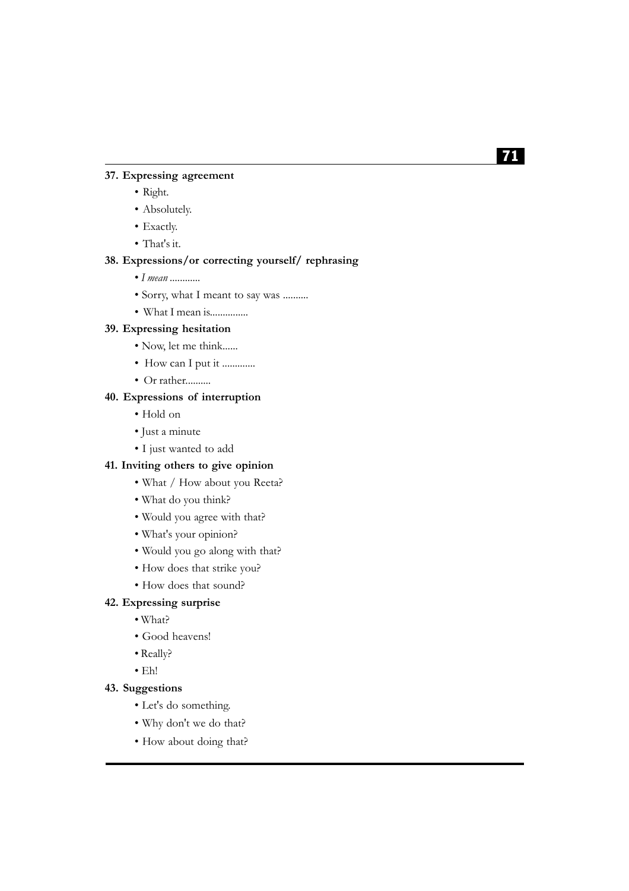**37. Expressing agreement**

- Right.
- Absolutely.
- Exactly.
- That's it.

**38. Expressions/or correcting yourself/ rephrasing**

- *I mean* ............
- Sorry, what I meant to say was ..........
- What I mean is...............

**39. Expressing hesitation**

- Now, let me think......
- How can I put it .............
- Or rather..........

**40. Expressions of interruption**

- Hold on
- Just a minute
- I just wanted to add

**41. Inviting others to give opinion**

- What / How about you Reeta?
- What do you think?
- Would you agree with that?
- What's your opinion?
- Would you go along with that?
- How does that strike you?
- How does that sound?

**42. Expressing surprise**

- What?
- Good heavens!
- Really?
- Eh!

**43. Suggestions**

- Let's do something.
- Why don't we do that?
- How about doing that?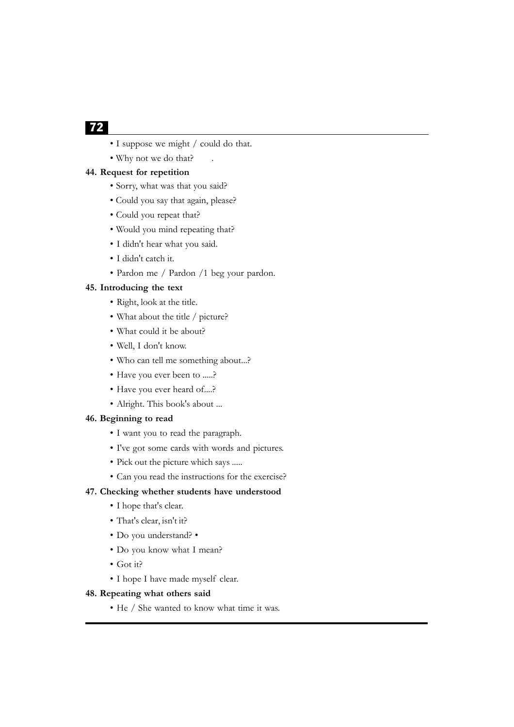- I suppose we might / could do that.
- Why not we do that? .

**44. Request for repetition**

- Sorry, what was that you said?
- Could you say that again, please?
- Could you repeat that?
- Would you mind repeating that?
- I didn't hear what you said.
- I didn't catch it.
- Pardon me / Pardon /1 beg your pardon.

**45. Introducing the text**

- Right, look at the title.
- What about the title / picture?
- What could it be about?
- Well, I don't know.
- Who can tell me something about...?
- Have you ever been to .....?
- Have you ever heard of....?
- Alright. This book's about ...

**46. Beginning to read**

- I want you to read the paragraph.
- I've got some cards with words and pictures.
- Pick out the picture which says .....
- Can you read the instructions for the exercise?

**47. Checking whether students have understood**

- I hope that's clear.
- That's clear, isn't it?
- Do you understand? •
- Do you know what I mean?
- Got it?
- I hope I have made myself clear.

**48. Repeating what others said**

- He / She wanted to know what time it was.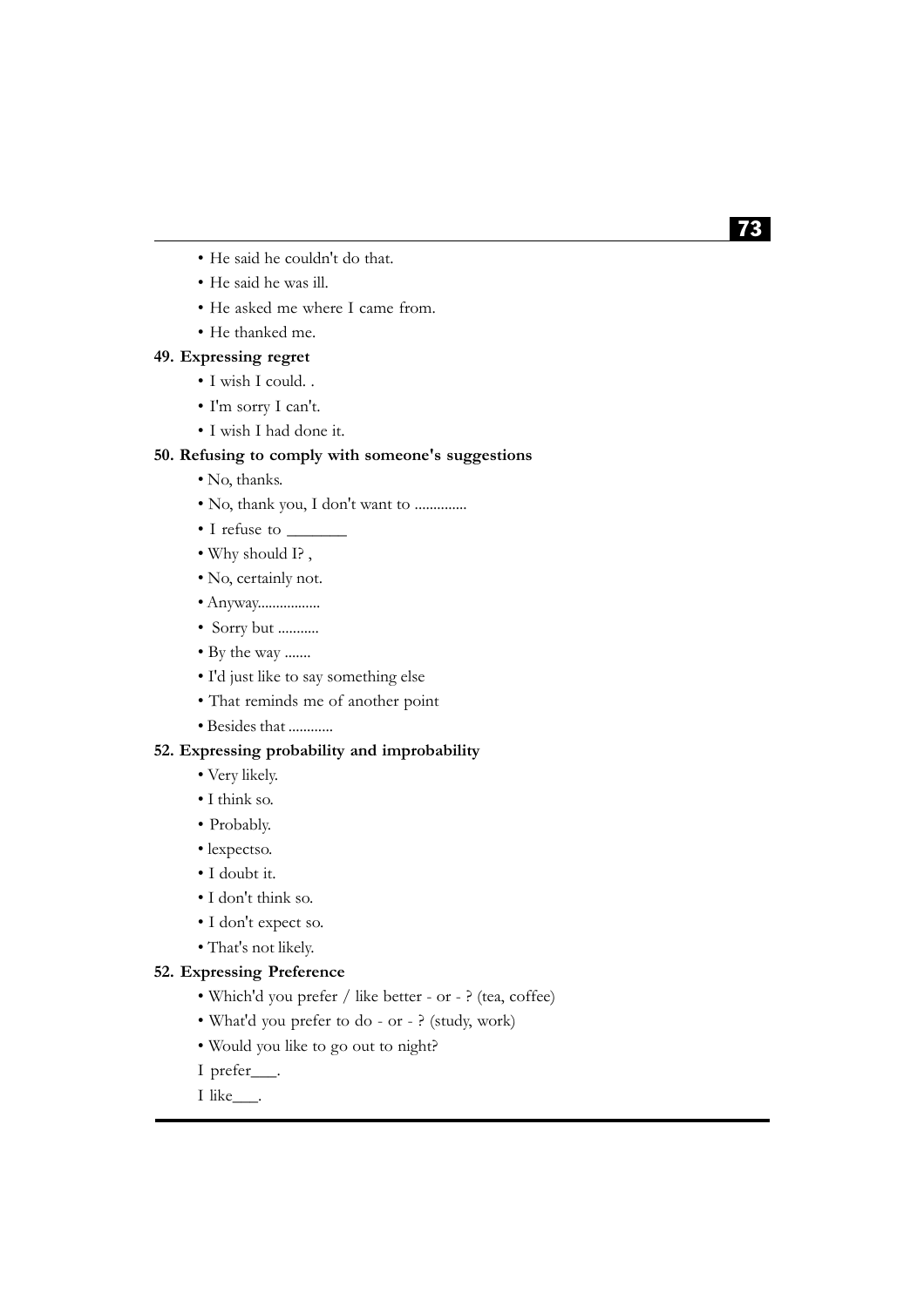- He said he couldn't do that.
- He said he was ill.
- He asked me where I came from.
- He thanked me.

**49. Expressing regret**

- I wish I could. .
- I'm sorry I can't.
- I wish I had done it.

**50. Refusing to comply with someone's suggestions**

- No, thanks.
- No, thank you, I don't want to ..............
- I refuse to _______
- Why should I? ,
- No, certainly not.
- Anyway.................
- Sorry but ...........
- By the way .......
- I'd just like to say something else
- That reminds me of another point
- Besides that ............

**52. Expressing probability and improbability**

- Very likely.
- I think so.
- Probably.
- lexpectso.
- I doubt it.
- I don't think so.
- I don't expect so.
- That's not likely.

**52. Expressing Preference**

- Which'd you prefer / like better - or - ? (tea, coffee)
- What'd you prefer to do - or - ? (study, work)
- Would you like to go out to night?

I prefer___.

I like___.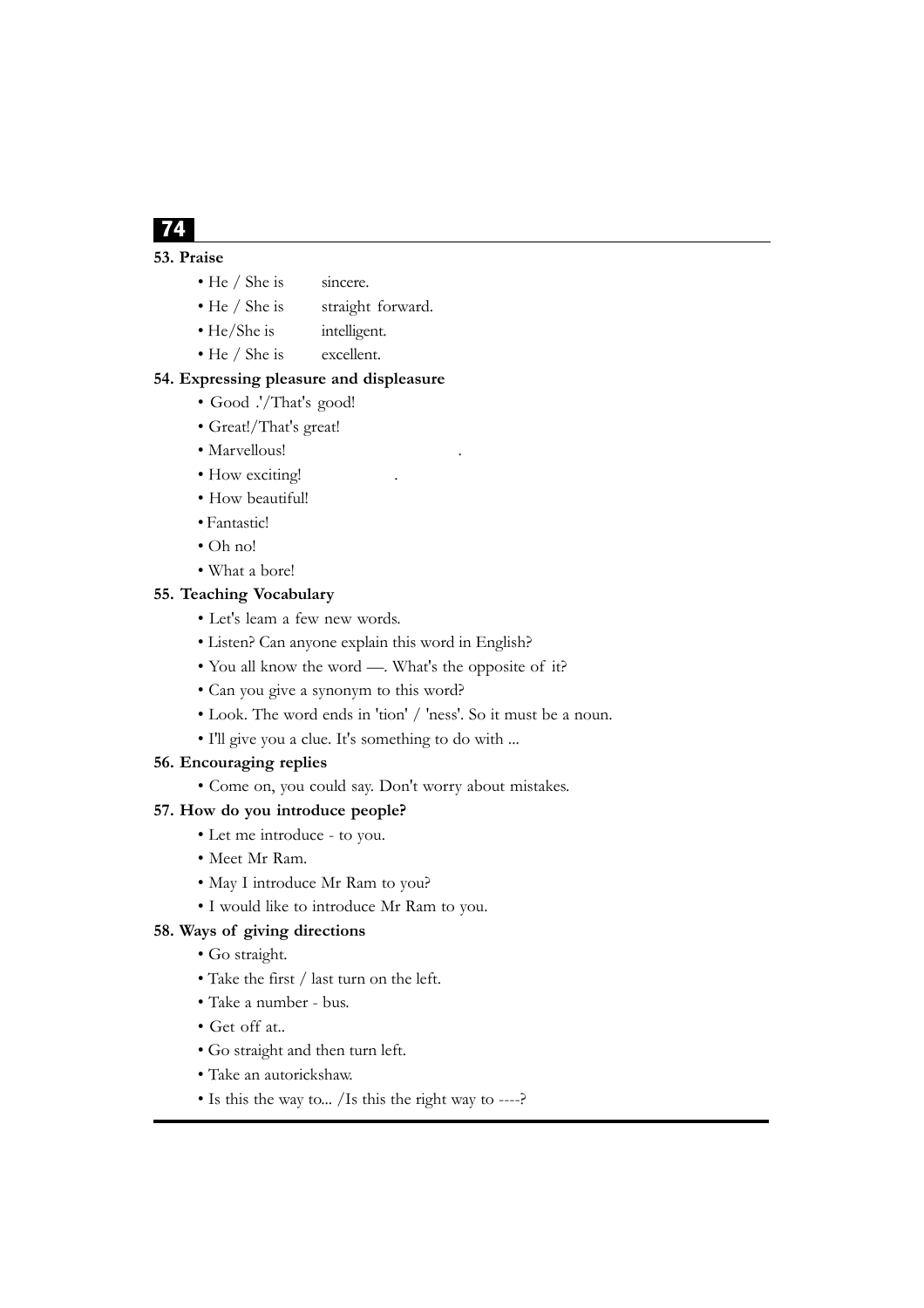**53. Praise**

- He / She is sincere.
- He / She is straight forward.
- He/She is intelligent.
- He / She is excellent.

**54. Expressing pleasure and displeasure**

- Good .'/That's good!
- Great!/That's great!
- Marvellous! .
- How exciting! .
- How beautiful!
- Fantastic!
- Oh no!
- What a bore!

**55. Teaching Vocabulary**

- Let's leam a few new words.
- Listen? Can anyone explain this word in English?
- You all know the word —. What's the opposite of it?
- Can you give a synonym to this word?
- Look. The word ends in 'tion' / 'ness'. So it must be a noun.
- I'll give you a clue. It's something to do with ...

**56. Encouraging replies**

- Come on, you could say. Don't worry about mistakes.

**57. How do you introduce people?**

- Let me introduce - to you.
- Meet Mr Ram.
- May I introduce Mr Ram to you?
- I would like to introduce Mr Ram to you.

**58. Ways of giving directions**

- Go straight.
- Take the first / last turn on the left.
- Take a number - bus.
- Get off at..
- Go straight and then turn left.
- Take an autorickshaw.
- Is this the way to... /Is this the right way to ----?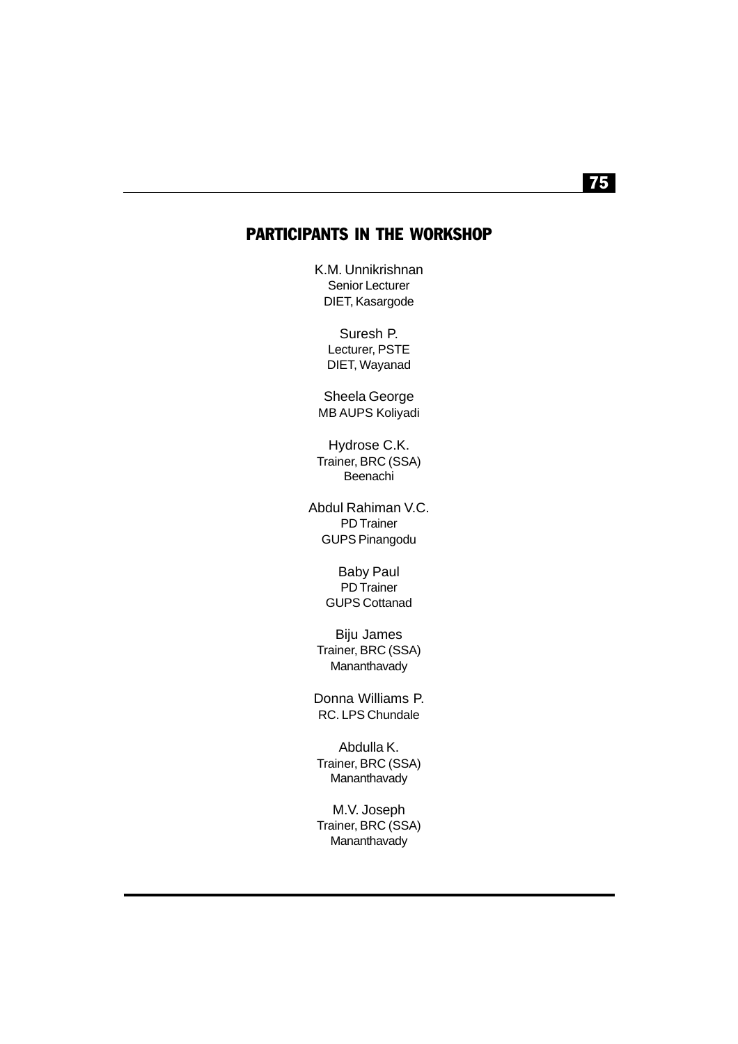## PARTICIPANTS IN THE WORKSHOP

K.M. Unnikrishnan
Senior Lecturer
DIET, Kasargode

Suresh P.
Lecturer, PSTE
DIET, Wayanad

Sheela George
MB AUPS Koliyadi

Hydrose C.K.
Trainer, BRC (SSA)
Beenachi

Abdul Rahiman V.C.
PD Trainer
GUPS Pinangodu

Baby Paul
PD Trainer
GUPS Cottanad

Biju James
Trainer, BRC (SSA)
Mananthavady

Donna Williams P.
RC. LPS Chundale

Abdulla K.
Trainer, BRC (SSA)
Mananthavady

M.V. Joseph
Trainer, BRC (SSA)
Mananthavady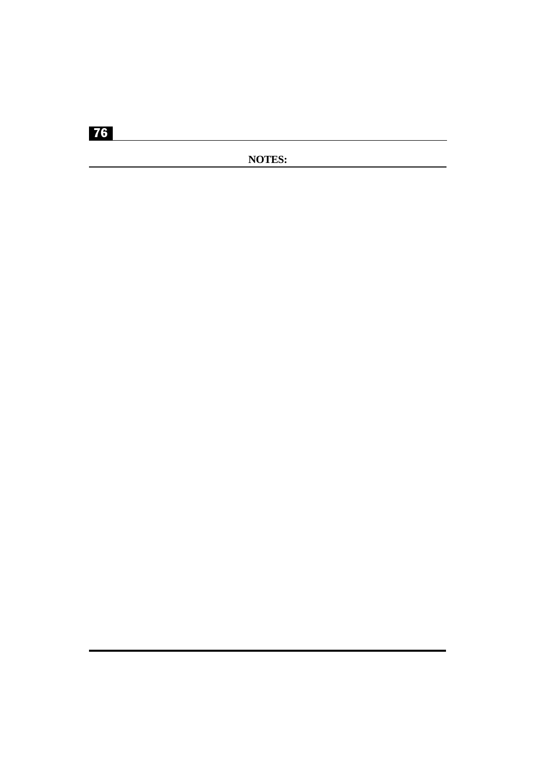**NOTES:**